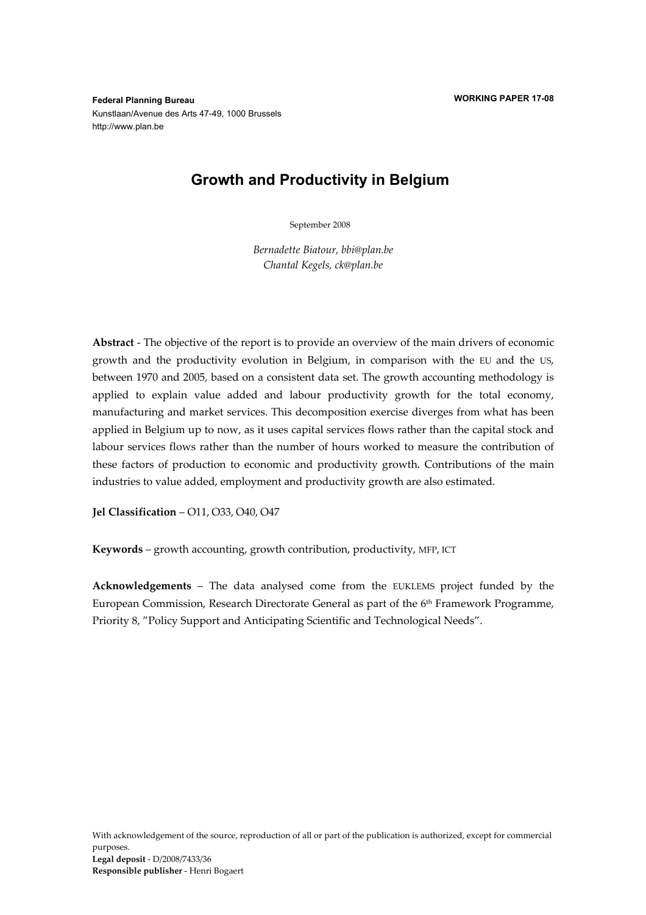**Federal Planning Bureau**
Kunstlaan/Avenue des Arts 47-49, 1000 Brussels
http://www.plan.be

**WORKING PAPER 17-08**

# Growth and Productivity in Belgium

September 2008

*Bernadette Biatour, bbi@plan.be*
*Chantal Kegels, ck@plan.be*

**Abstract** - The objective of the report is to provide an overview of the main drivers of economic growth and the productivity evolution in Belgium, in comparison with the EU and the US, between 1970 and 2005, based on a consistent data set. The growth accounting methodology is applied to explain value added and labour productivity growth for the total economy, manufacturing and market services. This decomposition exercise diverges from what has been applied in Belgium up to now, as it uses capital services flows rather than the capital stock and labour services flows rather than the number of hours worked to measure the contribution of these factors of production to economic and productivity growth. Contributions of the main industries to value added, employment and productivity growth are also estimated.

**Jel Classification** – O11, O33, O40, O47

**Keywords** – growth accounting, growth contribution, productivity, MFP, ICT

**Acknowledgements** – The data analysed come from the EUKLEMS project funded by the European Commission, Research Directorate General as part of the 6th Framework Programme, Priority 8, "Policy Support and Anticipating Scientific and Technological Needs".

With acknowledgement of the source, reproduction of all or part of the publication is authorized, except for commercial purposes.
**Legal deposit** - D/2008/7433/36
**Responsible publisher** - Henri Bogaert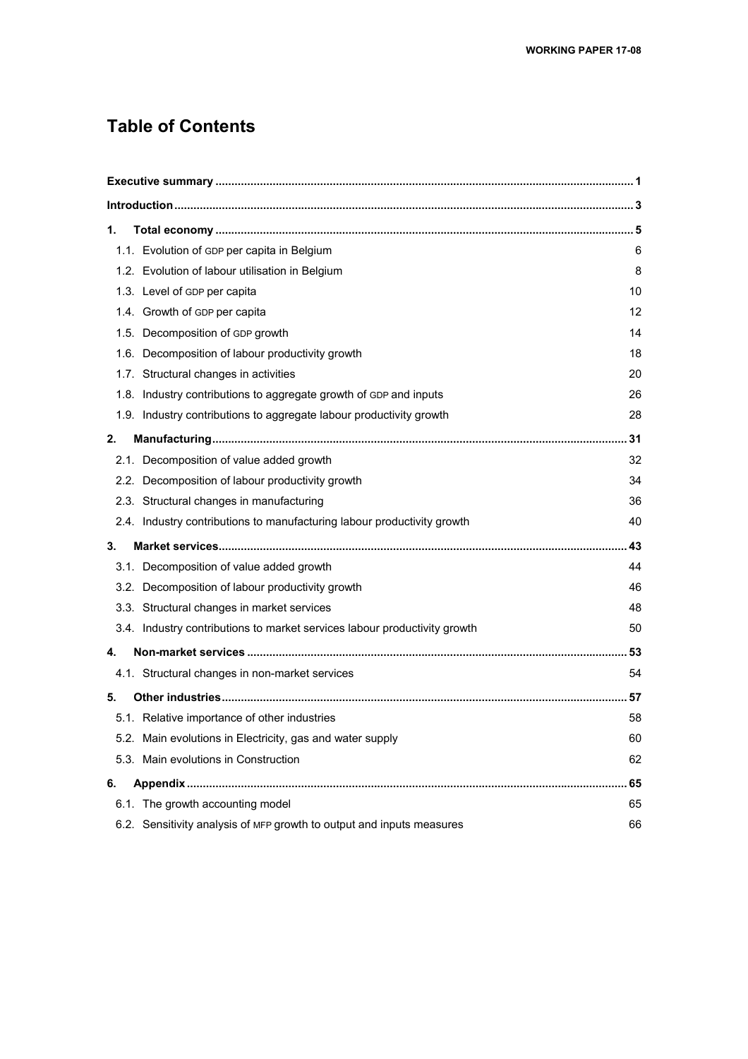# Table of Contents

**Executive summary** .......... **1**

**Introduction** .......... **3**

**1. Total economy** .......... **5**

- 1.1. Evolution of GDP per capita in Belgium — 6
- 1.2. Evolution of labour utilisation in Belgium — 8
- 1.3. Level of GDP per capita — 10
- 1.4. Growth of GDP per capita — 12
- 1.5. Decomposition of GDP growth — 14
- 1.6. Decomposition of labour productivity growth — 18
- 1.7. Structural changes in activities — 20
- 1.8. Industry contributions to aggregate growth of GDP and inputs — 26
- 1.9. Industry contributions to aggregate labour productivity growth — 28

**2. Manufacturing** .......... **31**

- 2.1. Decomposition of value added growth — 32
- 2.2. Decomposition of labour productivity growth — 34
- 2.3. Structural changes in manufacturing — 36
- 2.4. Industry contributions to manufacturing labour productivity growth — 40

**3. Market services** .......... **43**

- 3.1. Decomposition of value added growth — 44
- 3.2. Decomposition of labour productivity growth — 46
- 3.3. Structural changes in market services — 48
- 3.4. Industry contributions to market services labour productivity growth — 50

**4. Non-market services** .......... **53**

- 4.1. Structural changes in non-market services — 54

**5. Other industries** .......... **57**

- 5.1. Relative importance of other industries — 58
- 5.2. Main evolutions in Electricity, gas and water supply — 60
- 5.3. Main evolutions in Construction — 62

**6. Appendix** .......... **65**

- 6.1. The growth accounting model — 65
- 6.2. Sensitivity analysis of MFP growth to output and inputs measures — 66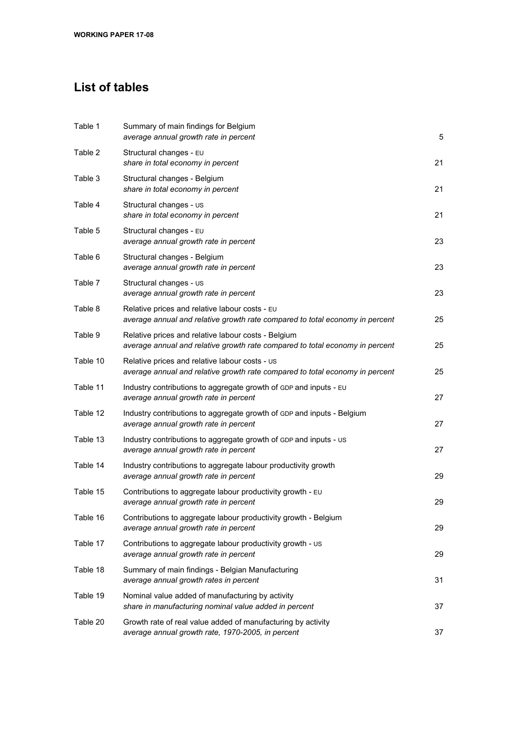## List of tables

| | | |
|---|---|---|
| Table 1 | Summary of main findings for Belgium<br>*average annual growth rate in percent* | 5 |
| Table 2 | Structural changes - EU<br>*share in total economy in percent* | 21 |
| Table 3 | Structural changes - Belgium<br>*share in total economy in percent* | 21 |
| Table 4 | Structural changes - US<br>*share in total economy in percent* | 21 |
| Table 5 | Structural changes - EU<br>*average annual growth rate in percent* | 23 |
| Table 6 | Structural changes - Belgium<br>*average annual growth rate in percent* | 23 |
| Table 7 | Structural changes - US<br>*average annual growth rate in percent* | 23 |
| Table 8 | Relative prices and relative labour costs - EU<br>*average annual and relative growth rate compared to total economy in percent* | 25 |
| Table 9 | Relative prices and relative labour costs - Belgium<br>*average annual and relative growth rate compared to total economy in percent* | 25 |
| Table 10 | Relative prices and relative labour costs - US<br>*average annual and relative growth rate compared to total economy in percent* | 25 |
| Table 11 | Industry contributions to aggregate growth of GDP and inputs - EU<br>*average annual growth rate in percent* | 27 |
| Table 12 | Industry contributions to aggregate growth of GDP and inputs - Belgium<br>*average annual growth rate in percent* | 27 |
| Table 13 | Industry contributions to aggregate growth of GDP and inputs - US<br>*average annual growth rate in percent* | 27 |
| Table 14 | Industry contributions to aggregate labour productivity growth<br>*average annual growth rate in percent* | 29 |
| Table 15 | Contributions to aggregate labour productivity growth - EU<br>*average annual growth rate in percent* | 29 |
| Table 16 | Contributions to aggregate labour productivity growth - Belgium<br>*average annual growth rate in percent* | 29 |
| Table 17 | Contributions to aggregate labour productivity growth - US<br>*average annual growth rate in percent* | 29 |
| Table 18 | Summary of main findings - Belgian Manufacturing<br>*average annual growth rates in percent* | 31 |
| Table 19 | Nominal value added of manufacturing by activity<br>*share in manufacturing nominal value added in percent* | 37 |
| Table 20 | Growth rate of real value added of manufacturing by activity<br>*average annual growth rate, 1970-2005, in percent* | 37 |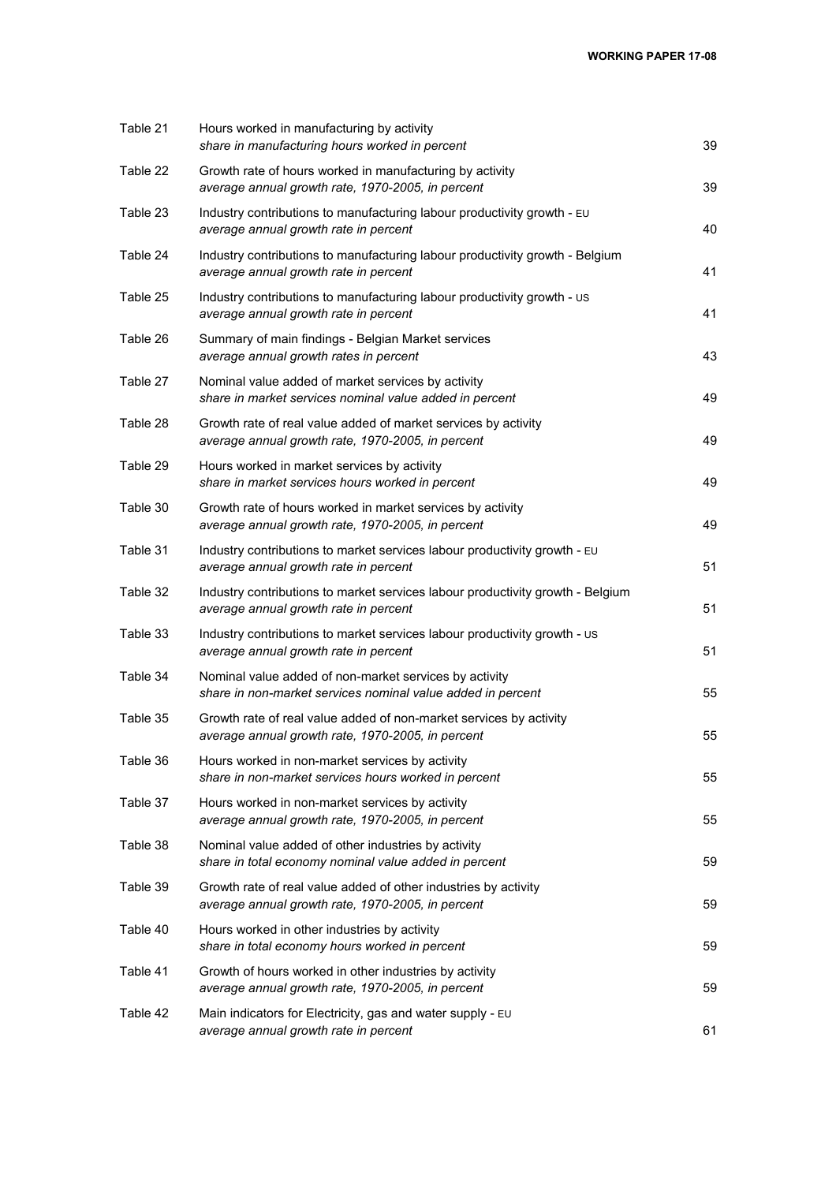| | | |
|---|---|---|
| Table 21 | Hours worked in manufacturing by activity<br>*share in manufacturing hours worked in percent* | 39 |
| Table 22 | Growth rate of hours worked in manufacturing by activity<br>*average annual growth rate, 1970-2005, in percent* | 39 |
| Table 23 | Industry contributions to manufacturing labour productivity growth - EU<br>*average annual growth rate in percent* | 40 |
| Table 24 | Industry contributions to manufacturing labour productivity growth - Belgium<br>*average annual growth rate in percent* | 41 |
| Table 25 | Industry contributions to manufacturing labour productivity growth - US<br>*average annual growth rate in percent* | 41 |
| Table 26 | Summary of main findings - Belgian Market services<br>*average annual growth rates in percent* | 43 |
| Table 27 | Nominal value added of market services by activity<br>*share in market services nominal value added in percent* | 49 |
| Table 28 | Growth rate of real value added of market services by activity<br>*average annual growth rate, 1970-2005, in percent* | 49 |
| Table 29 | Hours worked in market services by activity<br>*share in market services hours worked in percent* | 49 |
| Table 30 | Growth rate of hours worked in market services by activity<br>*average annual growth rate, 1970-2005, in percent* | 49 |
| Table 31 | Industry contributions to market services labour productivity growth - EU<br>*average annual growth rate in percent* | 51 |
| Table 32 | Industry contributions to market services labour productivity growth - Belgium<br>*average annual growth rate in percent* | 51 |
| Table 33 | Industry contributions to market services labour productivity growth - US<br>*average annual growth rate in percent* | 51 |
| Table 34 | Nominal value added of non-market services by activity<br>*share in non-market services nominal value added in percent* | 55 |
| Table 35 | Growth rate of real value added of non-market services by activity<br>*average annual growth rate, 1970-2005, in percent* | 55 |
| Table 36 | Hours worked in non-market services by activity<br>*share in non-market services hours worked in percent* | 55 |
| Table 37 | Hours worked in non-market services by activity<br>*average annual growth rate, 1970-2005, in percent* | 55 |
| Table 38 | Nominal value added of other industries by activity<br>*share in total economy nominal value added in percent* | 59 |
| Table 39 | Growth rate of real value added of other industries by activity<br>*average annual growth rate, 1970-2005, in percent* | 59 |
| Table 40 | Hours worked in other industries by activity<br>*share in total economy hours worked in percent* | 59 |
| Table 41 | Growth of hours worked in other industries by activity<br>*average annual growth rate, 1970-2005, in percent* | 59 |
| Table 42 | Main indicators for Electricity, gas and water supply - EU<br>*average annual growth rate in percent* | 61 |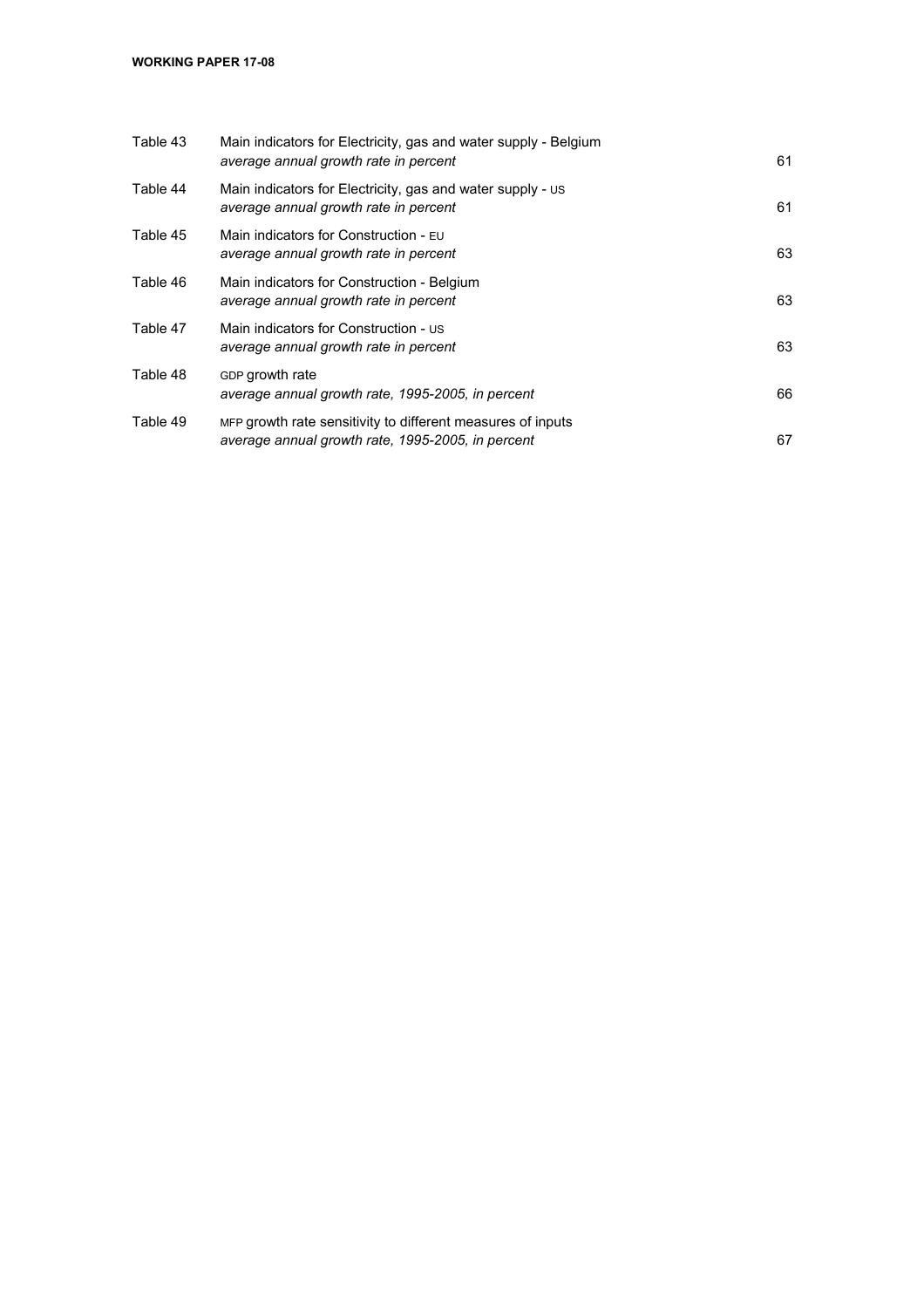| | | |
|---|---|---|
| Table 43 | Main indicators for Electricity, gas and water supply - Belgium<br>*average annual growth rate in percent* | 61 |
| Table 44 | Main indicators for Electricity, gas and water supply - US<br>*average annual growth rate in percent* | 61 |
| Table 45 | Main indicators for Construction - EU<br>*average annual growth rate in percent* | 63 |
| Table 46 | Main indicators for Construction - Belgium<br>*average annual growth rate in percent* | 63 |
| Table 47 | Main indicators for Construction - US<br>*average annual growth rate in percent* | 63 |
| Table 48 | GDP growth rate<br>*average annual growth rate, 1995-2005, in percent* | 66 |
| Table 49 | MFP growth rate sensitivity to different measures of inputs<br>*average annual growth rate, 1995-2005, in percent* | 67 |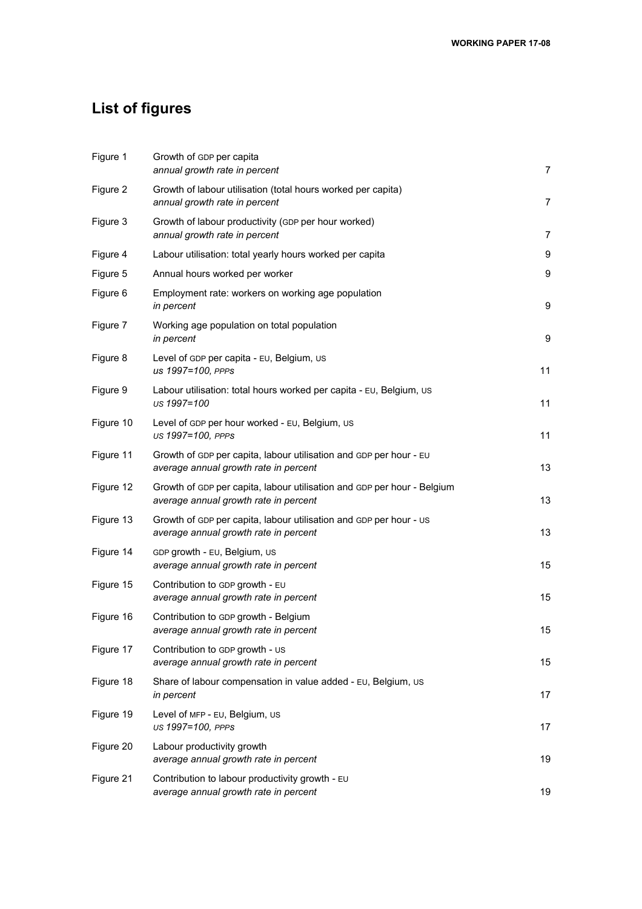# List of figures

| | | |
|---|---|---|
| Figure 1 | Growth of GDP per capita<br>*annual growth rate in percent* | 7 |
| Figure 2 | Growth of labour utilisation (total hours worked per capita)<br>*annual growth rate in percent* | 7 |
| Figure 3 | Growth of labour productivity (GDP per hour worked)<br>*annual growth rate in percent* | 7 |
| Figure 4 | Labour utilisation: total yearly hours worked per capita | 9 |
| Figure 5 | Annual hours worked per worker | 9 |
| Figure 6 | Employment rate: workers on working age population<br>*in percent* | 9 |
| Figure 7 | Working age population on total population<br>*in percent* | 9 |
| Figure 8 | Level of GDP per capita - EU, Belgium, US<br>*us 1997=100, PPPS* | 11 |
| Figure 9 | Labour utilisation: total hours worked per capita - EU, Belgium, US<br>*US 1997=100* | 11 |
| Figure 10 | Level of GDP per hour worked - EU, Belgium, US<br>*US 1997=100, PPPS* | 11 |
| Figure 11 | Growth of GDP per capita, labour utilisation and GDP per hour - EU<br>*average annual growth rate in percent* | 13 |
| Figure 12 | Growth of GDP per capita, labour utilisation and GDP per hour - Belgium<br>*average annual growth rate in percent* | 13 |
| Figure 13 | Growth of GDP per capita, labour utilisation and GDP per hour - US<br>*average annual growth rate in percent* | 13 |
| Figure 14 | GDP growth - EU, Belgium, US<br>*average annual growth rate in percent* | 15 |
| Figure 15 | Contribution to GDP growth - EU<br>*average annual growth rate in percent* | 15 |
| Figure 16 | Contribution to GDP growth - Belgium<br>*average annual growth rate in percent* | 15 |
| Figure 17 | Contribution to GDP growth - US<br>*average annual growth rate in percent* | 15 |
| Figure 18 | Share of labour compensation in value added - EU, Belgium, US<br>*in percent* | 17 |
| Figure 19 | Level of MFP - EU, Belgium, US<br>*US 1997=100, PPPS* | 17 |
| Figure 20 | Labour productivity growth<br>*average annual growth rate in percent* | 19 |
| Figure 21 | Contribution to labour productivity growth - EU<br>*average annual growth rate in percent* | 19 |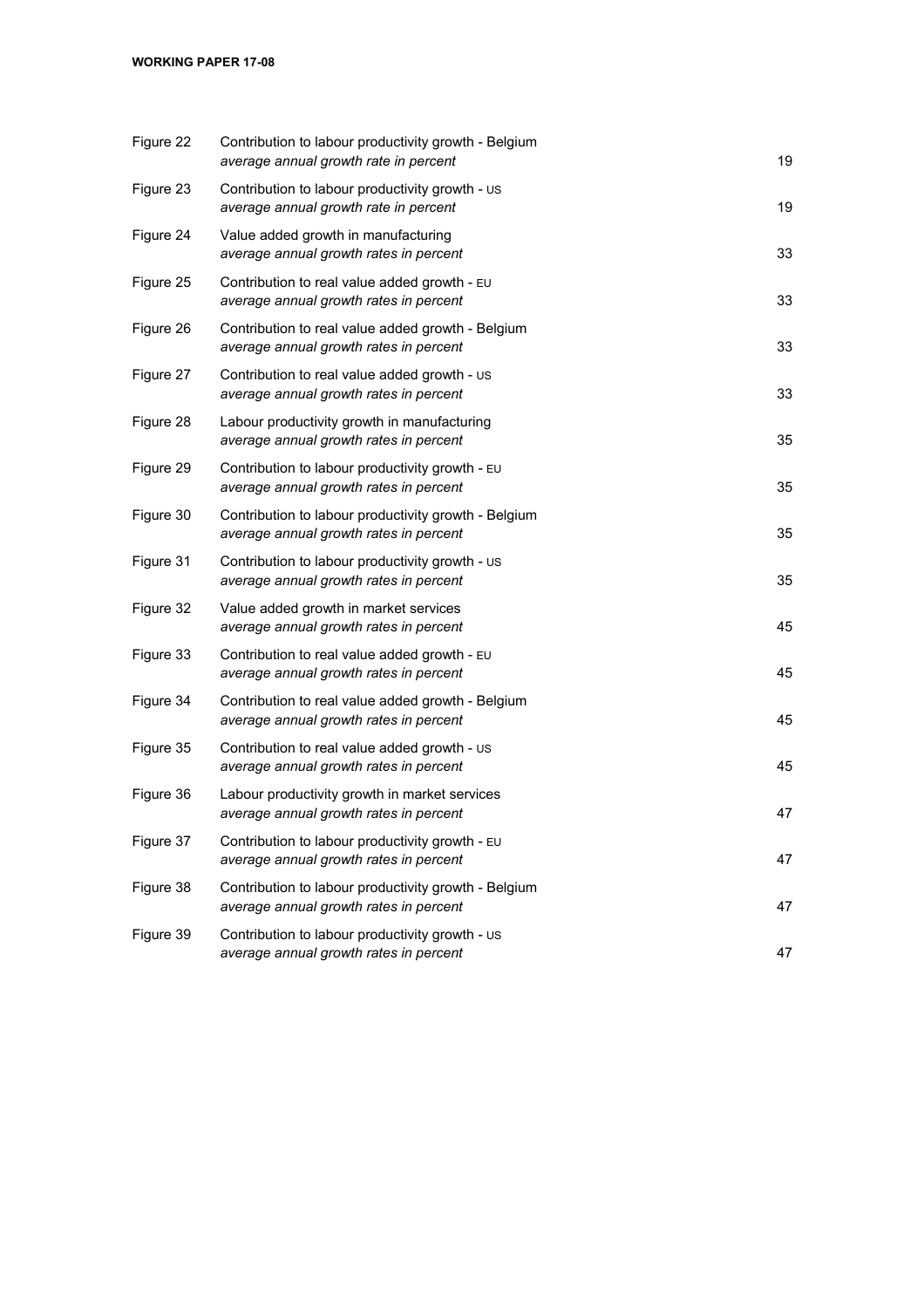| | | |
|---|---|---|
| Figure 22 | Contribution to labour productivity growth - Belgium<br>*average annual growth rate in percent* | 19 |
| Figure 23 | Contribution to labour productivity growth - US<br>*average annual growth rate in percent* | 19 |
| Figure 24 | Value added growth in manufacturing<br>*average annual growth rates in percent* | 33 |
| Figure 25 | Contribution to real value added growth - EU<br>*average annual growth rates in percent* | 33 |
| Figure 26 | Contribution to real value added growth - Belgium<br>*average annual growth rates in percent* | 33 |
| Figure 27 | Contribution to real value added growth - US<br>*average annual growth rates in percent* | 33 |
| Figure 28 | Labour productivity growth in manufacturing<br>*average annual growth rates in percent* | 35 |
| Figure 29 | Contribution to labour productivity growth - EU<br>*average annual growth rates in percent* | 35 |
| Figure 30 | Contribution to labour productivity growth - Belgium<br>*average annual growth rates in percent* | 35 |
| Figure 31 | Contribution to labour productivity growth - US<br>*average annual growth rates in percent* | 35 |
| Figure 32 | Value added growth in market services<br>*average annual growth rates in percent* | 45 |
| Figure 33 | Contribution to real value added growth - EU<br>*average annual growth rates in percent* | 45 |
| Figure 34 | Contribution to real value added growth - Belgium<br>*average annual growth rates in percent* | 45 |
| Figure 35 | Contribution to real value added growth - US<br>*average annual growth rates in percent* | 45 |
| Figure 36 | Labour productivity growth in market services<br>*average annual growth rates in percent* | 47 |
| Figure 37 | Contribution to labour productivity growth - EU<br>*average annual growth rates in percent* | 47 |
| Figure 38 | Contribution to labour productivity growth - Belgium<br>*average annual growth rates in percent* | 47 |
| Figure 39 | Contribution to labour productivity growth - US<br>*average annual growth rates in percent* | 47 |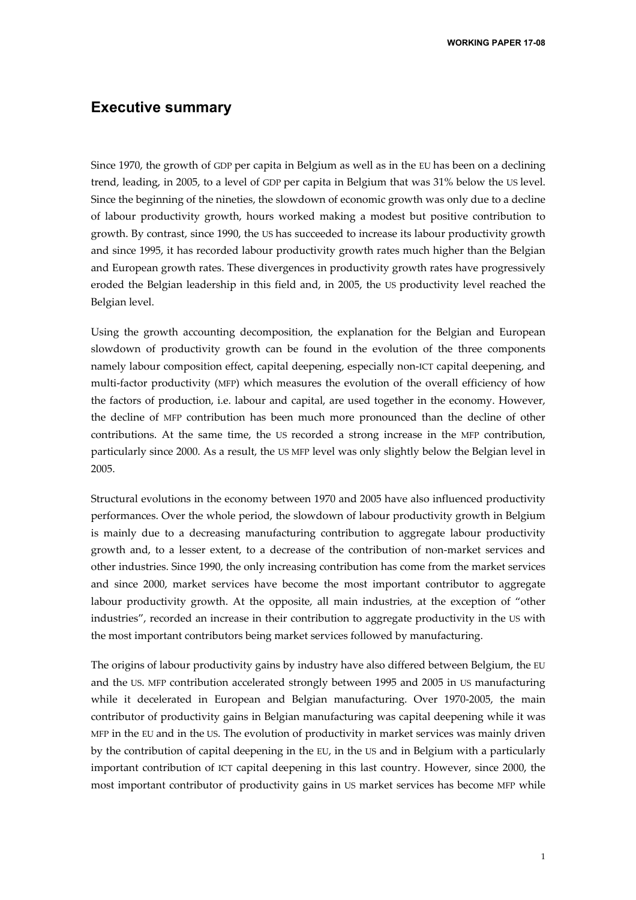# Executive summary

Since 1970, the growth of GDP per capita in Belgium as well as in the EU has been on a declining trend, leading, in 2005, to a level of GDP per capita in Belgium that was 31% below the US level. Since the beginning of the nineties, the slowdown of economic growth was only due to a decline of labour productivity growth, hours worked making a modest but positive contribution to growth. By contrast, since 1990, the US has succeeded to increase its labour productivity growth and since 1995, it has recorded labour productivity growth rates much higher than the Belgian and European growth rates. These divergences in productivity growth rates have progressively eroded the Belgian leadership in this field and, in 2005, the US productivity level reached the Belgian level.

Using the growth accounting decomposition, the explanation for the Belgian and European slowdown of productivity growth can be found in the evolution of the three components namely labour composition effect, capital deepening, especially non-ICT capital deepening, and multi-factor productivity (MFP) which measures the evolution of the overall efficiency of how the factors of production, i.e. labour and capital, are used together in the economy. However, the decline of MFP contribution has been much more pronounced than the decline of other contributions. At the same time, the US recorded a strong increase in the MFP contribution, particularly since 2000. As a result, the US MFP level was only slightly below the Belgian level in 2005.

Structural evolutions in the economy between 1970 and 2005 have also influenced productivity performances. Over the whole period, the slowdown of labour productivity growth in Belgium is mainly due to a decreasing manufacturing contribution to aggregate labour productivity growth and, to a lesser extent, to a decrease of the contribution of non-market services and other industries. Since 1990, the only increasing contribution has come from the market services and since 2000, market services have become the most important contributor to aggregate labour productivity growth. At the opposite, all main industries, at the exception of "other industries", recorded an increase in their contribution to aggregate productivity in the US with the most important contributors being market services followed by manufacturing.

The origins of labour productivity gains by industry have also differed between Belgium, the EU and the US. MFP contribution accelerated strongly between 1995 and 2005 in US manufacturing while it decelerated in European and Belgian manufacturing. Over 1970-2005, the main contributor of productivity gains in Belgian manufacturing was capital deepening while it was MFP in the EU and in the US. The evolution of productivity in market services was mainly driven by the contribution of capital deepening in the EU, in the US and in Belgium with a particularly important contribution of ICT capital deepening in this last country. However, since 2000, the most important contributor of productivity gains in US market services has become MFP while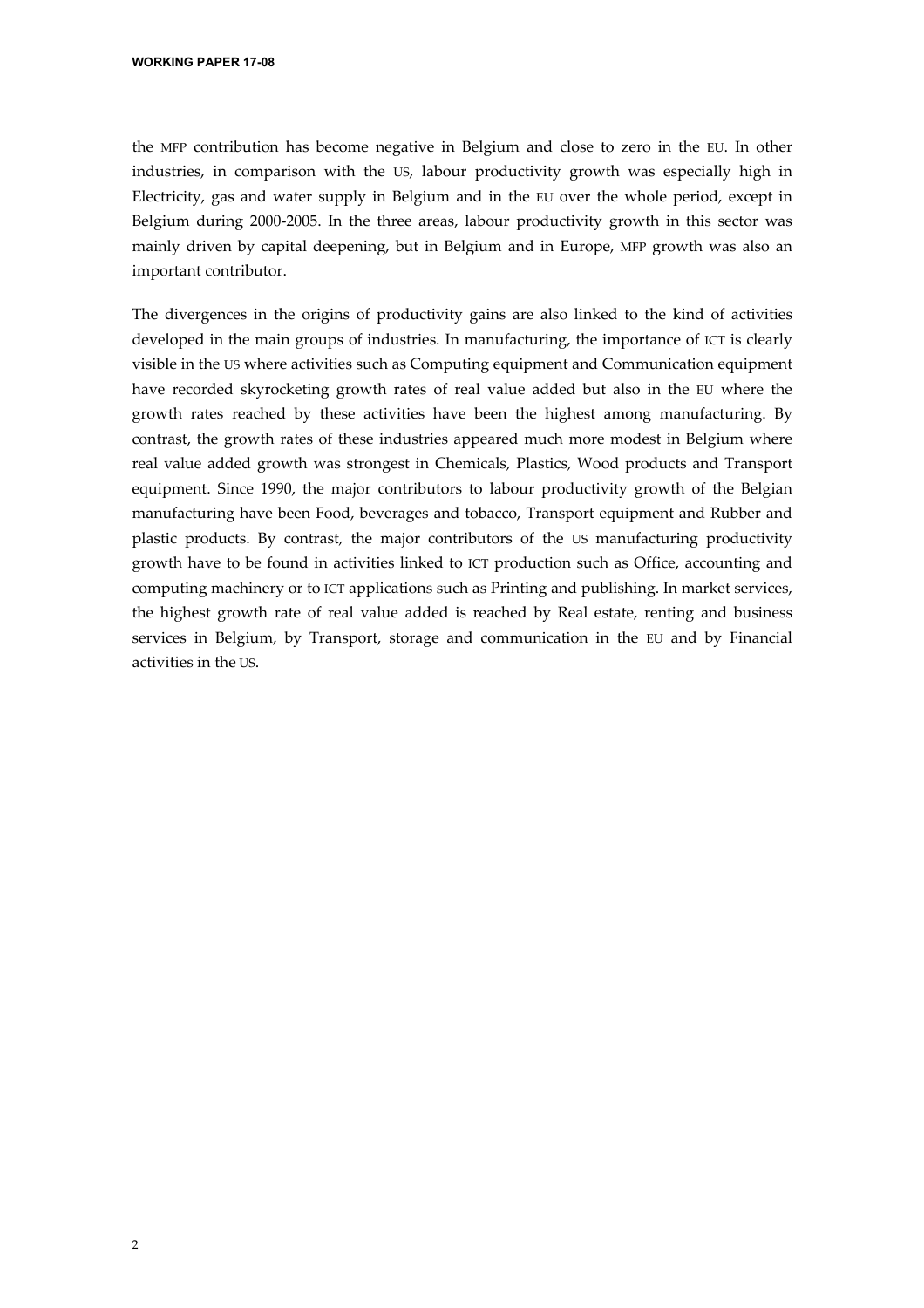the MFP contribution has become negative in Belgium and close to zero in the EU. In other industries, in comparison with the US, labour productivity growth was especially high in Electricity, gas and water supply in Belgium and in the EU over the whole period, except in Belgium during 2000-2005. In the three areas, labour productivity growth in this sector was mainly driven by capital deepening, but in Belgium and in Europe, MFP growth was also an important contributor.

The divergences in the origins of productivity gains are also linked to the kind of activities developed in the main groups of industries. In manufacturing, the importance of ICT is clearly visible in the US where activities such as Computing equipment and Communication equipment have recorded skyrocketing growth rates of real value added but also in the EU where the growth rates reached by these activities have been the highest among manufacturing. By contrast, the growth rates of these industries appeared much more modest in Belgium where real value added growth was strongest in Chemicals, Plastics, Wood products and Transport equipment. Since 1990, the major contributors to labour productivity growth of the Belgian manufacturing have been Food, beverages and tobacco, Transport equipment and Rubber and plastic products. By contrast, the major contributors of the US manufacturing productivity growth have to be found in activities linked to ICT production such as Office, accounting and computing machinery or to ICT applications such as Printing and publishing. In market services, the highest growth rate of real value added is reached by Real estate, renting and business services in Belgium, by Transport, storage and communication in the EU and by Financial activities in the US.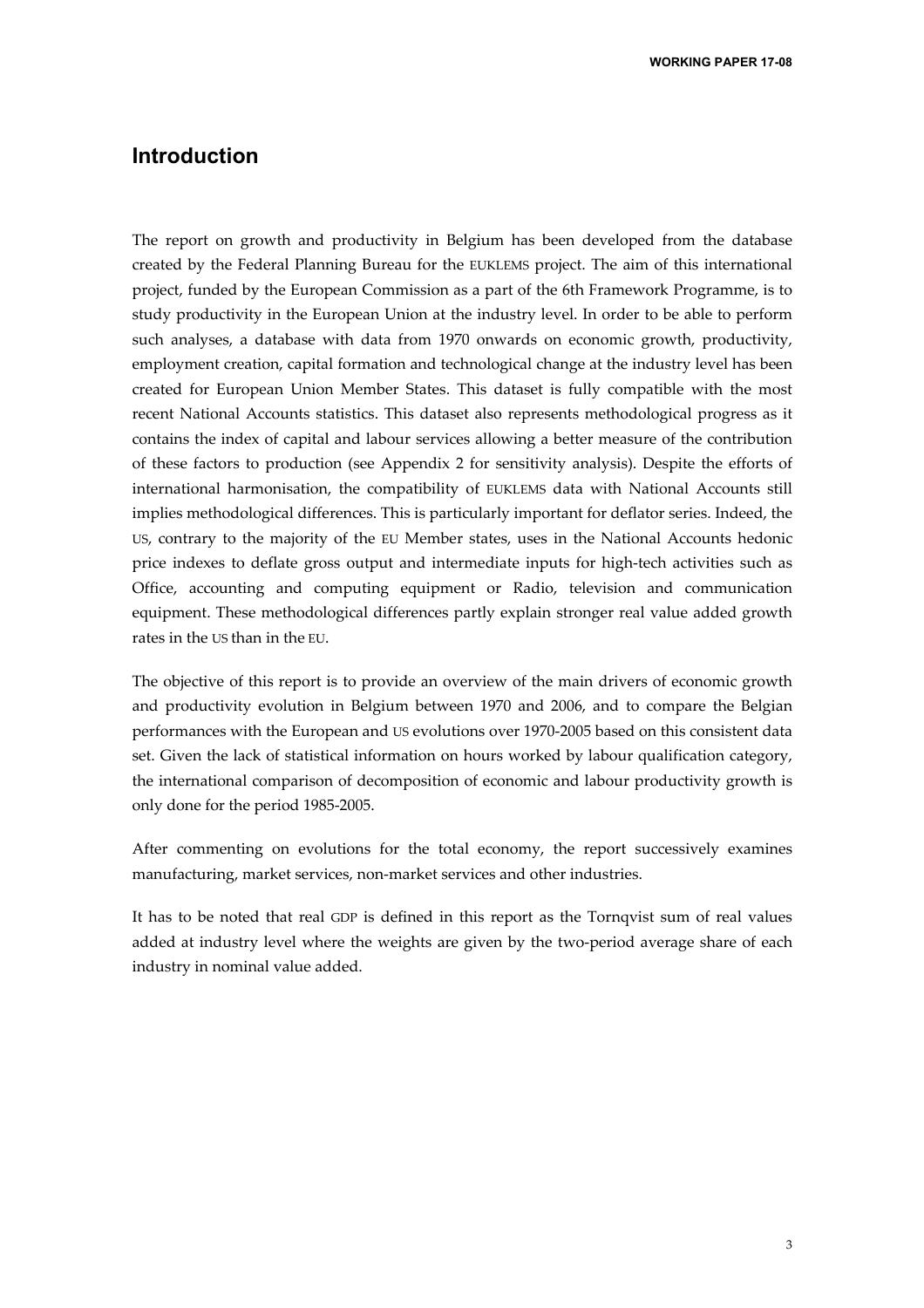# Introduction

The report on growth and productivity in Belgium has been developed from the database created by the Federal Planning Bureau for the EUKLEMS project. The aim of this international project, funded by the European Commission as a part of the 6th Framework Programme, is to study productivity in the European Union at the industry level. In order to be able to perform such analyses, a database with data from 1970 onwards on economic growth, productivity, employment creation, capital formation and technological change at the industry level has been created for European Union Member States. This dataset is fully compatible with the most recent National Accounts statistics. This dataset also represents methodological progress as it contains the index of capital and labour services allowing a better measure of the contribution of these factors to production (see Appendix 2 for sensitivity analysis). Despite the efforts of international harmonisation, the compatibility of EUKLEMS data with National Accounts still implies methodological differences. This is particularly important for deflator series. Indeed, the US, contrary to the majority of the EU Member states, uses in the National Accounts hedonic price indexes to deflate gross output and intermediate inputs for high-tech activities such as Office, accounting and computing equipment or Radio, television and communication equipment. These methodological differences partly explain stronger real value added growth rates in the US than in the EU.

The objective of this report is to provide an overview of the main drivers of economic growth and productivity evolution in Belgium between 1970 and 2006, and to compare the Belgian performances with the European and US evolutions over 1970-2005 based on this consistent data set. Given the lack of statistical information on hours worked by labour qualification category, the international comparison of decomposition of economic and labour productivity growth is only done for the period 1985-2005.

After commenting on evolutions for the total economy, the report successively examines manufacturing, market services, non-market services and other industries.

It has to be noted that real GDP is defined in this report as the Tornqvist sum of real values added at industry level where the weights are given by the two-period average share of each industry in nominal value added.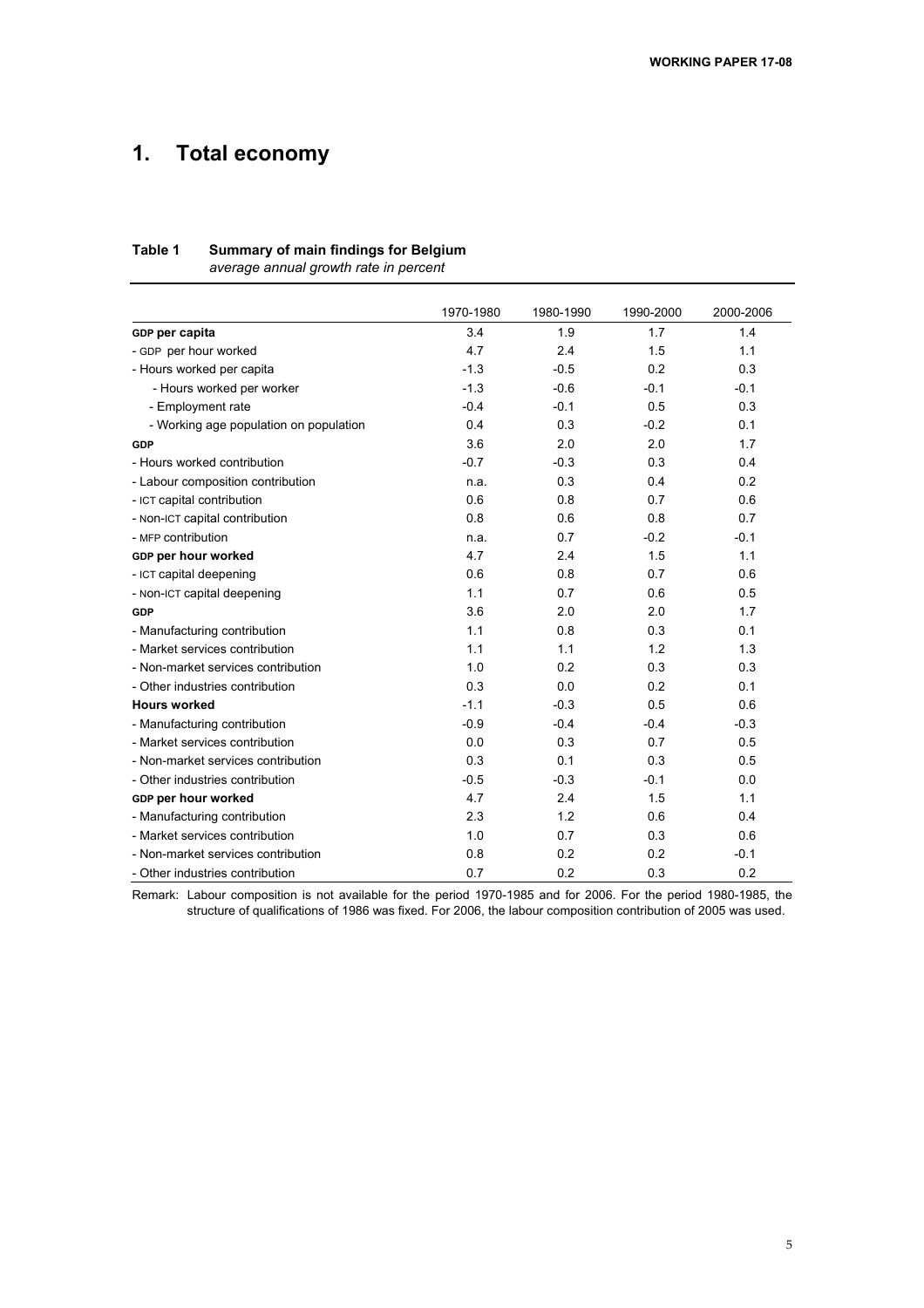# 1. Total economy

**Table 1 Summary of main findings for Belgium**
*average annual growth rate in percent*

| | 1970-1980 | 1980-1990 | 1990-2000 | 2000-2006 |
|---|---|---|---|---|
| **GDP per capita** | 3.4 | 1.9 | 1.7 | 1.4 |
| - GDP per hour worked | 4.7 | 2.4 | 1.5 | 1.1 |
| - Hours worked per capita | -1.3 | -0.5 | 0.2 | 0.3 |
| - Hours worked per worker | -1.3 | -0.6 | -0.1 | -0.1 |
| - Employment rate | -0.4 | -0.1 | 0.5 | 0.3 |
| - Working age population on population | 0.4 | 0.3 | -0.2 | 0.1 |
| **GDP** | 3.6 | 2.0 | 2.0 | 1.7 |
| - Hours worked contribution | -0.7 | -0.3 | 0.3 | 0.4 |
| - Labour composition contribution | n.a. | 0.3 | 0.4 | 0.2 |
| - ICT capital contribution | 0.6 | 0.8 | 0.7 | 0.6 |
| - Non-ICT capital contribution | 0.8 | 0.6 | 0.8 | 0.7 |
| - MFP contribution | n.a. | 0.7 | -0.2 | -0.1 |
| **GDP per hour worked** | 4.7 | 2.4 | 1.5 | 1.1 |
| - ICT capital deepening | 0.6 | 0.8 | 0.7 | 0.6 |
| - Non-ICT capital deepening | 1.1 | 0.7 | 0.6 | 0.5 |
| **GDP** | 3.6 | 2.0 | 2.0 | 1.7 |
| - Manufacturing contribution | 1.1 | 0.8 | 0.3 | 0.1 |
| - Market services contribution | 1.1 | 1.1 | 1.2 | 1.3 |
| - Non-market services contribution | 1.0 | 0.2 | 0.3 | 0.3 |
| - Other industries contribution | 0.3 | 0.0 | 0.2 | 0.1 |
| **Hours worked** | -1.1 | -0.3 | 0.5 | 0.6 |
| - Manufacturing contribution | -0.9 | -0.4 | -0.4 | -0.3 |
| - Market services contribution | 0.0 | 0.3 | 0.7 | 0.5 |
| - Non-market services contribution | 0.3 | 0.1 | 0.3 | 0.5 |
| - Other industries contribution | -0.5 | -0.3 | -0.1 | 0.0 |
| **GDP per hour worked** | 4.7 | 2.4 | 1.5 | 1.1 |
| - Manufacturing contribution | 2.3 | 1.2 | 0.6 | 0.4 |
| - Market services contribution | 1.0 | 0.7 | 0.3 | 0.6 |
| - Non-market services contribution | 0.8 | 0.2 | 0.2 | -0.1 |
| - Other industries contribution | 0.7 | 0.2 | 0.3 | 0.2 |

Remark: Labour composition is not available for the period 1970-1985 and for 2006. For the period 1980-1985, the structure of qualifications of 1986 was fixed. For 2006, the labour composition contribution of 2005 was used.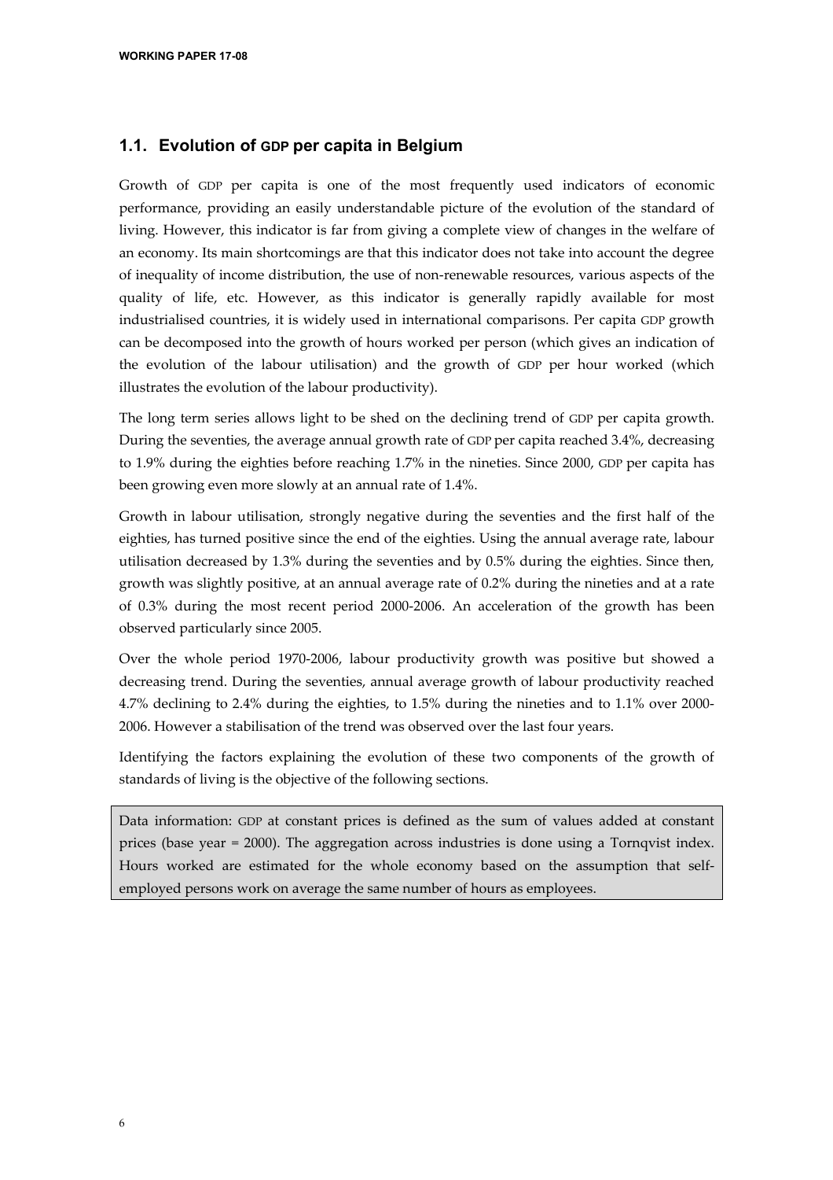## 1.1. Evolution of GDP per capita in Belgium

Growth of GDP per capita is one of the most frequently used indicators of economic performance, providing an easily understandable picture of the evolution of the standard of living. However, this indicator is far from giving a complete view of changes in the welfare of an economy. Its main shortcomings are that this indicator does not take into account the degree of inequality of income distribution, the use of non-renewable resources, various aspects of the quality of life, etc. However, as this indicator is generally rapidly available for most industrialised countries, it is widely used in international comparisons. Per capita GDP growth can be decomposed into the growth of hours worked per person (which gives an indication of the evolution of the labour utilisation) and the growth of GDP per hour worked (which illustrates the evolution of the labour productivity).

The long term series allows light to be shed on the declining trend of GDP per capita growth. During the seventies, the average annual growth rate of GDP per capita reached 3.4%, decreasing to 1.9% during the eighties before reaching 1.7% in the nineties. Since 2000, GDP per capita has been growing even more slowly at an annual rate of 1.4%.

Growth in labour utilisation, strongly negative during the seventies and the first half of the eighties, has turned positive since the end of the eighties. Using the annual average rate, labour utilisation decreased by 1.3% during the seventies and by 0.5% during the eighties. Since then, growth was slightly positive, at an annual average rate of 0.2% during the nineties and at a rate of 0.3% during the most recent period 2000-2006. An acceleration of the growth has been observed particularly since 2005.

Over the whole period 1970-2006, labour productivity growth was positive but showed a decreasing trend. During the seventies, annual average growth of labour productivity reached 4.7% declining to 2.4% during the eighties, to 1.5% during the nineties and to 1.1% over 2000-2006. However a stabilisation of the trend was observed over the last four years.

Identifying the factors explaining the evolution of these two components of the growth of standards of living is the objective of the following sections.

Data information: GDP at constant prices is defined as the sum of values added at constant prices (base year = 2000). The aggregation across industries is done using a Tornqvist index. Hours worked are estimated for the whole economy based on the assumption that self-employed persons work on average the same number of hours as employees.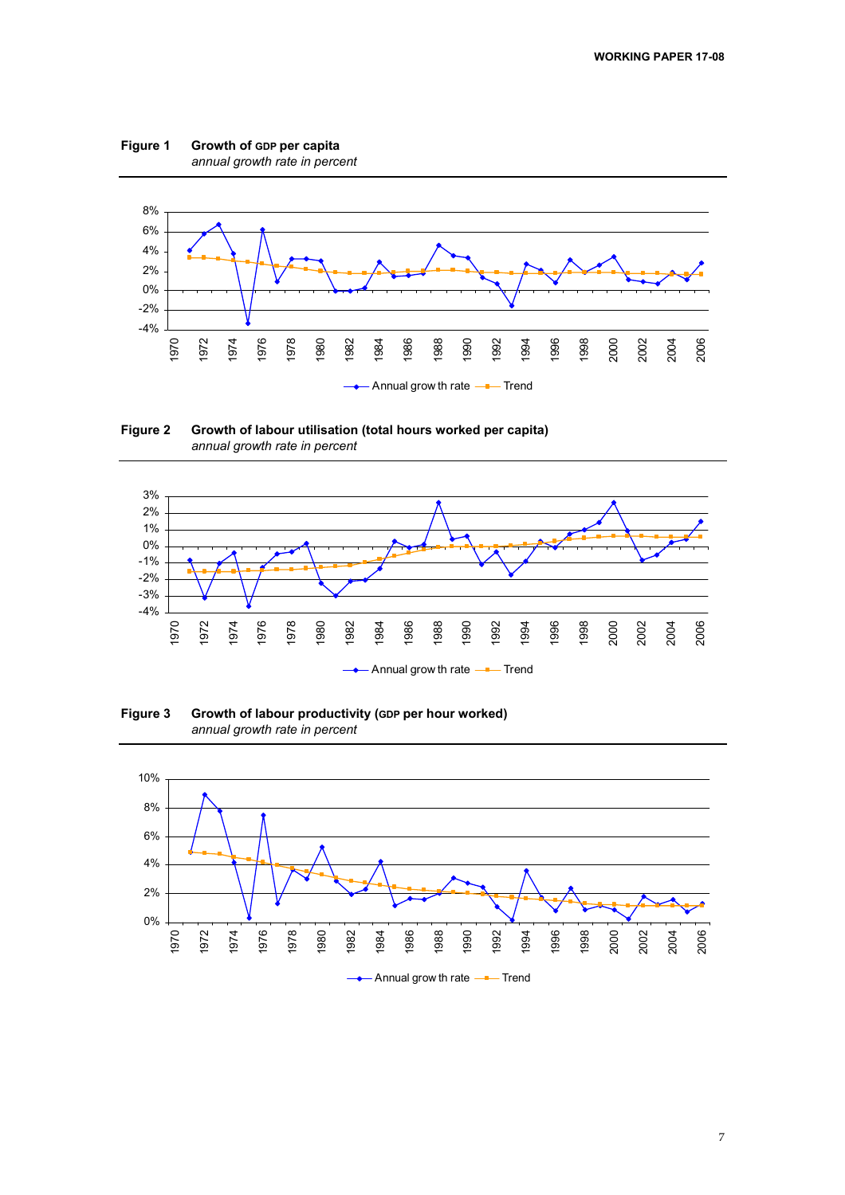**Figure 1 Growth of GDP per capita**
*annual growth rate in percent*

8%
6%
4%
2%
0%
-2%
-4%

1970 1972 1974 1976 1978 1980 1982 1984 1986 1988 1990 1992 1994 1996 1998 2000 2002 2004 2006

Annual growth rate — Trend

**Figure 2 Growth of labour utilisation (total hours worked per capita)**
*annual growth rate in percent*

3%
2%
1%
0%
-1%
-2%
-3%
-4%

1970 1972 1974 1976 1978 1980 1982 1984 1986 1988 1990 1992 1994 1996 1998 2000 2002 2004 2006

Annual growth rate — Trend

**Figure 3 Growth of labour productivity (GDP per hour worked)**
*annual growth rate in percent*

10%
8%
6%
4%
2%
0%

1970 1972 1974 1976 1978 1980 1982 1984 1986 1988 1990 1992 1994 1996 1998 2000 2002 2004 2006

Annual growth rate — Trend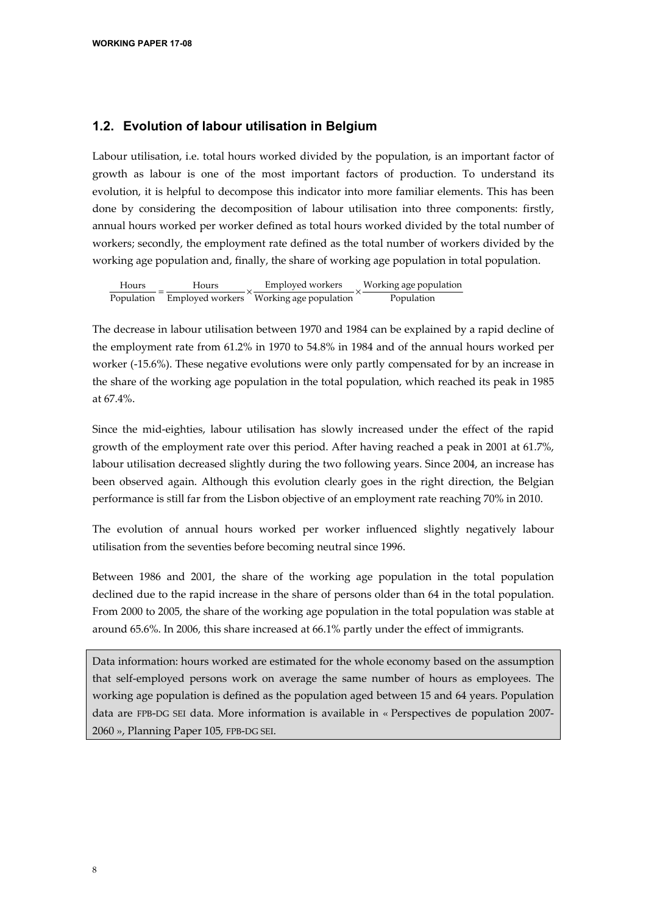## 1.2. Evolution of labour utilisation in Belgium

Labour utilisation, i.e. total hours worked divided by the population, is an important factor of growth as labour is one of the most important factors of production. To understand its evolution, it is helpful to decompose this indicator into more familiar elements. This has been done by considering the decomposition of labour utilisation into three components: firstly, annual hours worked per worker defined as total hours worked divided by the total number of workers; secondly, the employment rate defined as the total number of workers divided by the working age population and, finally, the share of working age population in total population.

$$\frac{\text{Hours}}{\text{Population}} = \frac{\text{Hours}}{\text{Employed workers}} \times \frac{\text{Employed workers}}{\text{Working age population}} \times \frac{\text{Working age population}}{\text{Population}}$$

The decrease in labour utilisation between 1970 and 1984 can be explained by a rapid decline of the employment rate from 61.2% in 1970 to 54.8% in 1984 and of the annual hours worked per worker (-15.6%). These negative evolutions were only partly compensated for by an increase in the share of the working age population in the total population, which reached its peak in 1985 at 67.4%.

Since the mid-eighties, labour utilisation has slowly increased under the effect of the rapid growth of the employment rate over this period. After having reached a peak in 2001 at 61.7%, labour utilisation decreased slightly during the two following years. Since 2004, an increase has been observed again. Although this evolution clearly goes in the right direction, the Belgian performance is still far from the Lisbon objective of an employment rate reaching 70% in 2010.

The evolution of annual hours worked per worker influenced slightly negatively labour utilisation from the seventies before becoming neutral since 1996.

Between 1986 and 2001, the share of the working age population in the total population declined due to the rapid increase in the share of persons older than 64 in the total population. From 2000 to 2005, the share of the working age population in the total population was stable at around 65.6%. In 2006, this share increased at 66.1% partly under the effect of immigrants.

Data information: hours worked are estimated for the whole economy based on the assumption that self-employed persons work on average the same number of hours as employees. The working age population is defined as the population aged between 15 and 64 years. Population data are FPB-DG SEI data. More information is available in « Perspectives de population 2007-2060 », Planning Paper 105, FPB-DG SEI.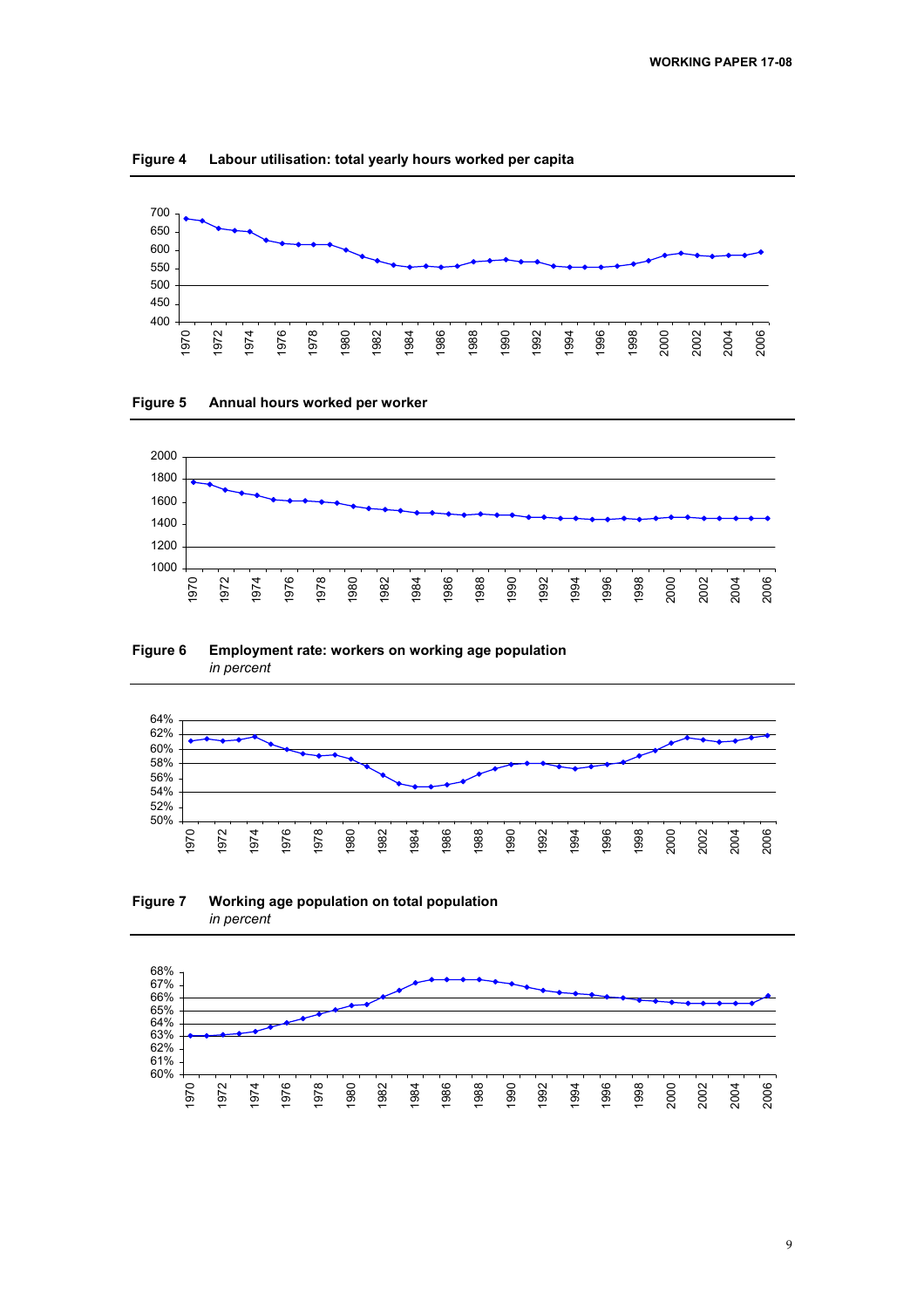**Figure 4 Labour utilisation: total yearly hours worked per capita**

700
650
600
550
500
450
400

1970 1972 1974 1976 1978 1980 1982 1984 1986 1988 1990 1992 1994 1996 1998 2000 2002 2004 2006

**Figure 5 Annual hours worked per worker**

2000
1800
1600
1400
1200
1000

1970 1972 1974 1976 1978 1980 1982 1984 1986 1988 1990 1992 1994 1996 1998 2000 2002 2004 2006

**Figure 6 Employment rate: workers on working age population**
*in percent*

64%
62%
60%
58%
56%
54%
52%
50%

1970 1972 1974 1976 1978 1980 1982 1984 1986 1988 1990 1992 1994 1996 1998 2000 2002 2004 2006

**Figure 7 Working age population on total population**
*in percent*

68%
67%
66%
65%
64%
63%
62%
61%
60%

1970 1972 1974 1976 1978 1980 1982 1984 1986 1988 1990 1992 1994 1996 1998 2000 2002 2004 2006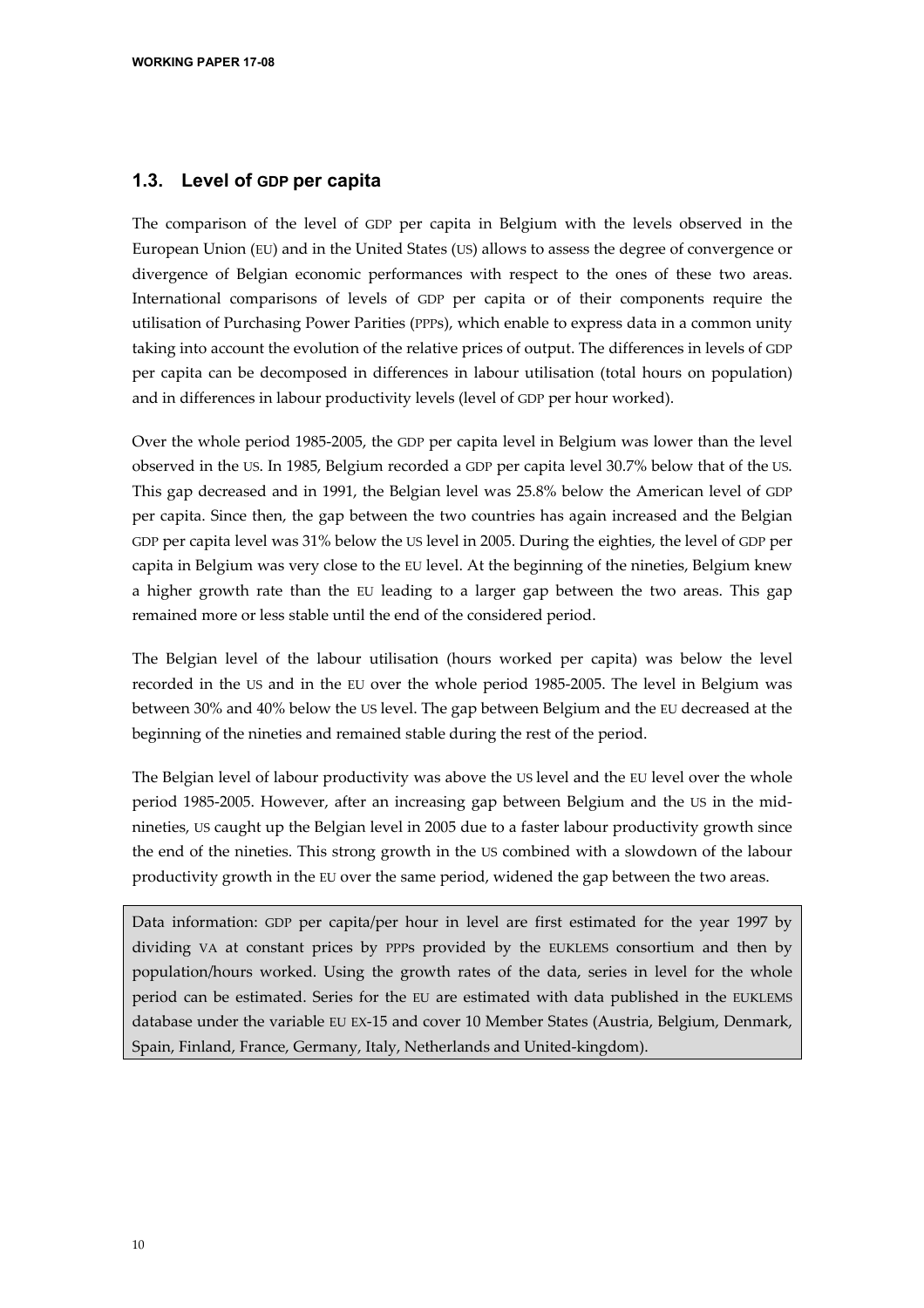## 1.3. Level of GDP per capita

The comparison of the level of GDP per capita in Belgium with the levels observed in the European Union (EU) and in the United States (US) allows to assess the degree of convergence or divergence of Belgian economic performances with respect to the ones of these two areas. International comparisons of levels of GDP per capita or of their components require the utilisation of Purchasing Power Parities (PPPs), which enable to express data in a common unity taking into account the evolution of the relative prices of output. The differences in levels of GDP per capita can be decomposed in differences in labour utilisation (total hours on population) and in differences in labour productivity levels (level of GDP per hour worked).

Over the whole period 1985-2005, the GDP per capita level in Belgium was lower than the level observed in the US. In 1985, Belgium recorded a GDP per capita level 30.7% below that of the US. This gap decreased and in 1991, the Belgian level was 25.8% below the American level of GDP per capita. Since then, the gap between the two countries has again increased and the Belgian GDP per capita level was 31% below the US level in 2005. During the eighties, the level of GDP per capita in Belgium was very close to the EU level. At the beginning of the nineties, Belgium knew a higher growth rate than the EU leading to a larger gap between the two areas. This gap remained more or less stable until the end of the considered period.

The Belgian level of the labour utilisation (hours worked per capita) was below the level recorded in the US and in the EU over the whole period 1985-2005. The level in Belgium was between 30% and 40% below the US level. The gap between Belgium and the EU decreased at the beginning of the nineties and remained stable during the rest of the period.

The Belgian level of labour productivity was above the US level and the EU level over the whole period 1985-2005. However, after an increasing gap between Belgium and the US in the mid-nineties, US caught up the Belgian level in 2005 due to a faster labour productivity growth since the end of the nineties. This strong growth in the US combined with a slowdown of the labour productivity growth in the EU over the same period, widened the gap between the two areas.

Data information: GDP per capita/per hour in level are first estimated for the year 1997 by dividing VA at constant prices by PPPs provided by the EUKLEMS consortium and then by population/hours worked. Using the growth rates of the data, series in level for the whole period can be estimated. Series for the EU are estimated with data published in the EUKLEMS database under the variable EU EX-15 and cover 10 Member States (Austria, Belgium, Denmark, Spain, Finland, France, Germany, Italy, Netherlands and United-kingdom).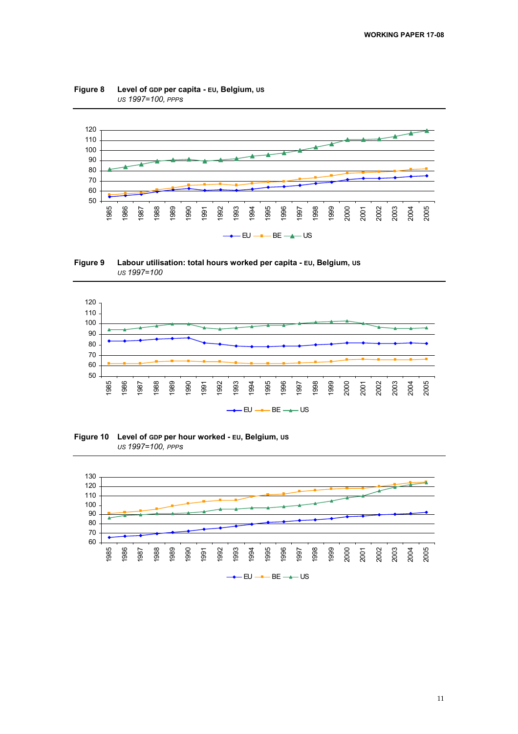**Figure 8** Level of GDP per capita - EU, Belgium, US
*US 1997=100, PPPS*

120
110
100
90
80
70
60
50

1985 1986 1987 1988 1989 1990 1991 1992 1993 1994 1995 1996 1997 1998 1999 2000 2001 2002 2003 2004 2005

EU BE US

**Figure 9** Labour utilisation: total hours worked per capita - EU, Belgium, US
*US 1997=100*

120
110
100
90
80
70
60
50

1985 1986 1987 1988 1989 1990 1991 1992 1993 1994 1995 1996 1997 1998 1999 2000 2001 2002 2003 2004 2005

EU BE US

**Figure 10** Level of GDP per hour worked - EU, Belgium, US
*US 1997=100, PPPS*

130
120
110
100
90
80
70
60

1985 1986 1987 1988 1989 1990 1991 1992 1993 1994 1995 1996 1997 1998 1999 2000 2001 2002 2003 2004 2005

EU BE US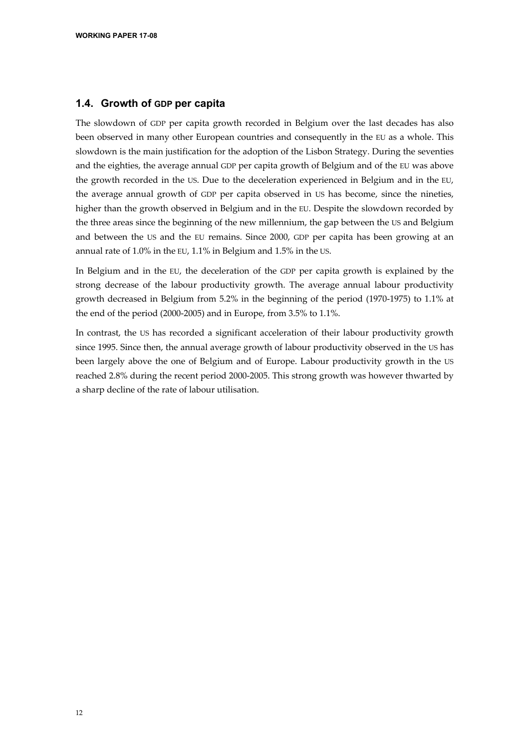## 1.4. Growth of GDP per capita

The slowdown of GDP per capita growth recorded in Belgium over the last decades has also been observed in many other European countries and consequently in the EU as a whole. This slowdown is the main justification for the adoption of the Lisbon Strategy. During the seventies and the eighties, the average annual GDP per capita growth of Belgium and of the EU was above the growth recorded in the US. Due to the deceleration experienced in Belgium and in the EU, the average annual growth of GDP per capita observed in US has become, since the nineties, higher than the growth observed in Belgium and in the EU. Despite the slowdown recorded by the three areas since the beginning of the new millennium, the gap between the US and Belgium and between the US and the EU remains. Since 2000, GDP per capita has been growing at an annual rate of 1.0% in the EU, 1.1% in Belgium and 1.5% in the US.

In Belgium and in the EU, the deceleration of the GDP per capita growth is explained by the strong decrease of the labour productivity growth. The average annual labour productivity growth decreased in Belgium from 5.2% in the beginning of the period (1970-1975) to 1.1% at the end of the period (2000-2005) and in Europe, from 3.5% to 1.1%.

In contrast, the US has recorded a significant acceleration of their labour productivity growth since 1995. Since then, the annual average growth of labour productivity observed in the US has been largely above the one of Belgium and of Europe. Labour productivity growth in the US reached 2.8% during the recent period 2000-2005. This strong growth was however thwarted by a sharp decline of the rate of labour utilisation.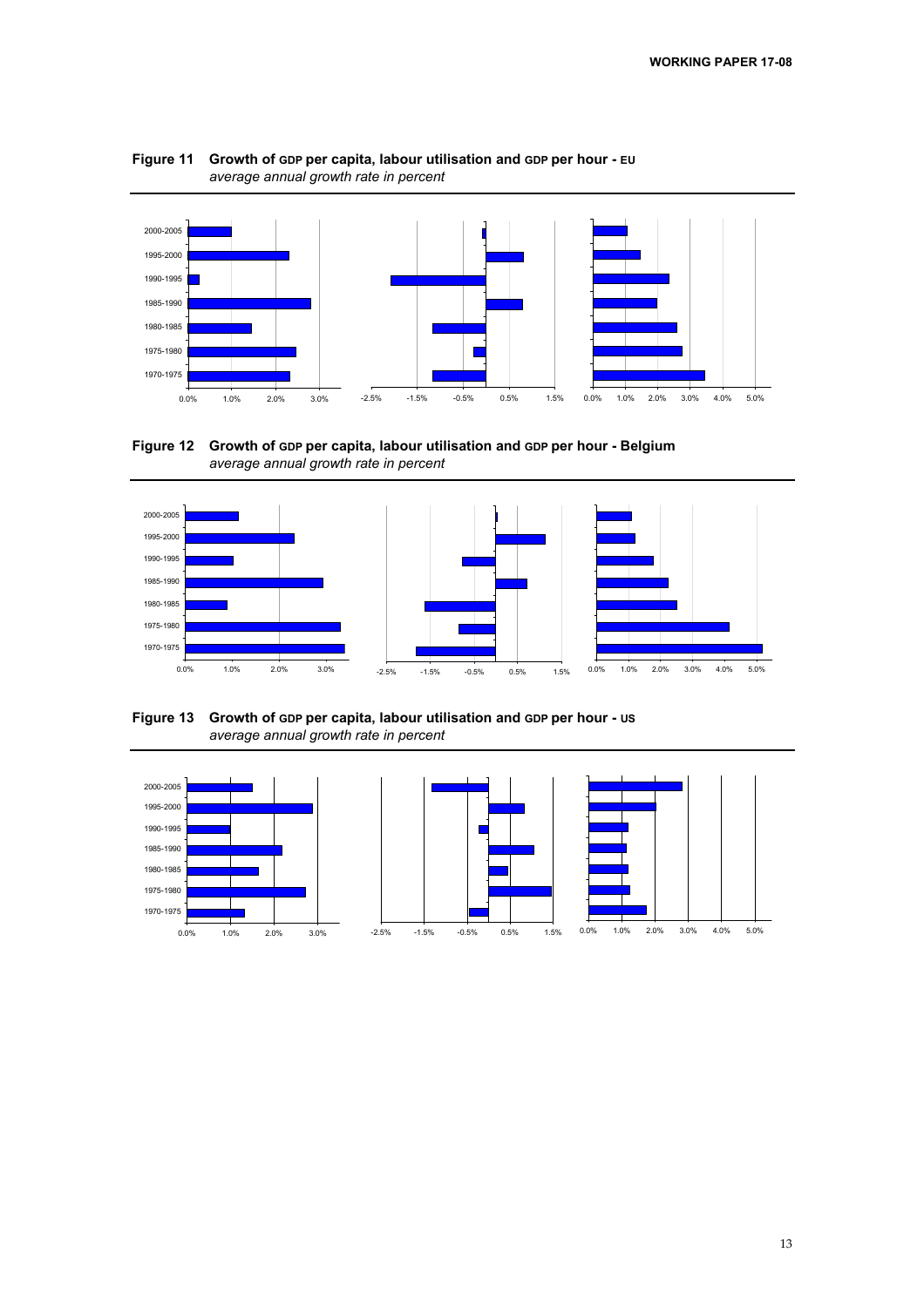**Figure 11 Growth of GDP per capita, labour utilisation and GDP per hour - EU**
*average annual growth rate in percent*

2000-2005
1995-2000
1990-1995
1985-1990
1980-1985
1975-1980
1970-1975

0.0% 1.0% 2.0% 3.0%

-2.5% -1.5% -0.5% 0.5% 1.5%

0.0% 1.0% 2.0% 3.0% 4.0% 5.0%

**Figure 12 Growth of GDP per capita, labour utilisation and GDP per hour - Belgium**
*average annual growth rate in percent*

2000-2005
1995-2000
1990-1995
1985-1990
1980-1985
1975-1980
1970-1975

0.0% 1.0% 2.0% 3.0%

-2.5% -1.5% -0.5% 0.5% 1.5%

0.0% 1.0% 2.0% 3.0% 4.0% 5.0%

**Figure 13 Growth of GDP per capita, labour utilisation and GDP per hour - US**
*average annual growth rate in percent*

2000-2005
1995-2000
1990-1995
1985-1990
1980-1985
1975-1980
1970-1975

0.0% 1.0% 2.0% 3.0%

-2.5% -1.5% -0.5% 0.5% 1.5%

0.0% 1.0% 2.0% 3.0% 4.0% 5.0%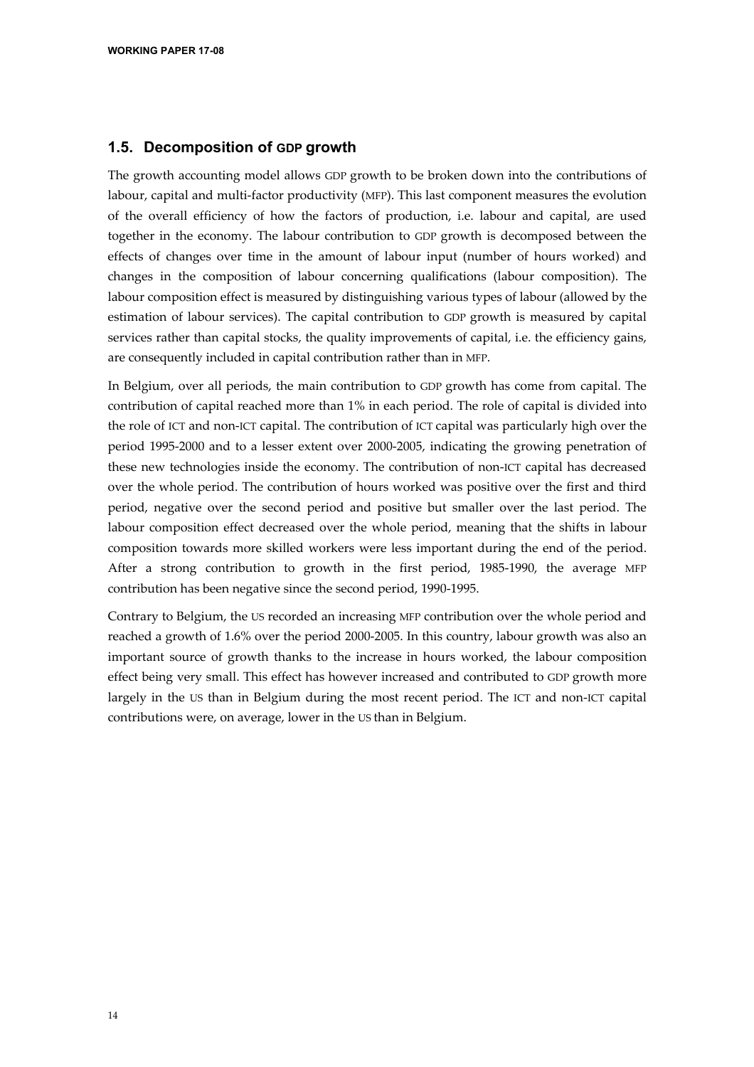## 1.5. Decomposition of GDP growth

The growth accounting model allows GDP growth to be broken down into the contributions of labour, capital and multi-factor productivity (MFP). This last component measures the evolution of the overall efficiency of how the factors of production, i.e. labour and capital, are used together in the economy. The labour contribution to GDP growth is decomposed between the effects of changes over time in the amount of labour input (number of hours worked) and changes in the composition of labour concerning qualifications (labour composition). The labour composition effect is measured by distinguishing various types of labour (allowed by the estimation of labour services). The capital contribution to GDP growth is measured by capital services rather than capital stocks, the quality improvements of capital, i.e. the efficiency gains, are consequently included in capital contribution rather than in MFP.

In Belgium, over all periods, the main contribution to GDP growth has come from capital. The contribution of capital reached more than 1% in each period. The role of capital is divided into the role of ICT and non-ICT capital. The contribution of ICT capital was particularly high over the period 1995-2000 and to a lesser extent over 2000-2005, indicating the growing penetration of these new technologies inside the economy. The contribution of non-ICT capital has decreased over the whole period. The contribution of hours worked was positive over the first and third period, negative over the second period and positive but smaller over the last period. The labour composition effect decreased over the whole period, meaning that the shifts in labour composition towards more skilled workers were less important during the end of the period. After a strong contribution to growth in the first period, 1985-1990, the average MFP contribution has been negative since the second period, 1990-1995.

Contrary to Belgium, the US recorded an increasing MFP contribution over the whole period and reached a growth of 1.6% over the period 2000-2005. In this country, labour growth was also an important source of growth thanks to the increase in hours worked, the labour composition effect being very small. This effect has however increased and contributed to GDP growth more largely in the US than in Belgium during the most recent period. The ICT and non-ICT capital contributions were, on average, lower in the US than in Belgium.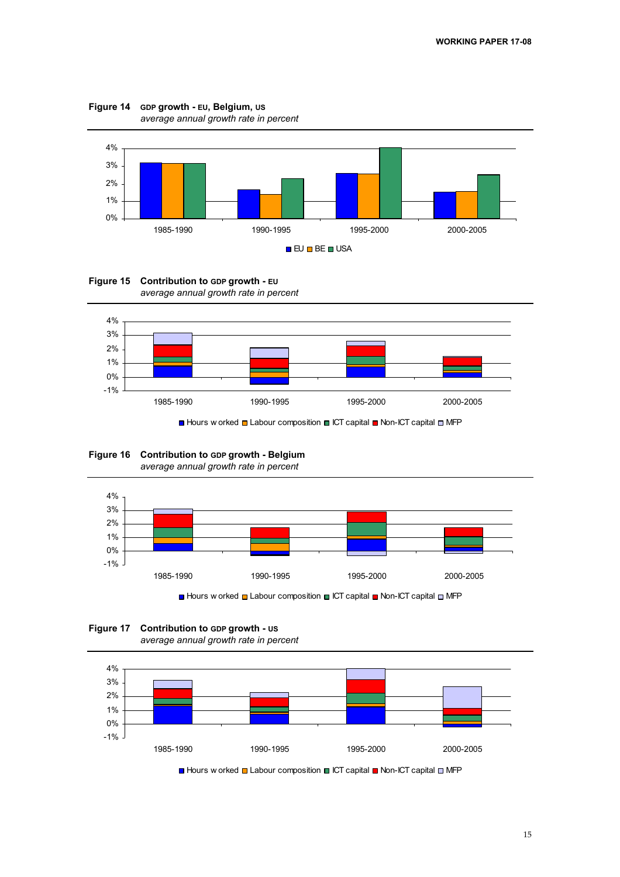**Figure 14** GDP growth - EU, Belgium, US
*average annual growth rate in percent*

4%
3%
2%
1%
0%
1985-1990
1990-1995
1995-2000
2000-2005
EU BE USA

**Figure 15** Contribution to GDP growth - EU
*average annual growth rate in percent*

4%
3%
2%
1%
0%
-1%
1985-1990
1990-1995
1995-2000
2000-2005
Hours worked Labour composition ICT capital Non-ICT capital MFP

**Figure 16** Contribution to GDP growth - Belgium
*average annual growth rate in percent*

4%
3%
2%
1%
0%
-1%
1985-1990
1990-1995
1995-2000
2000-2005
Hours worked Labour composition ICT capital Non-ICT capital MFP

**Figure 17** Contribution to GDP growth - US
*average annual growth rate in percent*

4%
3%
2%
1%
0%
-1%
1985-1990
1990-1995
1995-2000
2000-2005
Hours worked Labour composition ICT capital Non-ICT capital MFP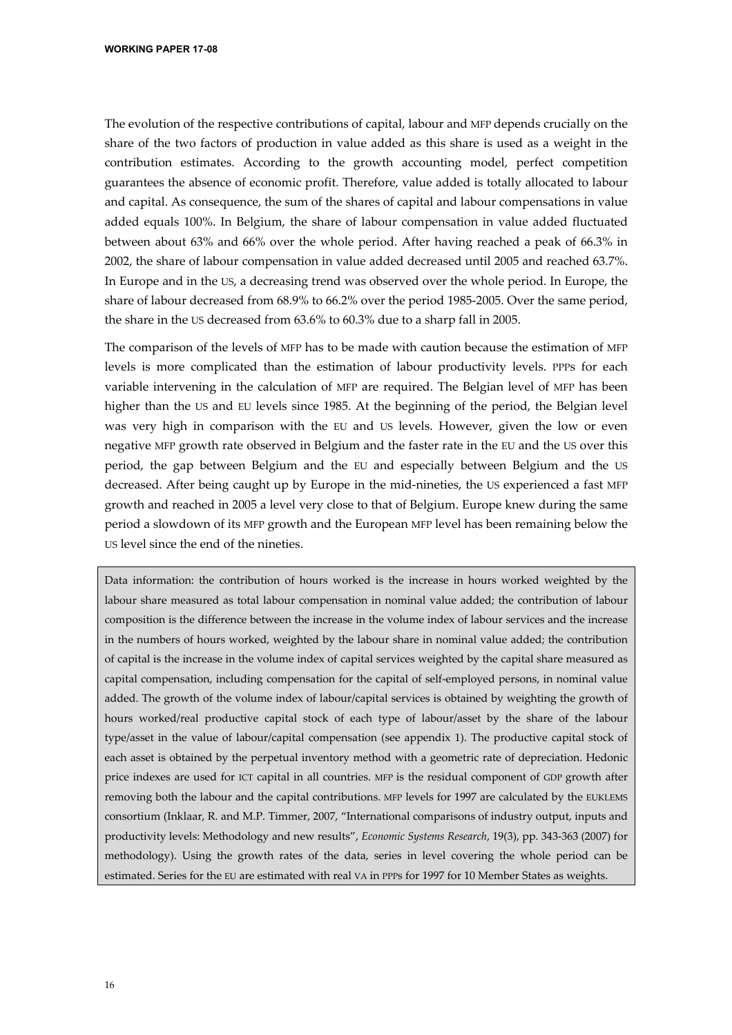The evolution of the respective contributions of capital, labour and MFP depends crucially on the share of the two factors of production in value added as this share is used as a weight in the contribution estimates. According to the growth accounting model, perfect competition guarantees the absence of economic profit. Therefore, value added is totally allocated to labour and capital. As consequence, the sum of the shares of capital and labour compensations in value added equals 100%. In Belgium, the share of labour compensation in value added fluctuated between about 63% and 66% over the whole period. After having reached a peak of 66.3% in 2002, the share of labour compensation in value added decreased until 2005 and reached 63.7%. In Europe and in the US, a decreasing trend was observed over the whole period. In Europe, the share of labour decreased from 68.9% to 66.2% over the period 1985-2005. Over the same period, the share in the US decreased from 63.6% to 60.3% due to a sharp fall in 2005.

The comparison of the levels of MFP has to be made with caution because the estimation of MFP levels is more complicated than the estimation of labour productivity levels. PPPs for each variable intervening in the calculation of MFP are required. The Belgian level of MFP has been higher than the US and EU levels since 1985. At the beginning of the period, the Belgian level was very high in comparison with the EU and US levels. However, given the low or even negative MFP growth rate observed in Belgium and the faster rate in the EU and the US over this period, the gap between Belgium and the EU and especially between Belgium and the US decreased. After being caught up by Europe in the mid-nineties, the US experienced a fast MFP growth and reached in 2005 a level very close to that of Belgium. Europe knew during the same period a slowdown of its MFP growth and the European MFP level has been remaining below the US level since the end of the nineties.

Data information: the contribution of hours worked is the increase in hours worked weighted by the labour share measured as total labour compensation in nominal value added; the contribution of labour composition is the difference between the increase in the volume index of labour services and the increase in the numbers of hours worked, weighted by the labour share in nominal value added; the contribution of capital is the increase in the volume index of capital services weighted by the capital share measured as capital compensation, including compensation for the capital of self-employed persons, in nominal value added. The growth of the volume index of labour/capital services is obtained by weighting the growth of hours worked/real productive capital stock of each type of labour/asset by the share of the labour type/asset in the value of labour/capital compensation (see appendix 1). The productive capital stock of each asset is obtained by the perpetual inventory method with a geometric rate of depreciation. Hedonic price indexes are used for ICT capital in all countries. MFP is the residual component of GDP growth after removing both the labour and the capital contributions. MFP levels for 1997 are calculated by the EUKLEMS consortium (Inklaar, R. and M.P. Timmer, 2007, "International comparisons of industry output, inputs and productivity levels: Methodology and new results", *Economic Systems Research*, 19(3), pp. 343-363 (2007) for methodology). Using the growth rates of the data, series in level covering the whole period can be estimated. Series for the EU are estimated with real VA in PPPs for 1997 for 10 Member States as weights.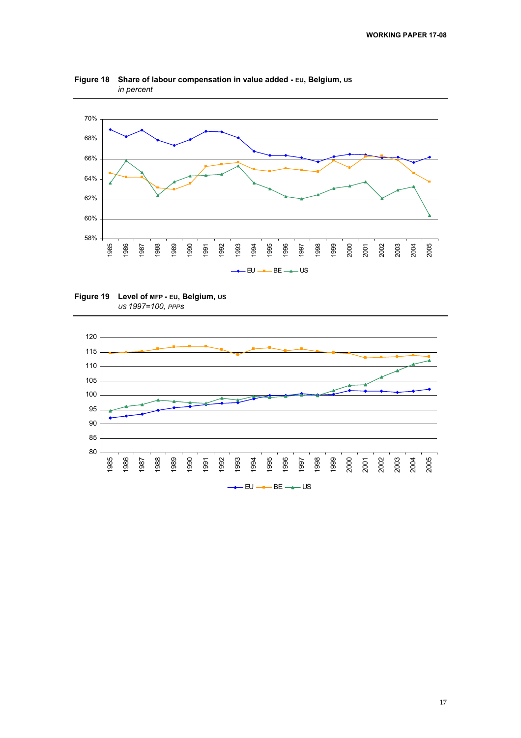**Figure 18 Share of labour compensation in value added - EU, Belgium, US**
*in percent*

70%
68%
66%
64%
62%
60%
58%

1985 1986 1987 1988 1989 1990 1991 1992 1993 1994 1995 1996 1997 1998 1999 2000 2001 2002 2003 2004 2005

EU BE US

**Figure 19 Level of MFP - EU, Belgium, US**
*US 1997=100, PPPS*

120
115
110
105
100
95
90
85
80

1985 1986 1987 1988 1989 1990 1991 1992 1993 1994 1995 1996 1997 1998 1999 2000 2001 2002 2003 2004 2005

EU BE US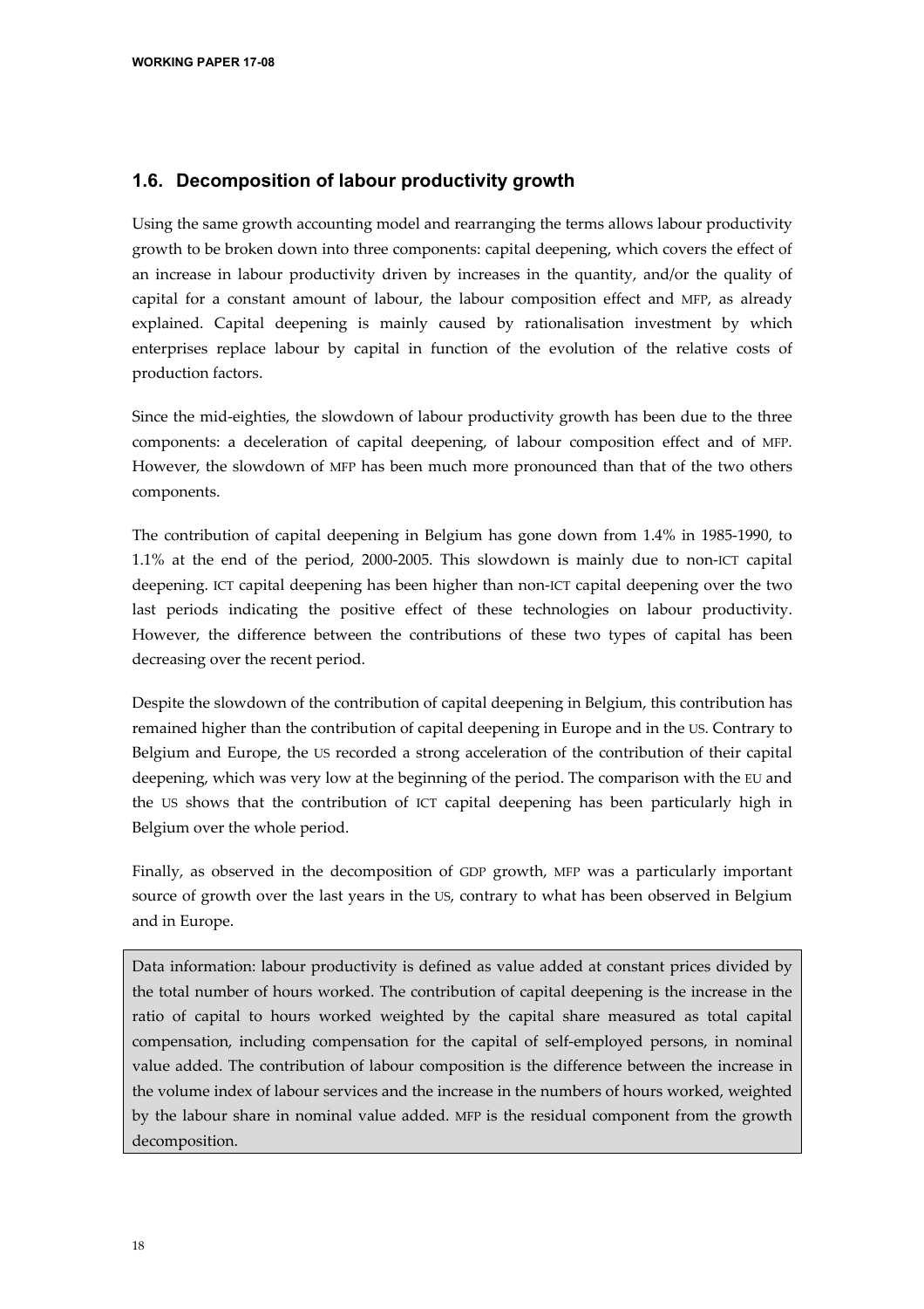## 1.6. Decomposition of labour productivity growth

Using the same growth accounting model and rearranging the terms allows labour productivity growth to be broken down into three components: capital deepening, which covers the effect of an increase in labour productivity driven by increases in the quantity, and/or the quality of capital for a constant amount of labour, the labour composition effect and MFP, as already explained. Capital deepening is mainly caused by rationalisation investment by which enterprises replace labour by capital in function of the evolution of the relative costs of production factors.

Since the mid-eighties, the slowdown of labour productivity growth has been due to the three components: a deceleration of capital deepening, of labour composition effect and of MFP. However, the slowdown of MFP has been much more pronounced than that of the two others components.

The contribution of capital deepening in Belgium has gone down from 1.4% in 1985-1990, to 1.1% at the end of the period, 2000-2005. This slowdown is mainly due to non-ICT capital deepening. ICT capital deepening has been higher than non-ICT capital deepening over the two last periods indicating the positive effect of these technologies on labour productivity. However, the difference between the contributions of these two types of capital has been decreasing over the recent period.

Despite the slowdown of the contribution of capital deepening in Belgium, this contribution has remained higher than the contribution of capital deepening in Europe and in the US. Contrary to Belgium and Europe, the US recorded a strong acceleration of the contribution of their capital deepening, which was very low at the beginning of the period. The comparison with the EU and the US shows that the contribution of ICT capital deepening has been particularly high in Belgium over the whole period.

Finally, as observed in the decomposition of GDP growth, MFP was a particularly important source of growth over the last years in the US, contrary to what has been observed in Belgium and in Europe.

Data information: labour productivity is defined as value added at constant prices divided by the total number of hours worked. The contribution of capital deepening is the increase in the ratio of capital to hours worked weighted by the capital share measured as total capital compensation, including compensation for the capital of self-employed persons, in nominal value added. The contribution of labour composition is the difference between the increase in the volume index of labour services and the increase in the numbers of hours worked, weighted by the labour share in nominal value added. MFP is the residual component from the growth decomposition.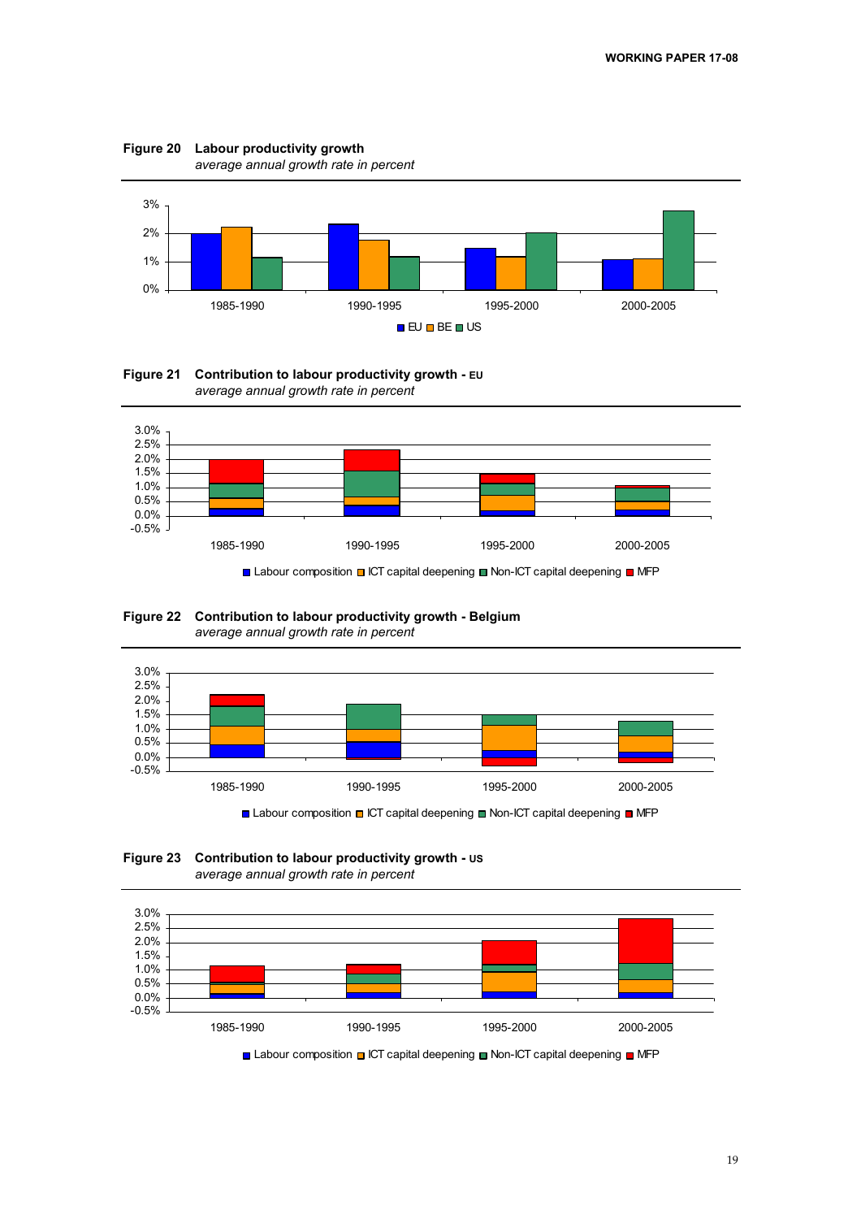**Figure 20 Labour productivity growth**
*average annual growth rate in percent*

3%
2%
1%
0%
1985-1990
1990-1995
1995-2000
2000-2005
EU BE US

**Figure 21 Contribution to labour productivity growth - EU**
*average annual growth rate in percent*

3.0%
2.5%
2.0%
1.5%
1.0%
0.5%
0.0%
-0.5%
1985-1990
1990-1995
1995-2000
2000-2005
Labour composition ICT capital deepening Non-ICT capital deepening MFP

**Figure 22 Contribution to labour productivity growth - Belgium**
*average annual growth rate in percent*

3.0%
2.5%
2.0%
1.5%
1.0%
0.5%
0.0%
-0.5%
1985-1990
1990-1995
1995-2000
2000-2005
Labour composition ICT capital deepening Non-ICT capital deepening MFP

**Figure 23 Contribution to labour productivity growth - US**
*average annual growth rate in percent*

3.0%
2.5%
2.0%
1.5%
1.0%
0.5%
0.0%
-0.5%
1985-1990
1990-1995
1995-2000
2000-2005
Labour composition ICT capital deepening Non-ICT capital deepening MFP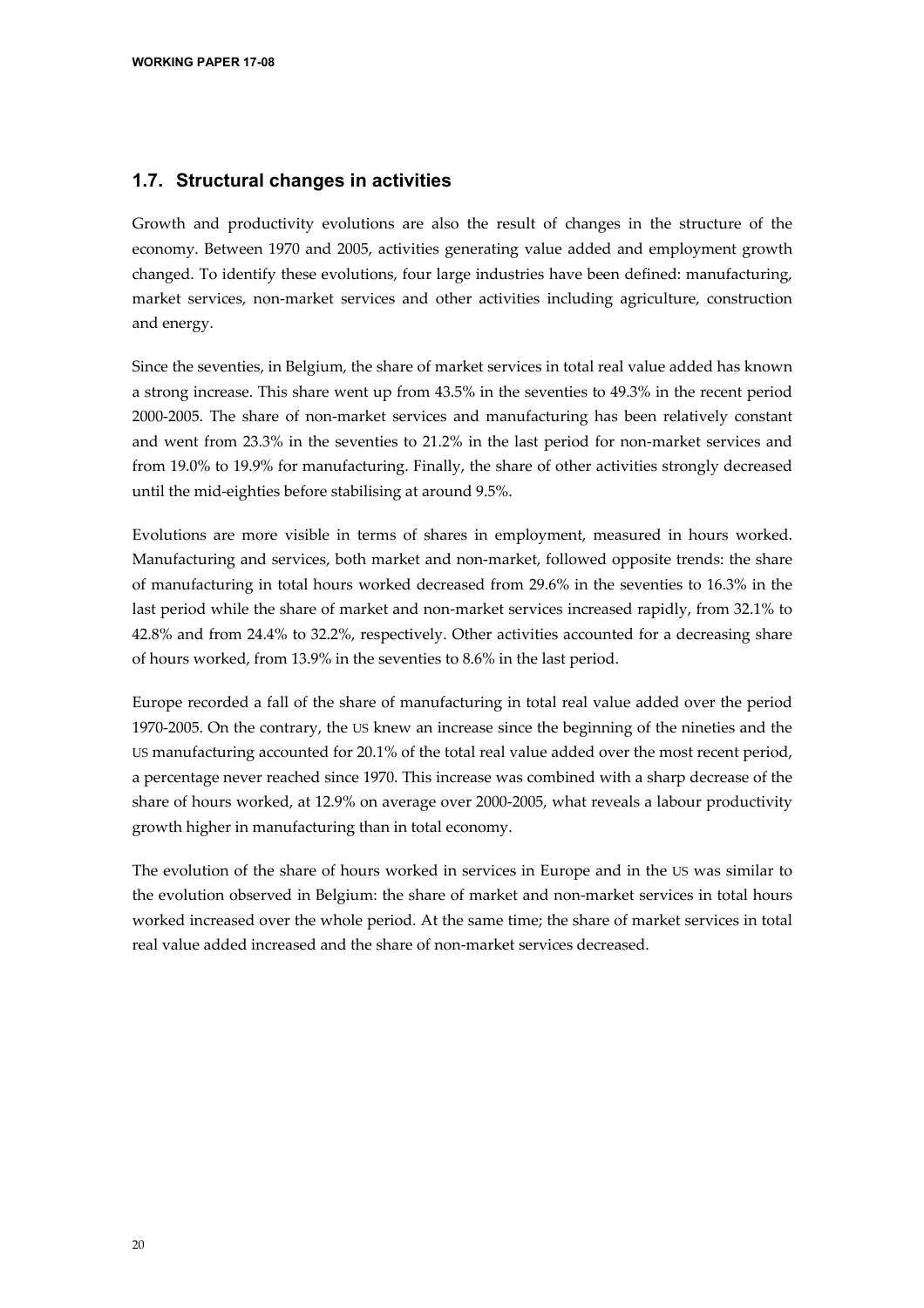## 1.7. Structural changes in activities

Growth and productivity evolutions are also the result of changes in the structure of the economy. Between 1970 and 2005, activities generating value added and employment growth changed. To identify these evolutions, four large industries have been defined: manufacturing, market services, non-market services and other activities including agriculture, construction and energy.

Since the seventies, in Belgium, the share of market services in total real value added has known a strong increase. This share went up from 43.5% in the seventies to 49.3% in the recent period 2000-2005. The share of non-market services and manufacturing has been relatively constant and went from 23.3% in the seventies to 21.2% in the last period for non-market services and from 19.0% to 19.9% for manufacturing. Finally, the share of other activities strongly decreased until the mid-eighties before stabilising at around 9.5%.

Evolutions are more visible in terms of shares in employment, measured in hours worked. Manufacturing and services, both market and non-market, followed opposite trends: the share of manufacturing in total hours worked decreased from 29.6% in the seventies to 16.3% in the last period while the share of market and non-market services increased rapidly, from 32.1% to 42.8% and from 24.4% to 32.2%, respectively. Other activities accounted for a decreasing share of hours worked, from 13.9% in the seventies to 8.6% in the last period.

Europe recorded a fall of the share of manufacturing in total real value added over the period 1970-2005. On the contrary, the US knew an increase since the beginning of the nineties and the US manufacturing accounted for 20.1% of the total real value added over the most recent period, a percentage never reached since 1970. This increase was combined with a sharp decrease of the share of hours worked, at 12.9% on average over 2000-2005, what reveals a labour productivity growth higher in manufacturing than in total economy.

The evolution of the share of hours worked in services in Europe and in the US was similar to the evolution observed in Belgium: the share of market and non-market services in total hours worked increased over the whole period. At the same time; the share of market services in total real value added increased and the share of non-market services decreased.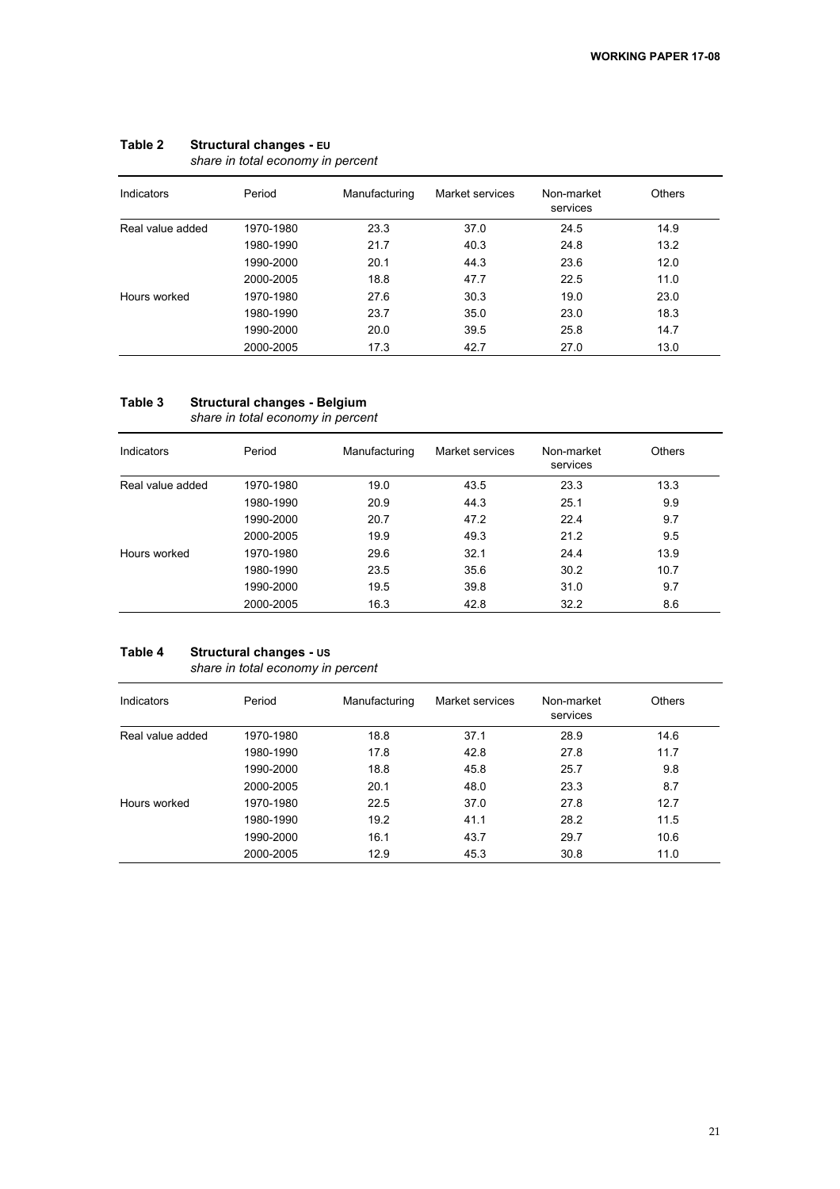**Table 2 Structural changes - EU**
*share in total economy in percent*

| Indicators | Period | Manufacturing | Market services | Non-market services | Others |
|---|---|---|---|---|---|
| Real value added | 1970-1980 | 23.3 | 37.0 | 24.5 | 14.9 |
| | 1980-1990 | 21.7 | 40.3 | 24.8 | 13.2 |
| | 1990-2000 | 20.1 | 44.3 | 23.6 | 12.0 |
| | 2000-2005 | 18.8 | 47.7 | 22.5 | 11.0 |
| Hours worked | 1970-1980 | 27.6 | 30.3 | 19.0 | 23.0 |
| | 1980-1990 | 23.7 | 35.0 | 23.0 | 18.3 |
| | 1990-2000 | 20.0 | 39.5 | 25.8 | 14.7 |
| | 2000-2005 | 17.3 | 42.7 | 27.0 | 13.0 |

**Table 3 Structural changes - Belgium**
*share in total economy in percent*

| Indicators | Period | Manufacturing | Market services | Non-market services | Others |
|---|---|---|---|---|---|
| Real value added | 1970-1980 | 19.0 | 43.5 | 23.3 | 13.3 |
| | 1980-1990 | 20.9 | 44.3 | 25.1 | 9.9 |
| | 1990-2000 | 20.7 | 47.2 | 22.4 | 9.7 |
| | 2000-2005 | 19.9 | 49.3 | 21.2 | 9.5 |
| Hours worked | 1970-1980 | 29.6 | 32.1 | 24.4 | 13.9 |
| | 1980-1990 | 23.5 | 35.6 | 30.2 | 10.7 |
| | 1990-2000 | 19.5 | 39.8 | 31.0 | 9.7 |
| | 2000-2005 | 16.3 | 42.8 | 32.2 | 8.6 |

**Table 4 Structural changes - US**
*share in total economy in percent*

| Indicators | Period | Manufacturing | Market services | Non-market services | Others |
|---|---|---|---|---|---|
| Real value added | 1970-1980 | 18.8 | 37.1 | 28.9 | 14.6 |
| | 1980-1990 | 17.8 | 42.8 | 27.8 | 11.7 |
| | 1990-2000 | 18.8 | 45.8 | 25.7 | 9.8 |
| | 2000-2005 | 20.1 | 48.0 | 23.3 | 8.7 |
| Hours worked | 1970-1980 | 22.5 | 37.0 | 27.8 | 12.7 |
| | 1980-1990 | 19.2 | 41.1 | 28.2 | 11.5 |
| | 1990-2000 | 16.1 | 43.7 | 29.7 | 10.6 |
| | 2000-2005 | 12.9 | 45.3 | 30.8 | 11.0 |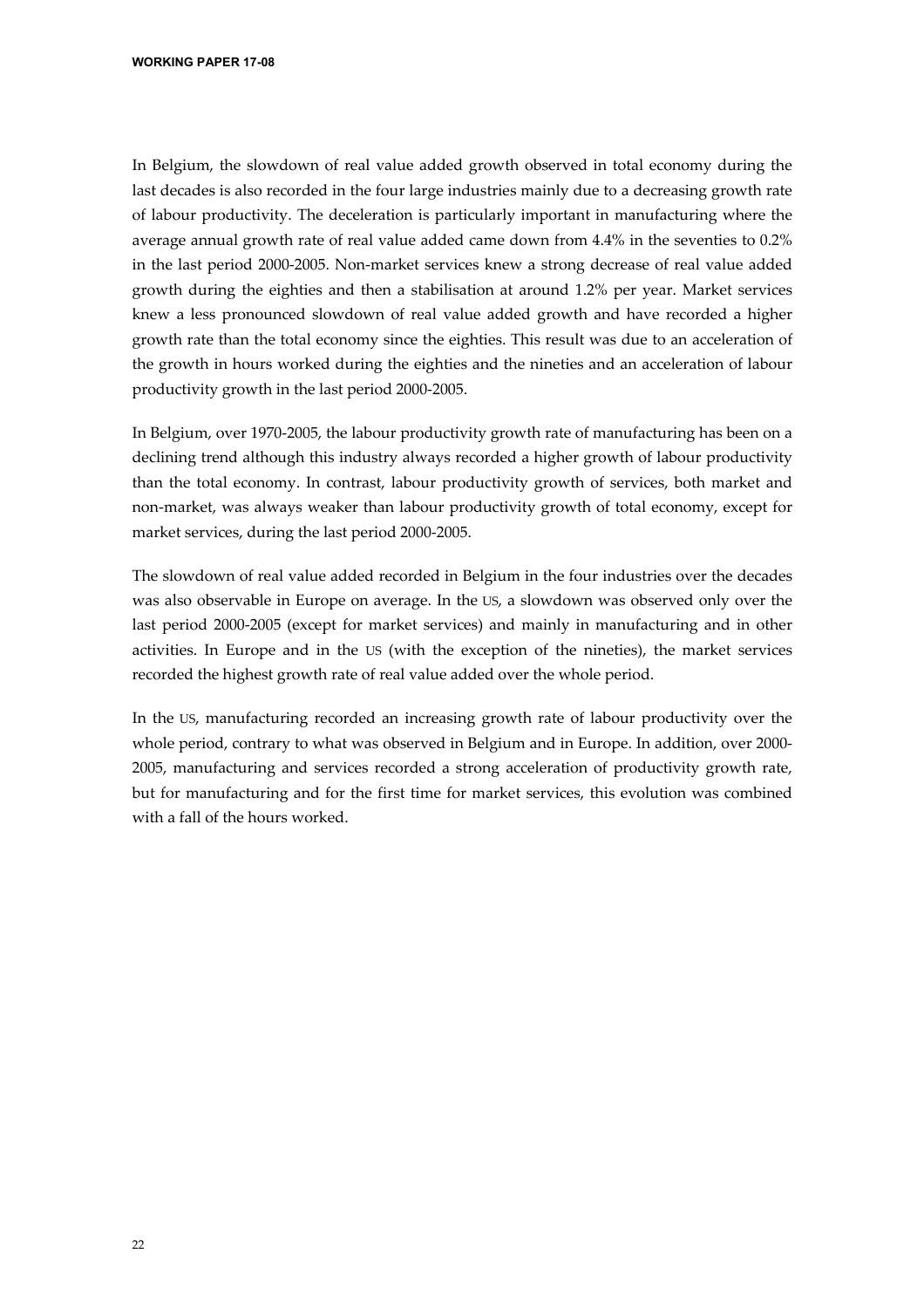In Belgium, the slowdown of real value added growth observed in total economy during the last decades is also recorded in the four large industries mainly due to a decreasing growth rate of labour productivity. The deceleration is particularly important in manufacturing where the average annual growth rate of real value added came down from 4.4% in the seventies to 0.2% in the last period 2000-2005. Non-market services knew a strong decrease of real value added growth during the eighties and then a stabilisation at around 1.2% per year. Market services knew a less pronounced slowdown of real value added growth and have recorded a higher growth rate than the total economy since the eighties. This result was due to an acceleration of the growth in hours worked during the eighties and the nineties and an acceleration of labour productivity growth in the last period 2000-2005.

In Belgium, over 1970-2005, the labour productivity growth rate of manufacturing has been on a declining trend although this industry always recorded a higher growth of labour productivity than the total economy. In contrast, labour productivity growth of services, both market and non-market, was always weaker than labour productivity growth of total economy, except for market services, during the last period 2000-2005.

The slowdown of real value added recorded in Belgium in the four industries over the decades was also observable in Europe on average. In the US, a slowdown was observed only over the last period 2000-2005 (except for market services) and mainly in manufacturing and in other activities. In Europe and in the US (with the exception of the nineties), the market services recorded the highest growth rate of real value added over the whole period.

In the US, manufacturing recorded an increasing growth rate of labour productivity over the whole period, contrary to what was observed in Belgium and in Europe. In addition, over 2000-2005, manufacturing and services recorded a strong acceleration of productivity growth rate, but for manufacturing and for the first time for market services, this evolution was combined with a fall of the hours worked.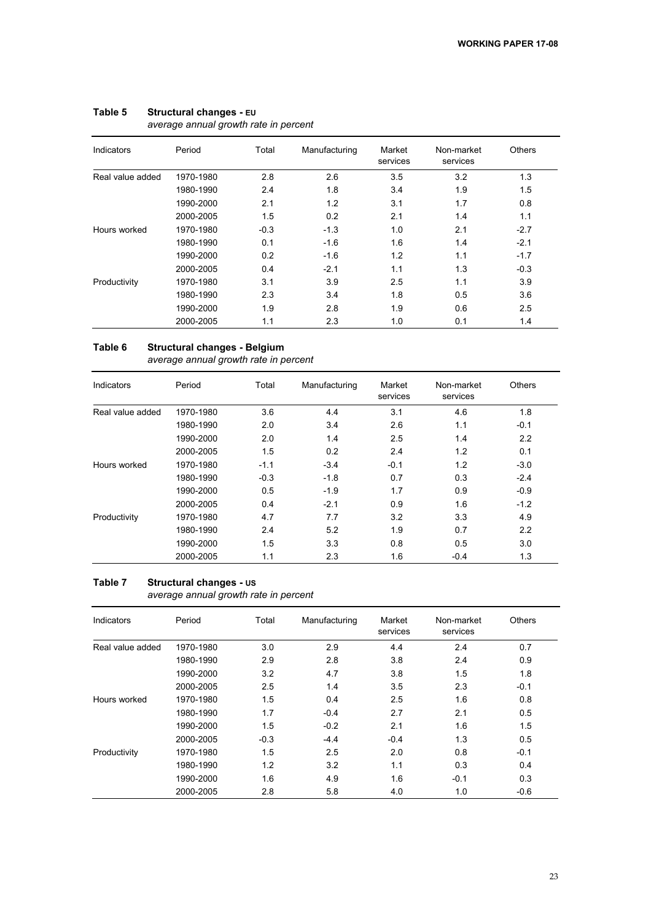**Table 5 Structural changes - EU**
*average annual growth rate in percent*

| Indicators | Period | Total | Manufacturing | Market services | Non-market services | Others |
|---|---|---|---|---|---|---|
| Real value added | 1970-1980 | 2.8 | 2.6 | 3.5 | 3.2 | 1.3 |
| | 1980-1990 | 2.4 | 1.8 | 3.4 | 1.9 | 1.5 |
| | 1990-2000 | 2.1 | 1.2 | 3.1 | 1.7 | 0.8 |
| | 2000-2005 | 1.5 | 0.2 | 2.1 | 1.4 | 1.1 |
| Hours worked | 1970-1980 | -0.3 | -1.3 | 1.0 | 2.1 | -2.7 |
| | 1980-1990 | 0.1 | -1.6 | 1.6 | 1.4 | -2.1 |
| | 1990-2000 | 0.2 | -1.6 | 1.2 | 1.1 | -1.7 |
| | 2000-2005 | 0.4 | -2.1 | 1.1 | 1.3 | -0.3 |
| Productivity | 1970-1980 | 3.1 | 3.9 | 2.5 | 1.1 | 3.9 |
| | 1980-1990 | 2.3 | 3.4 | 1.8 | 0.5 | 3.6 |
| | 1990-2000 | 1.9 | 2.8 | 1.9 | 0.6 | 2.5 |
| | 2000-2005 | 1.1 | 2.3 | 1.0 | 0.1 | 1.4 |

**Table 6 Structural changes - Belgium**
*average annual growth rate in percent*

| Indicators | Period | Total | Manufacturing | Market services | Non-market services | Others |
|---|---|---|---|---|---|---|
| Real value added | 1970-1980 | 3.6 | 4.4 | 3.1 | 4.6 | 1.8 |
| | 1980-1990 | 2.0 | 3.4 | 2.6 | 1.1 | -0.1 |
| | 1990-2000 | 2.0 | 1.4 | 2.5 | 1.4 | 2.2 |
| | 2000-2005 | 1.5 | 0.2 | 2.4 | 1.2 | 0.1 |
| Hours worked | 1970-1980 | -1.1 | -3.4 | -0.1 | 1.2 | -3.0 |
| | 1980-1990 | -0.3 | -1.8 | 0.7 | 0.3 | -2.4 |
| | 1990-2000 | 0.5 | -1.9 | 1.7 | 0.9 | -0.9 |
| | 2000-2005 | 0.4 | -2.1 | 0.9 | 1.6 | -1.2 |
| Productivity | 1970-1980 | 4.7 | 7.7 | 3.2 | 3.3 | 4.9 |
| | 1980-1990 | 2.4 | 5.2 | 1.9 | 0.7 | 2.2 |
| | 1990-2000 | 1.5 | 3.3 | 0.8 | 0.5 | 3.0 |
| | 2000-2005 | 1.1 | 2.3 | 1.6 | -0.4 | 1.3 |

**Table 7 Structural changes - US**
*average annual growth rate in percent*

| Indicators | Period | Total | Manufacturing | Market services | Non-market services | Others |
|---|---|---|---|---|---|---|
| Real value added | 1970-1980 | 3.0 | 2.9 | 4.4 | 2.4 | 0.7 |
| | 1980-1990 | 2.9 | 2.8 | 3.8 | 2.4 | 0.9 |
| | 1990-2000 | 3.2 | 4.7 | 3.8 | 1.5 | 1.8 |
| | 2000-2005 | 2.5 | 1.4 | 3.5 | 2.3 | -0.1 |
| Hours worked | 1970-1980 | 1.5 | 0.4 | 2.5 | 1.6 | 0.8 |
| | 1980-1990 | 1.7 | -0.4 | 2.7 | 2.1 | 0.5 |
| | 1990-2000 | 1.5 | -0.2 | 2.1 | 1.6 | 1.5 |
| | 2000-2005 | -0.3 | -4.4 | -0.4 | 1.3 | 0.5 |
| Productivity | 1970-1980 | 1.5 | 2.5 | 2.0 | 0.8 | -0.1 |
| | 1980-1990 | 1.2 | 3.2 | 1.1 | 0.3 | 0.4 |
| | 1990-2000 | 1.6 | 4.9 | 1.6 | -0.1 | 0.3 |
| | 2000-2005 | 2.8 | 5.8 | 4.0 | 1.0 | -0.6 |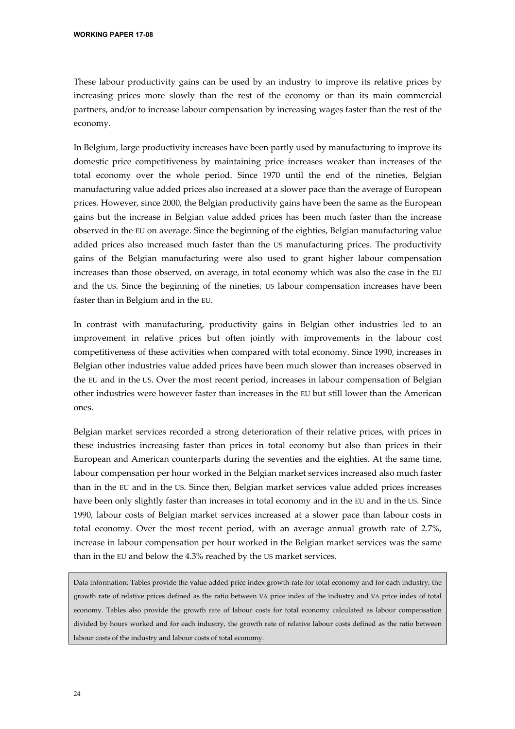These labour productivity gains can be used by an industry to improve its relative prices by increasing prices more slowly than the rest of the economy or than its main commercial partners, and/or to increase labour compensation by increasing wages faster than the rest of the economy.

In Belgium, large productivity increases have been partly used by manufacturing to improve its domestic price competitiveness by maintaining price increases weaker than increases of the total economy over the whole period. Since 1970 until the end of the nineties, Belgian manufacturing value added prices also increased at a slower pace than the average of European prices. However, since 2000, the Belgian productivity gains have been the same as the European gains but the increase in Belgian value added prices has been much faster than the increase observed in the EU on average. Since the beginning of the eighties, Belgian manufacturing value added prices also increased much faster than the US manufacturing prices. The productivity gains of the Belgian manufacturing were also used to grant higher labour compensation increases than those observed, on average, in total economy which was also the case in the EU and the US. Since the beginning of the nineties, US labour compensation increases have been faster than in Belgium and in the EU.

In contrast with manufacturing, productivity gains in Belgian other industries led to an improvement in relative prices but often jointly with improvements in the labour cost competitiveness of these activities when compared with total economy. Since 1990, increases in Belgian other industries value added prices have been much slower than increases observed in the EU and in the US. Over the most recent period, increases in labour compensation of Belgian other industries were however faster than increases in the EU but still lower than the American ones.

Belgian market services recorded a strong deterioration of their relative prices, with prices in these industries increasing faster than prices in total economy but also than prices in their European and American counterparts during the seventies and the eighties. At the same time, labour compensation per hour worked in the Belgian market services increased also much faster than in the EU and in the US. Since then, Belgian market services value added prices increases have been only slightly faster than increases in total economy and in the EU and in the US. Since 1990, labour costs of Belgian market services increased at a slower pace than labour costs in total economy. Over the most recent period, with an average annual growth rate of 2.7%, increase in labour compensation per hour worked in the Belgian market services was the same than in the EU and below the 4.3% reached by the US market services.

Data information: Tables provide the value added price index growth rate for total economy and for each industry, the growth rate of relative prices defined as the ratio between VA price index of the industry and VA price index of total economy. Tables also provide the growth rate of labour costs for total economy calculated as labour compensation divided by hours worked and for each industry, the growth rate of relative labour costs defined as the ratio between labour costs of the industry and labour costs of total economy.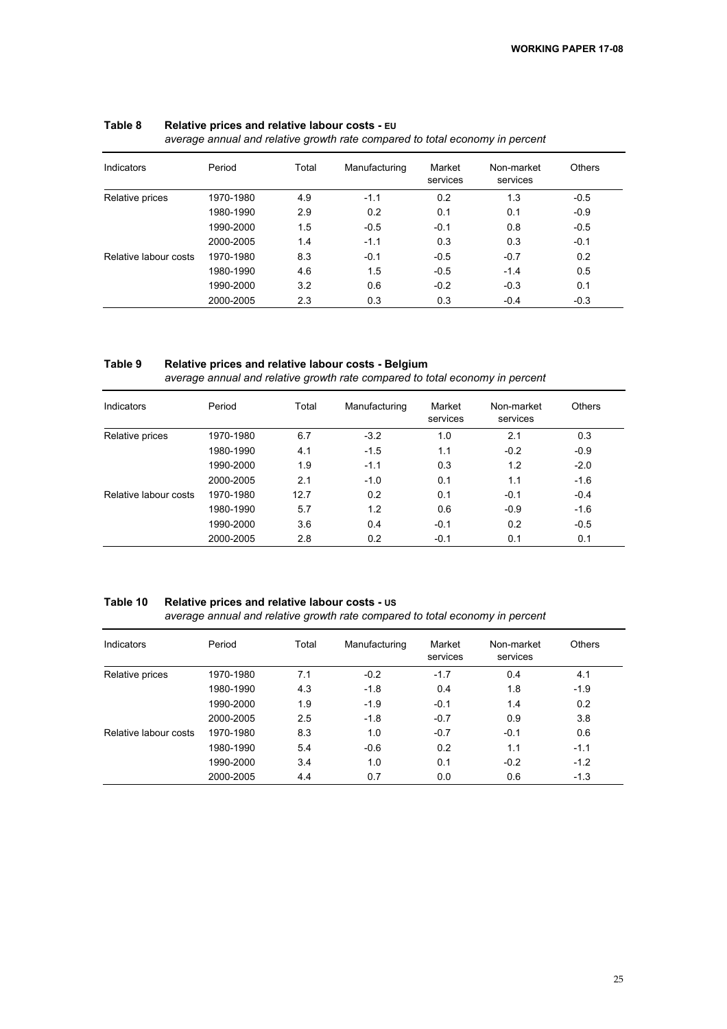**Table 8 Relative prices and relative labour costs - EU**
*average annual and relative growth rate compared to total economy in percent*

| Indicators | Period | Total | Manufacturing | Market services | Non-market services | Others |
|---|---|---|---|---|---|---|
| Relative prices | 1970-1980 | 4.9 | -1.1 | 0.2 | 1.3 | -0.5 |
| | 1980-1990 | 2.9 | 0.2 | 0.1 | 0.1 | -0.9 |
| | 1990-2000 | 1.5 | -0.5 | -0.1 | 0.8 | -0.5 |
| | 2000-2005 | 1.4 | -1.1 | 0.3 | 0.3 | -0.1 |
| Relative labour costs | 1970-1980 | 8.3 | -0.1 | -0.5 | -0.7 | 0.2 |
| | 1980-1990 | 4.6 | 1.5 | -0.5 | -1.4 | 0.5 |
| | 1990-2000 | 3.2 | 0.6 | -0.2 | -0.3 | 0.1 |
| | 2000-2005 | 2.3 | 0.3 | 0.3 | -0.4 | -0.3 |

**Table 9 Relative prices and relative labour costs - Belgium**
*average annual and relative growth rate compared to total economy in percent*

| Indicators | Period | Total | Manufacturing | Market services | Non-market services | Others |
|---|---|---|---|---|---|---|
| Relative prices | 1970-1980 | 6.7 | -3.2 | 1.0 | 2.1 | 0.3 |
| | 1980-1990 | 4.1 | -1.5 | 1.1 | -0.2 | -0.9 |
| | 1990-2000 | 1.9 | -1.1 | 0.3 | 1.2 | -2.0 |
| | 2000-2005 | 2.1 | -1.0 | 0.1 | 1.1 | -1.6 |
| Relative labour costs | 1970-1980 | 12.7 | 0.2 | 0.1 | -0.1 | -0.4 |
| | 1980-1990 | 5.7 | 1.2 | 0.6 | -0.9 | -1.6 |
| | 1990-2000 | 3.6 | 0.4 | -0.1 | 0.2 | -0.5 |
| | 2000-2005 | 2.8 | 0.2 | -0.1 | 0.1 | 0.1 |

**Table 10 Relative prices and relative labour costs - US**
*average annual and relative growth rate compared to total economy in percent*

| Indicators | Period | Total | Manufacturing | Market services | Non-market services | Others |
|---|---|---|---|---|---|---|
| Relative prices | 1970-1980 | 7.1 | -0.2 | -1.7 | 0.4 | 4.1 |
| | 1980-1990 | 4.3 | -1.8 | 0.4 | 1.8 | -1.9 |
| | 1990-2000 | 1.9 | -1.9 | -0.1 | 1.4 | 0.2 |
| | 2000-2005 | 2.5 | -1.8 | -0.7 | 0.9 | 3.8 |
| Relative labour costs | 1970-1980 | 8.3 | 1.0 | -0.7 | -0.1 | 0.6 |
| | 1980-1990 | 5.4 | -0.6 | 0.2 | 1.1 | -1.1 |
| | 1990-2000 | 3.4 | 1.0 | 0.1 | -0.2 | -1.2 |
| | 2000-2005 | 4.4 | 0.7 | 0.0 | 0.6 | -1.3 |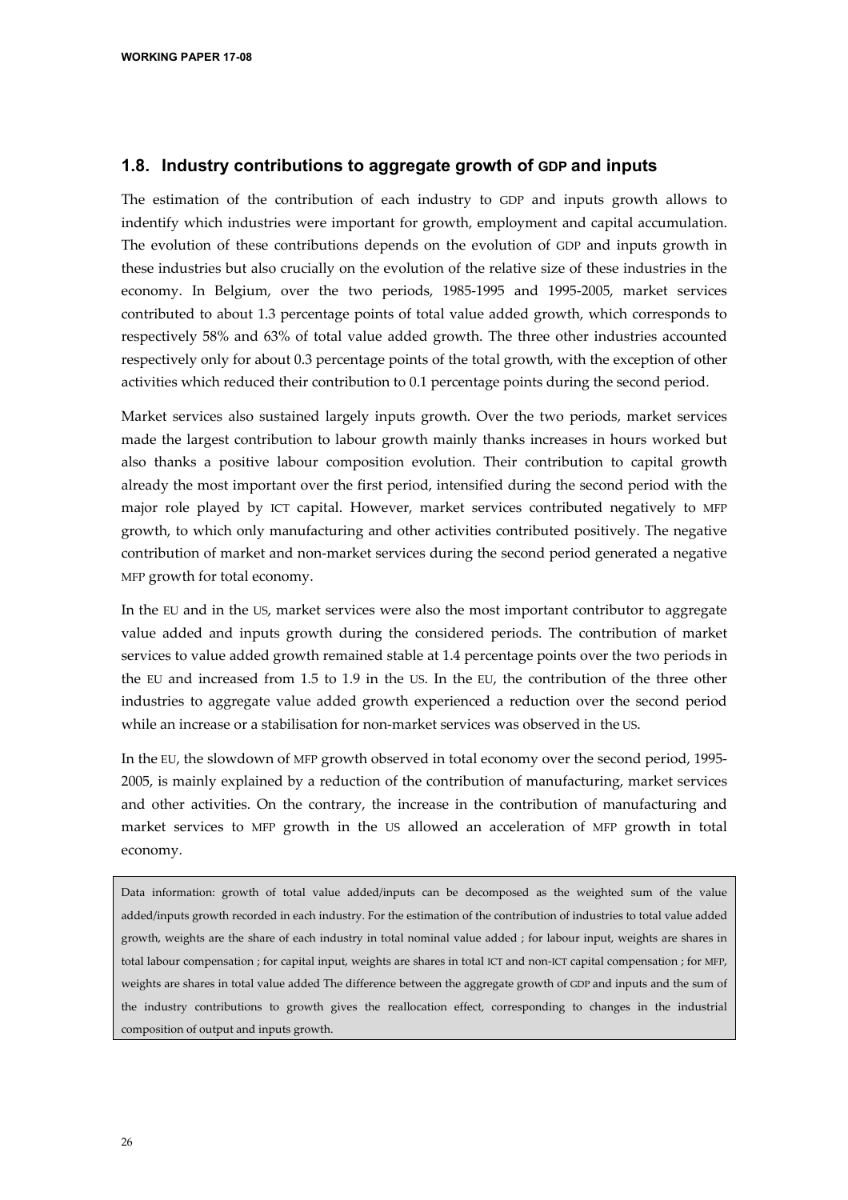## 1.8. Industry contributions to aggregate growth of GDP and inputs

The estimation of the contribution of each industry to GDP and inputs growth allows to indentify which industries were important for growth, employment and capital accumulation. The evolution of these contributions depends on the evolution of GDP and inputs growth in these industries but also crucially on the evolution of the relative size of these industries in the economy. In Belgium, over the two periods, 1985-1995 and 1995-2005, market services contributed to about 1.3 percentage points of total value added growth, which corresponds to respectively 58% and 63% of total value added growth. The three other industries accounted respectively only for about 0.3 percentage points of the total growth, with the exception of other activities which reduced their contribution to 0.1 percentage points during the second period.

Market services also sustained largely inputs growth. Over the two periods, market services made the largest contribution to labour growth mainly thanks increases in hours worked but also thanks a positive labour composition evolution. Their contribution to capital growth already the most important over the first period, intensified during the second period with the major role played by ICT capital. However, market services contributed negatively to MFP growth, to which only manufacturing and other activities contributed positively. The negative contribution of market and non-market services during the second period generated a negative MFP growth for total economy.

In the EU and in the US, market services were also the most important contributor to aggregate value added and inputs growth during the considered periods. The contribution of market services to value added growth remained stable at 1.4 percentage points over the two periods in the EU and increased from 1.5 to 1.9 in the US. In the EU, the contribution of the three other industries to aggregate value added growth experienced a reduction over the second period while an increase or a stabilisation for non-market services was observed in the US.

In the EU, the slowdown of MFP growth observed in total economy over the second period, 1995-2005, is mainly explained by a reduction of the contribution of manufacturing, market services and other activities. On the contrary, the increase in the contribution of manufacturing and market services to MFP growth in the US allowed an acceleration of MFP growth in total economy.

Data information: growth of total value added/inputs can be decomposed as the weighted sum of the value added/inputs growth recorded in each industry. For the estimation of the contribution of industries to total value added growth, weights are the share of each industry in total nominal value added ; for labour input, weights are shares in total labour compensation ; for capital input, weights are shares in total ICT and non-ICT capital compensation ; for MFP, weights are shares in total value added The difference between the aggregate growth of GDP and inputs and the sum of the industry contributions to growth gives the reallocation effect, corresponding to changes in the industrial composition of output and inputs growth.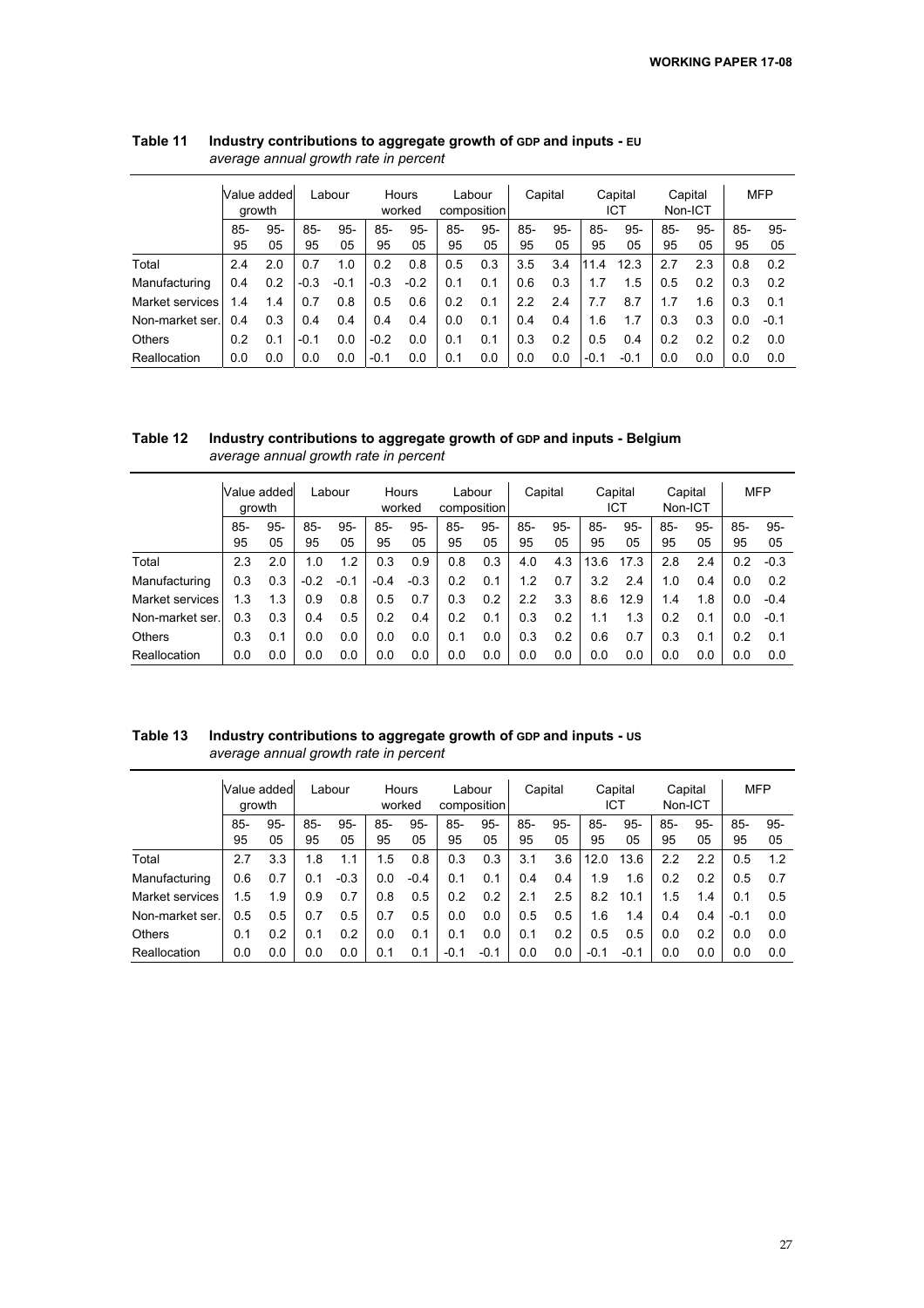**Table 11 Industry contributions to aggregate growth of GDP and inputs - EU**
*average annual growth rate in percent*

| | Value added growth | | Labour | | Hours worked | | Labour composition | | Capital | | Capital ICT | | Capital Non-ICT | | MFP | |
|---|---|---|---|---|---|---|---|---|---|---|---|---|---|---|---|---|
| | 85-95 | 95-05 | 85-95 | 95-05 | 85-95 | 95-05 | 85-95 | 95-05 | 85-95 | 95-05 | 85-95 | 95-05 | 85-95 | 95-05 | 85-95 | 95-05 |
| Total | 2.4 | 2.0 | 0.7 | 1.0 | 0.2 | 0.8 | 0.5 | 0.3 | 3.5 | 3.4 | 11.4 | 12.3 | 2.7 | 2.3 | 0.8 | 0.2 |
| Manufacturing | 0.4 | 0.2 | -0.3 | -0.1 | -0.3 | -0.2 | 0.1 | 0.1 | 0.6 | 0.3 | 1.7 | 1.5 | 0.5 | 0.2 | 0.3 | 0.2 |
| Market services | 1.4 | 1.4 | 0.7 | 0.8 | 0.5 | 0.6 | 0.2 | 0.1 | 2.2 | 2.4 | 7.7 | 8.7 | 1.7 | 1.6 | 0.3 | 0.1 |
| Non-market ser. | 0.4 | 0.3 | 0.4 | 0.4 | 0.4 | 0.4 | 0.0 | 0.1 | 0.4 | 0.4 | 1.6 | 1.7 | 0.3 | 0.3 | 0.0 | -0.1 |
| Others | 0.2 | 0.1 | -0.1 | 0.0 | -0.2 | 0.0 | 0.1 | 0.1 | 0.3 | 0.2 | 0.5 | 0.4 | 0.2 | 0.2 | 0.2 | 0.0 |
| Reallocation | 0.0 | 0.0 | 0.0 | 0.0 | -0.1 | 0.0 | 0.1 | 0.0 | 0.0 | 0.0 | -0.1 | -0.1 | 0.0 | 0.0 | 0.0 | 0.0 |

**Table 12 Industry contributions to aggregate growth of GDP and inputs - Belgium**
*average annual growth rate in percent*

| | Value added growth | | Labour | | Hours worked | | Labour composition | | Capital | | Capital ICT | | Capital Non-ICT | | MFP | |
|---|---|---|---|---|---|---|---|---|---|---|---|---|---|---|---|---|
| | 85-95 | 95-05 | 85-95 | 95-05 | 85-95 | 95-05 | 85-95 | 95-05 | 85-95 | 95-05 | 85-95 | 95-05 | 85-95 | 95-05 | 85-95 | 95-05 |
| Total | 2.3 | 2.0 | 1.0 | 1.2 | 0.3 | 0.9 | 0.8 | 0.3 | 4.0 | 4.3 | 13.6 | 17.3 | 2.8 | 2.4 | 0.2 | -0.3 |
| Manufacturing | 0.3 | 0.3 | -0.2 | -0.1 | -0.4 | -0.3 | 0.2 | 0.1 | 1.2 | 0.7 | 3.2 | 2.4 | 1.0 | 0.4 | 0.0 | 0.2 |
| Market services | 1.3 | 1.3 | 0.9 | 0.8 | 0.5 | 0.7 | 0.3 | 0.2 | 2.2 | 3.3 | 8.6 | 12.9 | 1.4 | 1.8 | 0.0 | -0.4 |
| Non-market ser. | 0.3 | 0.3 | 0.4 | 0.5 | 0.2 | 0.4 | 0.2 | 0.1 | 0.3 | 0.2 | 1.1 | 1.3 | 0.2 | 0.1 | 0.0 | -0.1 |
| Others | 0.3 | 0.1 | 0.0 | 0.0 | 0.0 | 0.0 | 0.1 | 0.0 | 0.3 | 0.2 | 0.6 | 0.7 | 0.3 | 0.1 | 0.2 | 0.1 |
| Reallocation | 0.0 | 0.0 | 0.0 | 0.0 | 0.0 | 0.0 | 0.0 | 0.0 | 0.0 | 0.0 | 0.0 | 0.0 | 0.0 | 0.0 | 0.0 | 0.0 |

**Table 13 Industry contributions to aggregate growth of GDP and inputs - US**
*average annual growth rate in percent*

| | Value added growth | | Labour | | Hours worked | | Labour composition | | Capital | | Capital ICT | | Capital Non-ICT | | MFP | |
|---|---|---|---|---|---|---|---|---|---|---|---|---|---|---|---|---|
| | 85-95 | 95-05 | 85-95 | 95-05 | 85-95 | 95-05 | 85-95 | 95-05 | 85-95 | 95-05 | 85-95 | 95-05 | 85-95 | 95-05 | 85-95 | 95-05 |
| Total | 2.7 | 3.3 | 1.8 | 1.1 | 1.5 | 0.8 | 0.3 | 0.3 | 3.1 | 3.6 | 12.0 | 13.6 | 2.2 | 2.2 | 0.5 | 1.2 |
| Manufacturing | 0.6 | 0.7 | 0.1 | -0.3 | 0.0 | -0.4 | 0.1 | 0.1 | 0.4 | 0.4 | 1.9 | 1.6 | 0.2 | 0.2 | 0.5 | 0.7 |
| Market services | 1.5 | 1.9 | 0.9 | 0.7 | 0.8 | 0.5 | 0.2 | 0.2 | 2.1 | 2.5 | 8.2 | 10.1 | 1.5 | 1.4 | 0.1 | 0.5 |
| Non-market ser. | 0.5 | 0.5 | 0.7 | 0.5 | 0.7 | 0.5 | 0.0 | 0.0 | 0.5 | 0.5 | 1.6 | 1.4 | 0.4 | 0.4 | -0.1 | 0.0 |
| Others | 0.1 | 0.2 | 0.1 | 0.2 | 0.0 | 0.1 | 0.1 | 0.0 | 0.1 | 0.2 | 0.5 | 0.5 | 0.0 | 0.2 | 0.0 | 0.0 |
| Reallocation | 0.0 | 0.0 | 0.0 | 0.0 | 0.1 | 0.1 | -0.1 | -0.1 | 0.0 | 0.0 | -0.1 | -0.1 | 0.0 | 0.0 | 0.0 | 0.0 |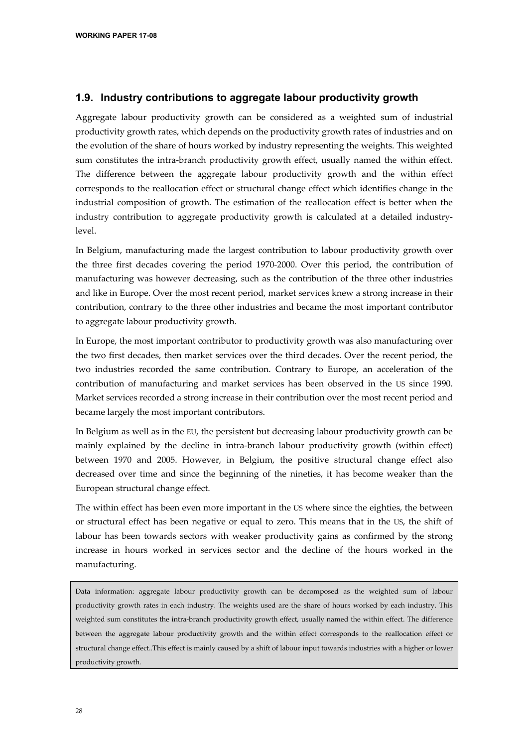## 1.9. Industry contributions to aggregate labour productivity growth

Aggregate labour productivity growth can be considered as a weighted sum of industrial productivity growth rates, which depends on the productivity growth rates of industries and on the evolution of the share of hours worked by industry representing the weights. This weighted sum constitutes the intra-branch productivity growth effect, usually named the within effect. The difference between the aggregate labour productivity growth and the within effect corresponds to the reallocation effect or structural change effect which identifies change in the industrial composition of growth. The estimation of the reallocation effect is better when the industry contribution to aggregate productivity growth is calculated at a detailed industry-level.

In Belgium, manufacturing made the largest contribution to labour productivity growth over the three first decades covering the period 1970-2000. Over this period, the contribution of manufacturing was however decreasing, such as the contribution of the three other industries and like in Europe. Over the most recent period, market services knew a strong increase in their contribution, contrary to the three other industries and became the most important contributor to aggregate labour productivity growth.

In Europe, the most important contributor to productivity growth was also manufacturing over the two first decades, then market services over the third decades. Over the recent period, the two industries recorded the same contribution. Contrary to Europe, an acceleration of the contribution of manufacturing and market services has been observed in the US since 1990. Market services recorded a strong increase in their contribution over the most recent period and became largely the most important contributors.

In Belgium as well as in the EU, the persistent but decreasing labour productivity growth can be mainly explained by the decline in intra-branch labour productivity growth (within effect) between 1970 and 2005. However, in Belgium, the positive structural change effect also decreased over time and since the beginning of the nineties, it has become weaker than the European structural change effect.

The within effect has been even more important in the US where since the eighties, the between or structural effect has been negative or equal to zero. This means that in the US, the shift of labour has been towards sectors with weaker productivity gains as confirmed by the strong increase in hours worked in services sector and the decline of the hours worked in the manufacturing.

Data information: aggregate labour productivity growth can be decomposed as the weighted sum of labour productivity growth rates in each industry. The weights used are the share of hours worked by each industry. This weighted sum constitutes the intra-branch productivity growth effect, usually named the within effect. The difference between the aggregate labour productivity growth and the within effect corresponds to the reallocation effect or structural change effect..This effect is mainly caused by a shift of labour input towards industries with a higher or lower productivity growth.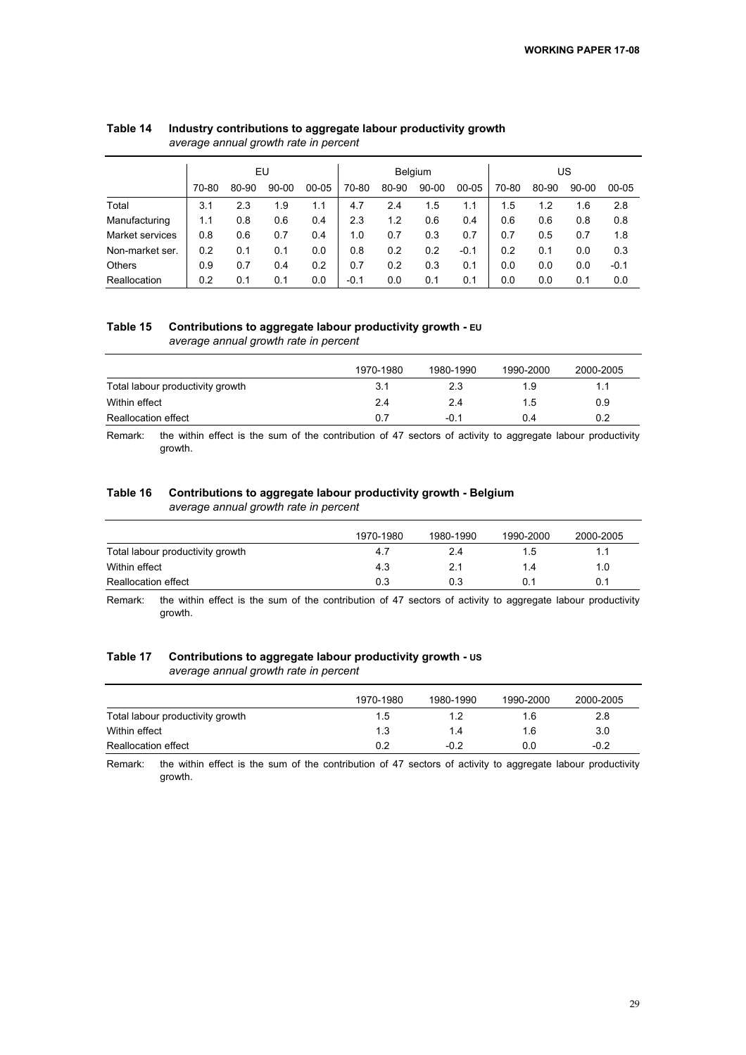**Table 14 Industry contributions to aggregate labour productivity growth**
*average annual growth rate in percent*

| | EU | | | | Belgium | | | | US | | | |
|---|---|---|---|---|---|---|---|---|---|---|---|---|
| | 70-80 | 80-90 | 90-00 | 00-05 | 70-80 | 80-90 | 90-00 | 00-05 | 70-80 | 80-90 | 90-00 | 00-05 |
| Total | 3.1 | 2.3 | 1.9 | 1.1 | 4.7 | 2.4 | 1.5 | 1.1 | 1.5 | 1.2 | 1.6 | 2.8 |
| Manufacturing | 1.1 | 0.8 | 0.6 | 0.4 | 2.3 | 1.2 | 0.6 | 0.4 | 0.6 | 0.6 | 0.8 | 0.8 |
| Market services | 0.8 | 0.6 | 0.7 | 0.4 | 1.0 | 0.7 | 0.3 | 0.7 | 0.7 | 0.5 | 0.7 | 1.8 |
| Non-market ser. | 0.2 | 0.1 | 0.1 | 0.0 | 0.8 | 0.2 | 0.2 | -0.1 | 0.2 | 0.1 | 0.0 | 0.3 |
| Others | 0.9 | 0.7 | 0.4 | 0.2 | 0.7 | 0.2 | 0.3 | 0.1 | 0.0 | 0.0 | 0.0 | -0.1 |
| Reallocation | 0.2 | 0.1 | 0.1 | 0.0 | -0.1 | 0.0 | 0.1 | 0.1 | 0.0 | 0.0 | 0.1 | 0.0 |

**Table 15 Contributions to aggregate labour productivity growth - EU**
*average annual growth rate in percent*

| | 1970-1980 | 1980-1990 | 1990-2000 | 2000-2005 |
|---|---|---|---|---|
| Total labour productivity growth | 3.1 | 2.3 | 1.9 | 1.1 |
| Within effect | 2.4 | 2.4 | 1.5 | 0.9 |
| Reallocation effect | 0.7 | -0.1 | 0.4 | 0.2 |

Remark: the within effect is the sum of the contribution of 47 sectors of activity to aggregate labour productivity growth.

**Table 16 Contributions to aggregate labour productivity growth - Belgium**
*average annual growth rate in percent*

| | 1970-1980 | 1980-1990 | 1990-2000 | 2000-2005 |
|---|---|---|---|---|
| Total labour productivity growth | 4.7 | 2.4 | 1.5 | 1.1 |
| Within effect | 4.3 | 2.1 | 1.4 | 1.0 |
| Reallocation effect | 0.3 | 0.3 | 0.1 | 0.1 |

Remark: the within effect is the sum of the contribution of 47 sectors of activity to aggregate labour productivity growth.

**Table 17 Contributions to aggregate labour productivity growth - US**
*average annual growth rate in percent*

| | 1970-1980 | 1980-1990 | 1990-2000 | 2000-2005 |
|---|---|---|---|---|
| Total labour productivity growth | 1.5 | 1.2 | 1.6 | 2.8 |
| Within effect | 1.3 | 1.4 | 1.6 | 3.0 |
| Reallocation effect | 0.2 | -0.2 | 0.0 | -0.2 |

Remark: the within effect is the sum of the contribution of 47 sectors of activity to aggregate labour productivity growth.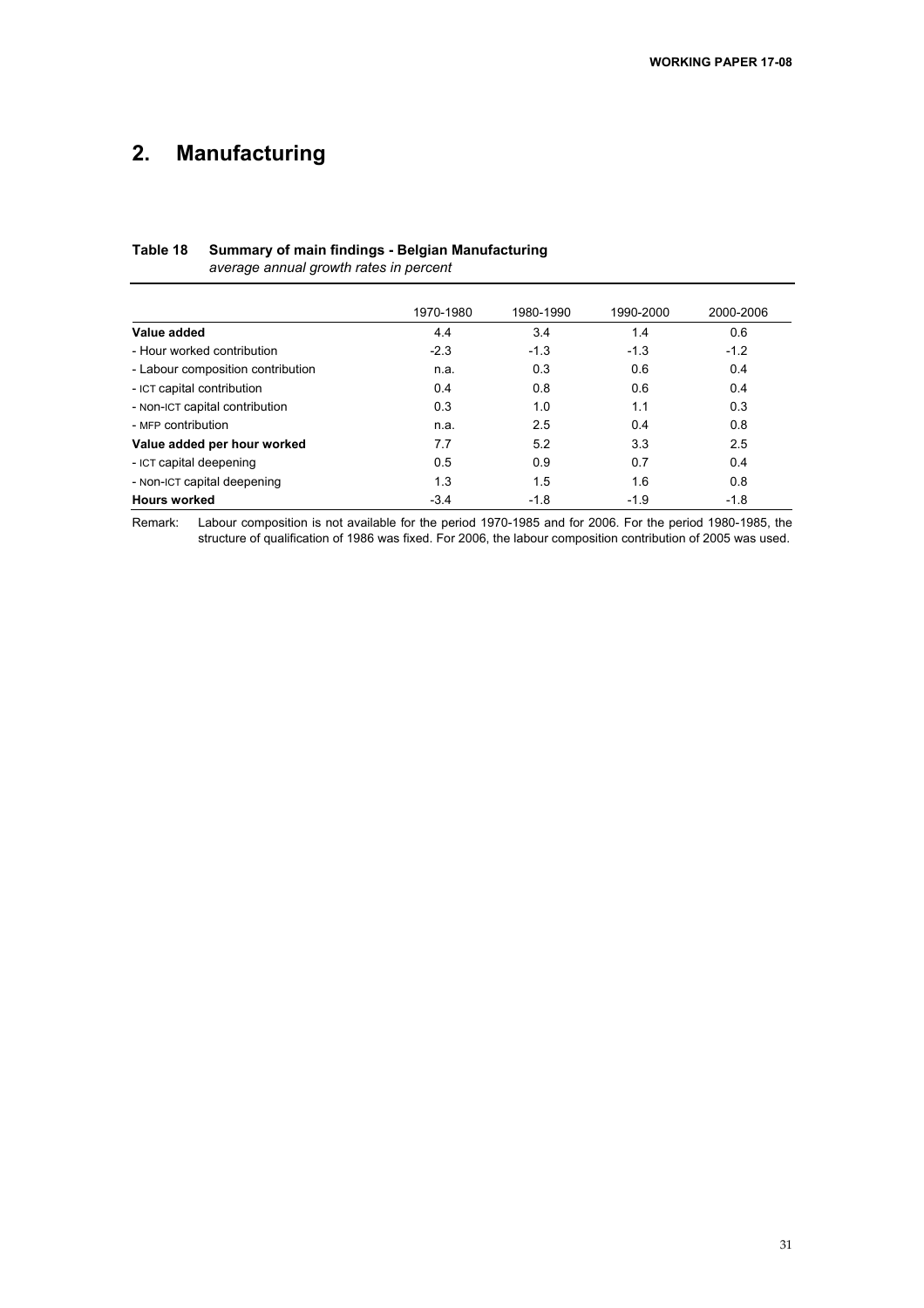## 2. Manufacturing

**Table 18 Summary of main findings - Belgian Manufacturing**
*average annual growth rates in percent*

| | 1970-1980 | 1980-1990 | 1990-2000 | 2000-2006 |
|---|---|---|---|---|
| **Value added** | 4.4 | 3.4 | 1.4 | 0.6 |
| - Hour worked contribution | -2.3 | -1.3 | -1.3 | -1.2 |
| - Labour composition contribution | n.a. | 0.3 | 0.6 | 0.4 |
| - ICT capital contribution | 0.4 | 0.8 | 0.6 | 0.4 |
| - Non-ICT capital contribution | 0.3 | 1.0 | 1.1 | 0.3 |
| - MFP contribution | n.a. | 2.5 | 0.4 | 0.8 |
| **Value added per hour worked** | 7.7 | 5.2 | 3.3 | 2.5 |
| - ICT capital deepening | 0.5 | 0.9 | 0.7 | 0.4 |
| - Non-ICT capital deepening | 1.3 | 1.5 | 1.6 | 0.8 |
| **Hours worked** | -3.4 | -1.8 | -1.9 | -1.8 |

Remark: Labour composition is not available for the period 1970-1985 and for 2006. For the period 1980-1985, the structure of qualification of 1986 was fixed. For 2006, the labour composition contribution of 2005 was used.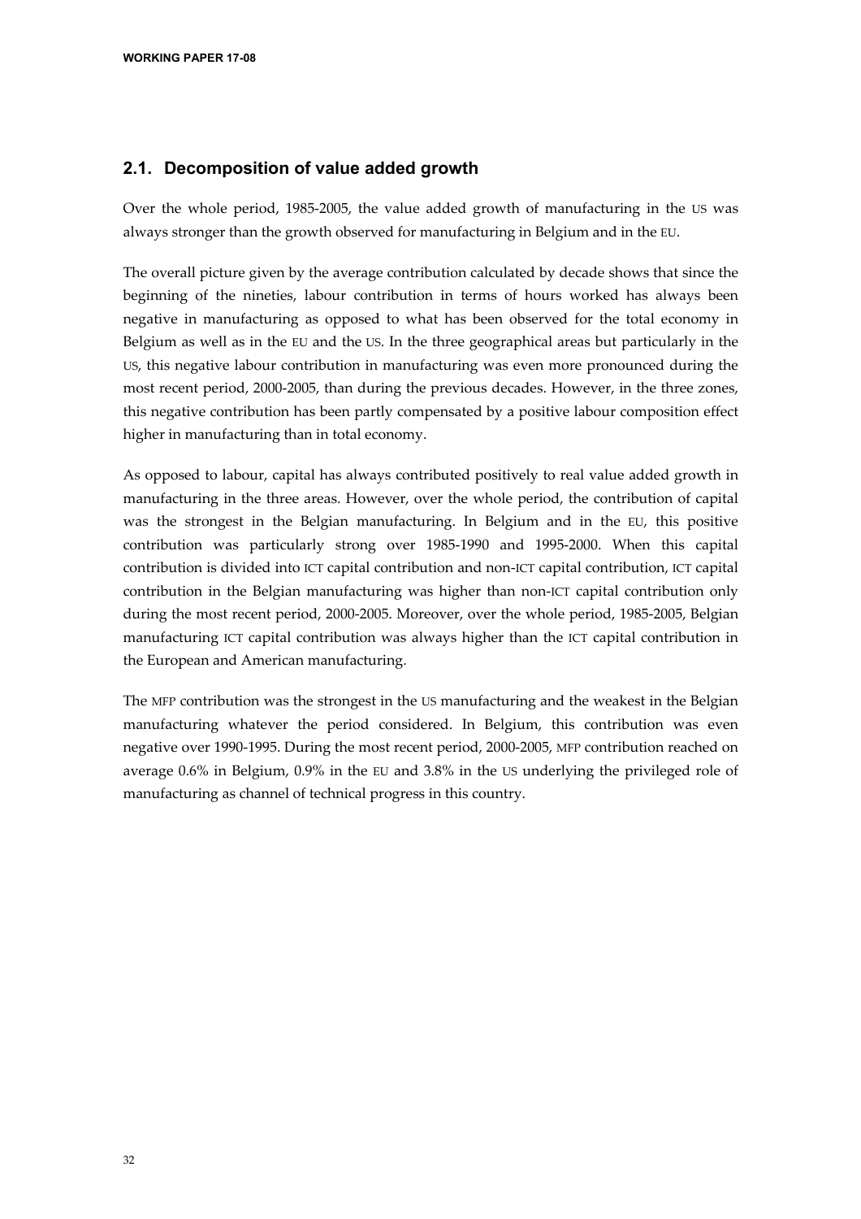## 2.1. Decomposition of value added growth

Over the whole period, 1985-2005, the value added growth of manufacturing in the US was always stronger than the growth observed for manufacturing in Belgium and in the EU.

The overall picture given by the average contribution calculated by decade shows that since the beginning of the nineties, labour contribution in terms of hours worked has always been negative in manufacturing as opposed to what has been observed for the total economy in Belgium as well as in the EU and the US. In the three geographical areas but particularly in the US, this negative labour contribution in manufacturing was even more pronounced during the most recent period, 2000-2005, than during the previous decades. However, in the three zones, this negative contribution has been partly compensated by a positive labour composition effect higher in manufacturing than in total economy.

As opposed to labour, capital has always contributed positively to real value added growth in manufacturing in the three areas. However, over the whole period, the contribution of capital was the strongest in the Belgian manufacturing. In Belgium and in the EU, this positive contribution was particularly strong over 1985-1990 and 1995-2000. When this capital contribution is divided into ICT capital contribution and non-ICT capital contribution, ICT capital contribution in the Belgian manufacturing was higher than non-ICT capital contribution only during the most recent period, 2000-2005. Moreover, over the whole period, 1985-2005, Belgian manufacturing ICT capital contribution was always higher than the ICT capital contribution in the European and American manufacturing.

The MFP contribution was the strongest in the US manufacturing and the weakest in the Belgian manufacturing whatever the period considered. In Belgium, this contribution was even negative over 1990-1995. During the most recent period, 2000-2005, MFP contribution reached on average 0.6% in Belgium, 0.9% in the EU and 3.8% in the US underlying the privileged role of manufacturing as channel of technical progress in this country.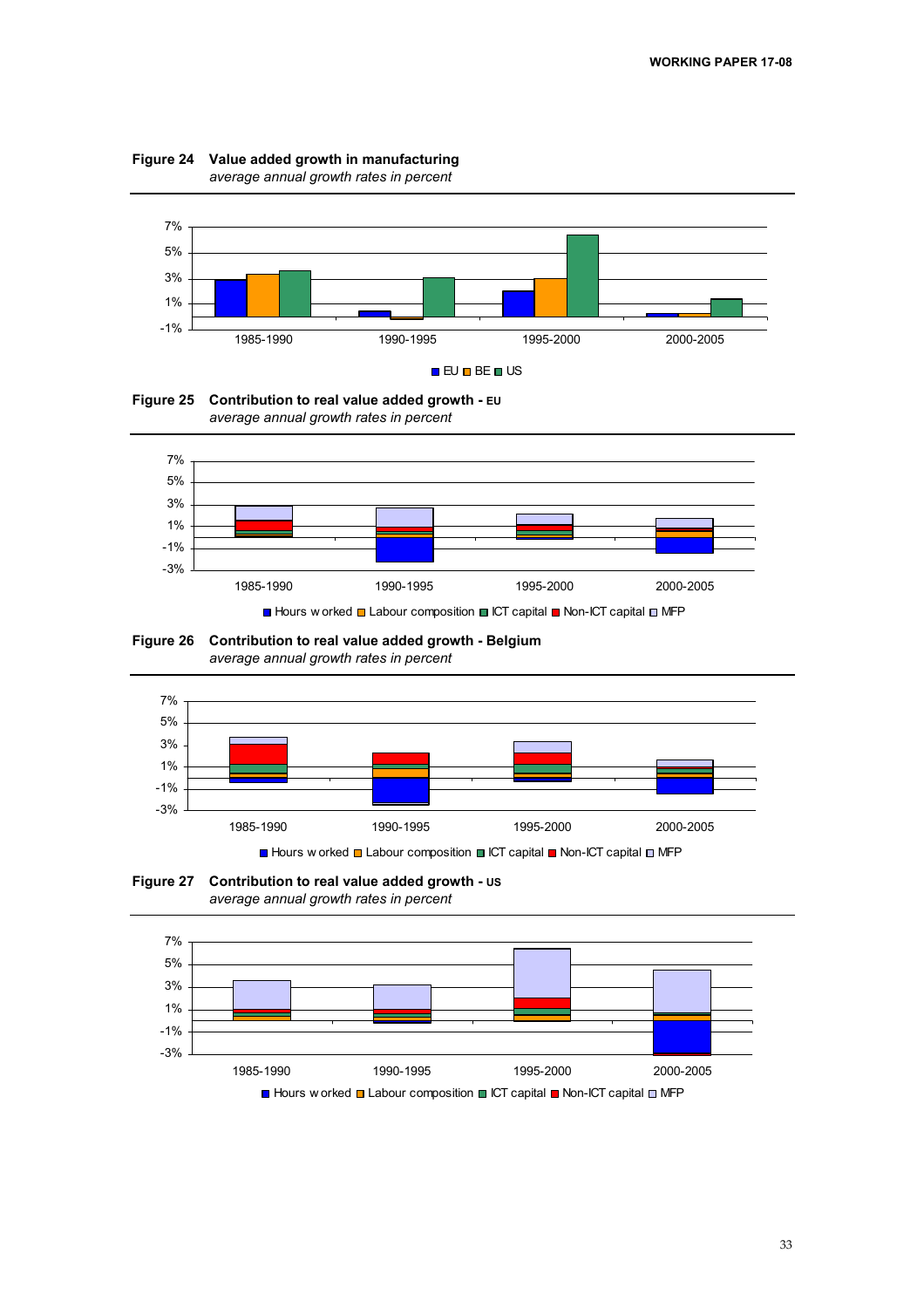**Figure 24 Value added growth in manufacturing**
*average annual growth rates in percent*

7%
5%
3%
1%
-1%
1985-1990
1990-1995
1995-2000
2000-2005
EU BE US

**Figure 25 Contribution to real value added growth - EU**
*average annual growth rates in percent*

7%
5%
3%
1%
-1%
-3%
1985-1990
1990-1995
1995-2000
2000-2005
Hours worked Labour composition ICT capital Non-ICT capital MFP

**Figure 26 Contribution to real value added growth - Belgium**
*average annual growth rates in percent*

7%
5%
3%
1%
-1%
-3%
1985-1990
1990-1995
1995-2000
2000-2005
Hours worked Labour composition ICT capital Non-ICT capital MFP

**Figure 27 Contribution to real value added growth - US**
*average annual growth rates in percent*

7%
5%
3%
1%
-1%
-3%
1985-1990
1990-1995
1995-2000
2000-2005
Hours worked Labour composition ICT capital Non-ICT capital MFP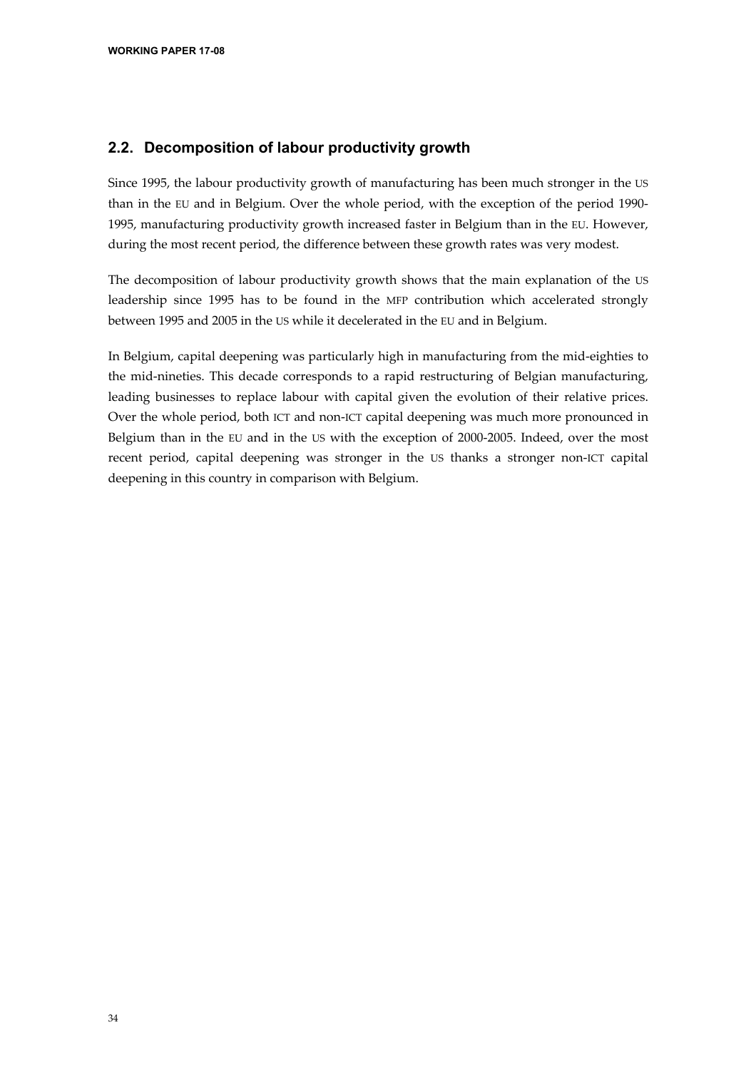## 2.2. Decomposition of labour productivity growth

Since 1995, the labour productivity growth of manufacturing has been much stronger in the US than in the EU and in Belgium. Over the whole period, with the exception of the period 1990-1995, manufacturing productivity growth increased faster in Belgium than in the EU. However, during the most recent period, the difference between these growth rates was very modest.

The decomposition of labour productivity growth shows that the main explanation of the US leadership since 1995 has to be found in the MFP contribution which accelerated strongly between 1995 and 2005 in the US while it decelerated in the EU and in Belgium.

In Belgium, capital deepening was particularly high in manufacturing from the mid-eighties to the mid-nineties. This decade corresponds to a rapid restructuring of Belgian manufacturing, leading businesses to replace labour with capital given the evolution of their relative prices. Over the whole period, both ICT and non-ICT capital deepening was much more pronounced in Belgium than in the EU and in the US with the exception of 2000-2005. Indeed, over the most recent period, capital deepening was stronger in the US thanks a stronger non-ICT capital deepening in this country in comparison with Belgium.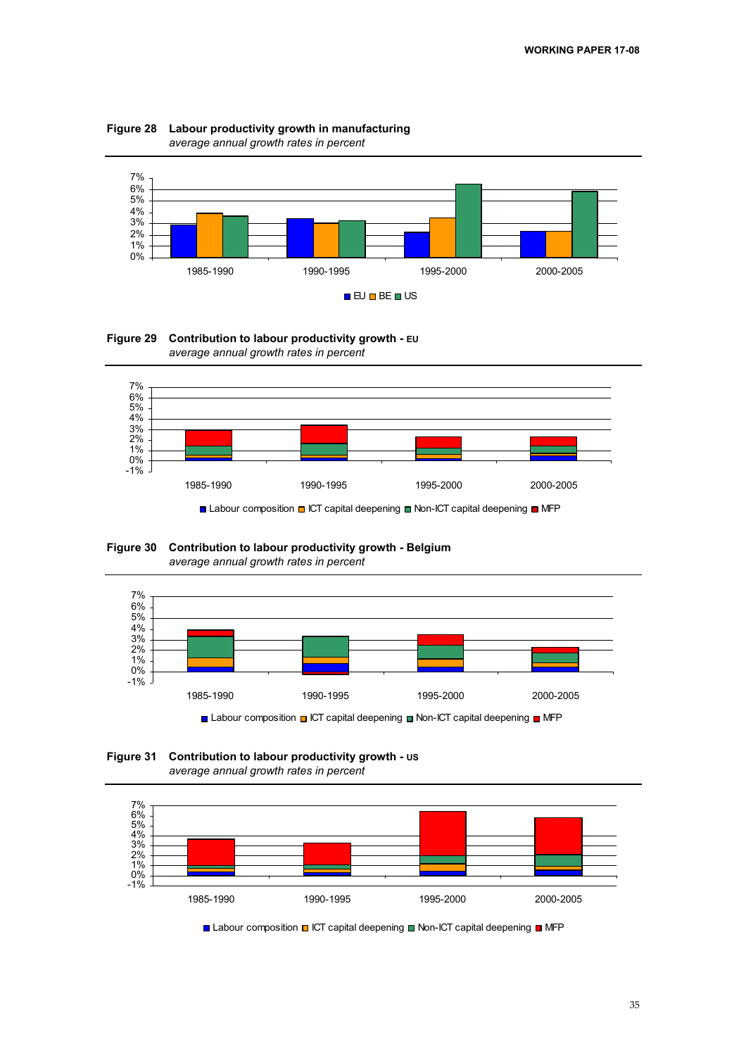**Figure 28 Labour productivity growth in manufacturing**
*average annual growth rates in percent*

7%
6%
5%
4%
3%
2%
1%
0%

1985-1990 1990-1995 1995-2000 2000-2005

EU BE US

**Figure 29 Contribution to labour productivity growth - EU**
*average annual growth rates in percent*

7%
6%
5%
4%
3%
2%
1%
0%
-1%

1985-1990 1990-1995 1995-2000 2000-2005

Labour composition ICT capital deepening Non-ICT capital deepening MFP

**Figure 30 Contribution to labour productivity growth - Belgium**
*average annual growth rates in percent*

7%
6%
5%
4%
3%
2%
1%
0%
-1%

1985-1990 1990-1995 1995-2000 2000-2005

Labour composition ICT capital deepening Non-ICT capital deepening MFP

**Figure 31 Contribution to labour productivity growth - US**
*average annual growth rates in percent*

7%
6%
5%
4%
3%
2%
1%
0%
-1%

1985-1990 1990-1995 1995-2000 2000-2005

Labour composition ICT capital deepening Non-ICT capital deepening MFP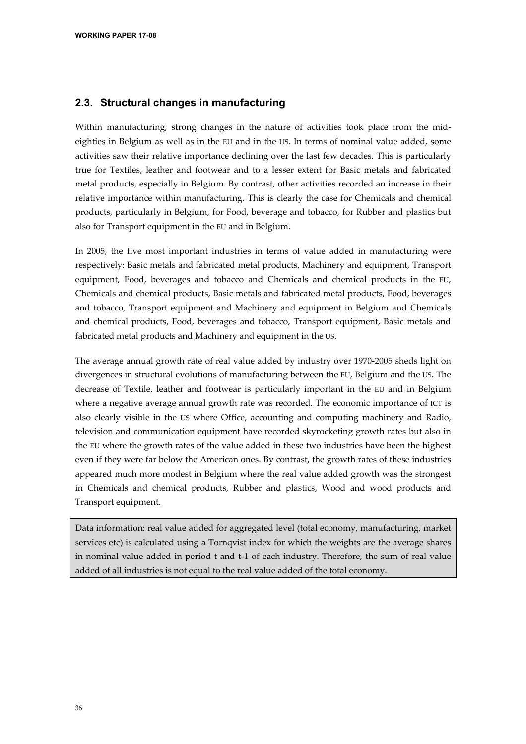## 2.3. Structural changes in manufacturing

Within manufacturing, strong changes in the nature of activities took place from the mid-eighties in Belgium as well as in the EU and in the US. In terms of nominal value added, some activities saw their relative importance declining over the last few decades. This is particularly true for Textiles, leather and footwear and to a lesser extent for Basic metals and fabricated metal products, especially in Belgium. By contrast, other activities recorded an increase in their relative importance within manufacturing. This is clearly the case for Chemicals and chemical products, particularly in Belgium, for Food, beverage and tobacco, for Rubber and plastics but also for Transport equipment in the EU and in Belgium.

In 2005, the five most important industries in terms of value added in manufacturing were respectively: Basic metals and fabricated metal products, Machinery and equipment, Transport equipment, Food, beverages and tobacco and Chemicals and chemical products in the EU, Chemicals and chemical products, Basic metals and fabricated metal products, Food, beverages and tobacco, Transport equipment and Machinery and equipment in Belgium and Chemicals and chemical products, Food, beverages and tobacco, Transport equipment, Basic metals and fabricated metal products and Machinery and equipment in the US.

The average annual growth rate of real value added by industry over 1970-2005 sheds light on divergences in structural evolutions of manufacturing between the EU, Belgium and the US. The decrease of Textile, leather and footwear is particularly important in the EU and in Belgium where a negative average annual growth rate was recorded. The economic importance of ICT is also clearly visible in the US where Office, accounting and computing machinery and Radio, television and communication equipment have recorded skyrocketing growth rates but also in the EU where the growth rates of the value added in these two industries have been the highest even if they were far below the American ones. By contrast, the growth rates of these industries appeared much more modest in Belgium where the real value added growth was the strongest in Chemicals and chemical products, Rubber and plastics, Wood and wood products and Transport equipment.

Data information: real value added for aggregated level (total economy, manufacturing, market services etc) is calculated using a Tornqvist index for which the weights are the average shares in nominal value added in period t and t-1 of each industry. Therefore, the sum of real value added of all industries is not equal to the real value added of the total economy.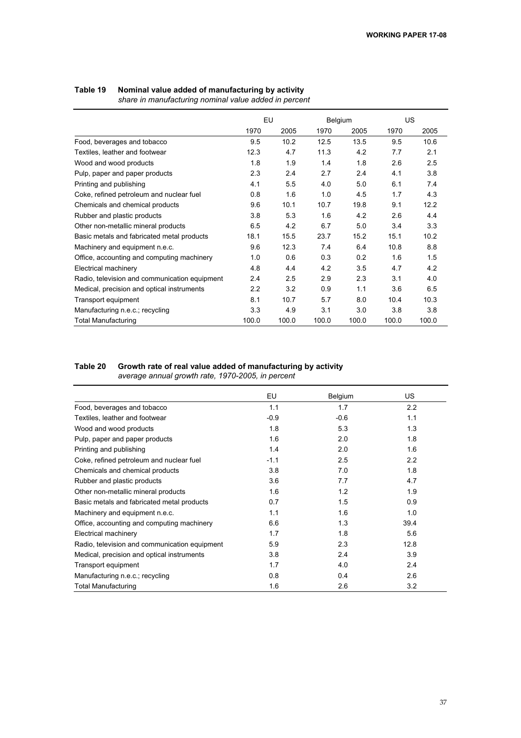**Table 19 Nominal value added of manufacturing by activity**
*share in manufacturing nominal value added in percent*

| | EU | | Belgium | | US | |
|---|---|---|---|---|---|---|
| | 1970 | 2005 | 1970 | 2005 | 1970 | 2005 |
| Food, beverages and tobacco | 9.5 | 10.2 | 12.5 | 13.5 | 9.5 | 10.6 |
| Textiles, leather and footwear | 12.3 | 4.7 | 11.3 | 4.2 | 7.7 | 2.1 |
| Wood and wood products | 1.8 | 1.9 | 1.4 | 1.8 | 2.6 | 2.5 |
| Pulp, paper and paper products | 2.3 | 2.4 | 2.7 | 2.4 | 4.1 | 3.8 |
| Printing and publishing | 4.1 | 5.5 | 4.0 | 5.0 | 6.1 | 7.4 |
| Coke, refined petroleum and nuclear fuel | 0.8 | 1.6 | 1.0 | 4.5 | 1.7 | 4.3 |
| Chemicals and chemical products | 9.6 | 10.1 | 10.7 | 19.8 | 9.1 | 12.2 |
| Rubber and plastic products | 3.8 | 5.3 | 1.6 | 4.2 | 2.6 | 4.4 |
| Other non-metallic mineral products | 6.5 | 4.2 | 6.7 | 5.0 | 3.4 | 3.3 |
| Basic metals and fabricated metal products | 18.1 | 15.5 | 23.7 | 15.2 | 15.1 | 10.2 |
| Machinery and equipment n.e.c. | 9.6 | 12.3 | 7.4 | 6.4 | 10.8 | 8.8 |
| Office, accounting and computing machinery | 1.0 | 0.6 | 0.3 | 0.2 | 1.6 | 1.5 |
| Electrical machinery | 4.8 | 4.4 | 4.2 | 3.5 | 4.7 | 4.2 |
| Radio, television and communication equipment | 2.4 | 2.5 | 2.9 | 2.3 | 3.1 | 4.0 |
| Medical, precision and optical instruments | 2.2 | 3.2 | 0.9 | 1.1 | 3.6 | 6.5 |
| Transport equipment | 8.1 | 10.7 | 5.7 | 8.0 | 10.4 | 10.3 |
| Manufacturing n.e.c.; recycling | 3.3 | 4.9 | 3.1 | 3.0 | 3.8 | 3.8 |
| Total Manufacturing | 100.0 | 100.0 | 100.0 | 100.0 | 100.0 | 100.0 |

**Table 20 Growth rate of real value added of manufacturing by activity**
*average annual growth rate, 1970-2005, in percent*

| | EU | Belgium | US |
|---|---|---|---|
| Food, beverages and tobacco | 1.1 | 1.7 | 2.2 |
| Textiles, leather and footwear | -0.9 | -0.6 | 1.1 |
| Wood and wood products | 1.8 | 5.3 | 1.3 |
| Pulp, paper and paper products | 1.6 | 2.0 | 1.8 |
| Printing and publishing | 1.4 | 2.0 | 1.6 |
| Coke, refined petroleum and nuclear fuel | -1.1 | 2.5 | 2.2 |
| Chemicals and chemical products | 3.8 | 7.0 | 1.8 |
| Rubber and plastic products | 3.6 | 7.7 | 4.7 |
| Other non-metallic mineral products | 1.6 | 1.2 | 1.9 |
| Basic metals and fabricated metal products | 0.7 | 1.5 | 0.9 |
| Machinery and equipment n.e.c. | 1.1 | 1.6 | 1.0 |
| Office, accounting and computing machinery | 6.6 | 1.3 | 39.4 |
| Electrical machinery | 1.7 | 1.8 | 5.6 |
| Radio, television and communication equipment | 5.9 | 2.3 | 12.8 |
| Medical, precision and optical instruments | 3.8 | 2.4 | 3.9 |
| Transport equipment | 1.7 | 4.0 | 2.4 |
| Manufacturing n.e.c.; recycling | 0.8 | 0.4 | 2.6 |
| Total Manufacturing | 1.6 | 2.6 | 3.2 |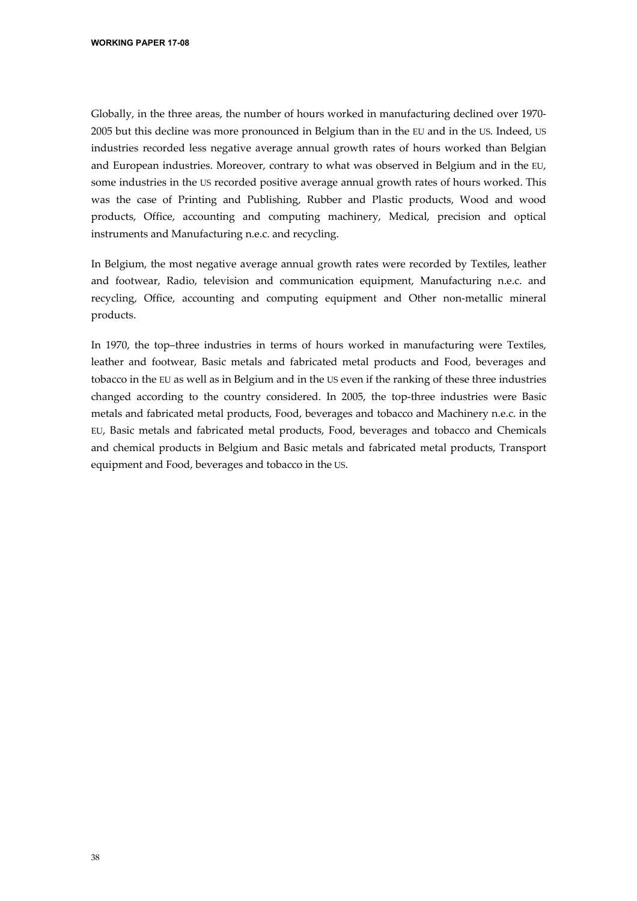Globally, in the three areas, the number of hours worked in manufacturing declined over 1970-2005 but this decline was more pronounced in Belgium than in the EU and in the US. Indeed, US industries recorded less negative average annual growth rates of hours worked than Belgian and European industries. Moreover, contrary to what was observed in Belgium and in the EU, some industries in the US recorded positive average annual growth rates of hours worked. This was the case of Printing and Publishing, Rubber and Plastic products, Wood and wood products, Office, accounting and computing machinery, Medical, precision and optical instruments and Manufacturing n.e.c. and recycling.

In Belgium, the most negative average annual growth rates were recorded by Textiles, leather and footwear, Radio, television and communication equipment, Manufacturing n.e.c. and recycling, Office, accounting and computing equipment and Other non-metallic mineral products.

In 1970, the top–three industries in terms of hours worked in manufacturing were Textiles, leather and footwear, Basic metals and fabricated metal products and Food, beverages and tobacco in the EU as well as in Belgium and in the US even if the ranking of these three industries changed according to the country considered. In 2005, the top-three industries were Basic metals and fabricated metal products, Food, beverages and tobacco and Machinery n.e.c. in the EU, Basic metals and fabricated metal products, Food, beverages and tobacco and Chemicals and chemical products in Belgium and Basic metals and fabricated metal products, Transport equipment and Food, beverages and tobacco in the US.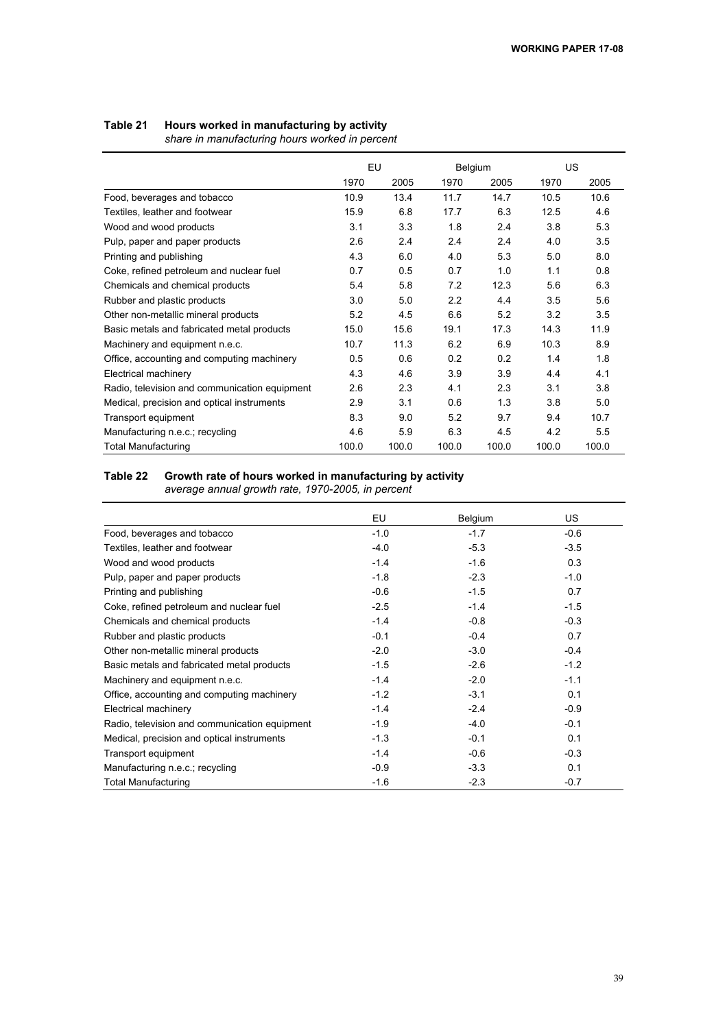**Table 21 Hours worked in manufacturing by activity**
*share in manufacturing hours worked in percent*

| | EU | | Belgium | | US | |
|---|---|---|---|---|---|---|
| | 1970 | 2005 | 1970 | 2005 | 1970 | 2005 |
| Food, beverages and tobacco | 10.9 | 13.4 | 11.7 | 14.7 | 10.5 | 10.6 |
| Textiles, leather and footwear | 15.9 | 6.8 | 17.7 | 6.3 | 12.5 | 4.6 |
| Wood and wood products | 3.1 | 3.3 | 1.8 | 2.4 | 3.8 | 5.3 |
| Pulp, paper and paper products | 2.6 | 2.4 | 2.4 | 2.4 | 4.0 | 3.5 |
| Printing and publishing | 4.3 | 6.0 | 4.0 | 5.3 | 5.0 | 8.0 |
| Coke, refined petroleum and nuclear fuel | 0.7 | 0.5 | 0.7 | 1.0 | 1.1 | 0.8 |
| Chemicals and chemical products | 5.4 | 5.8 | 7.2 | 12.3 | 5.6 | 6.3 |
| Rubber and plastic products | 3.0 | 5.0 | 2.2 | 4.4 | 3.5 | 5.6 |
| Other non-metallic mineral products | 5.2 | 4.5 | 6.6 | 5.2 | 3.2 | 3.5 |
| Basic metals and fabricated metal products | 15.0 | 15.6 | 19.1 | 17.3 | 14.3 | 11.9 |
| Machinery and equipment n.e.c. | 10.7 | 11.3 | 6.2 | 6.9 | 10.3 | 8.9 |
| Office, accounting and computing machinery | 0.5 | 0.6 | 0.2 | 0.2 | 1.4 | 1.8 |
| Electrical machinery | 4.3 | 4.6 | 3.9 | 3.9 | 4.4 | 4.1 |
| Radio, television and communication equipment | 2.6 | 2.3 | 4.1 | 2.3 | 3.1 | 3.8 |
| Medical, precision and optical instruments | 2.9 | 3.1 | 0.6 | 1.3 | 3.8 | 5.0 |
| Transport equipment | 8.3 | 9.0 | 5.2 | 9.7 | 9.4 | 10.7 |
| Manufacturing n.e.c.; recycling | 4.6 | 5.9 | 6.3 | 4.5 | 4.2 | 5.5 |
| Total Manufacturing | 100.0 | 100.0 | 100.0 | 100.0 | 100.0 | 100.0 |

**Table 22 Growth rate of hours worked in manufacturing by activity**
*average annual growth rate, 1970-2005, in percent*

| | EU | Belgium | US |
|---|---|---|---|
| Food, beverages and tobacco | -1.0 | -1.7 | -0.6 |
| Textiles, leather and footwear | -4.0 | -5.3 | -3.5 |
| Wood and wood products | -1.4 | -1.6 | 0.3 |
| Pulp, paper and paper products | -1.8 | -2.3 | -1.0 |
| Printing and publishing | -0.6 | -1.5 | 0.7 |
| Coke, refined petroleum and nuclear fuel | -2.5 | -1.4 | -1.5 |
| Chemicals and chemical products | -1.4 | -0.8 | -0.3 |
| Rubber and plastic products | -0.1 | -0.4 | 0.7 |
| Other non-metallic mineral products | -2.0 | -3.0 | -0.4 |
| Basic metals and fabricated metal products | -1.5 | -2.6 | -1.2 |
| Machinery and equipment n.e.c. | -1.4 | -2.0 | -1.1 |
| Office, accounting and computing machinery | -1.2 | -3.1 | 0.1 |
| Electrical machinery | -1.4 | -2.4 | -0.9 |
| Radio, television and communication equipment | -1.9 | -4.0 | -0.1 |
| Medical, precision and optical instruments | -1.3 | -0.1 | 0.1 |
| Transport equipment | -1.4 | -0.6 | -0.3 |
| Manufacturing n.e.c.; recycling | -0.9 | -3.3 | 0.1 |
| Total Manufacturing | -1.6 | -2.3 | -0.7 |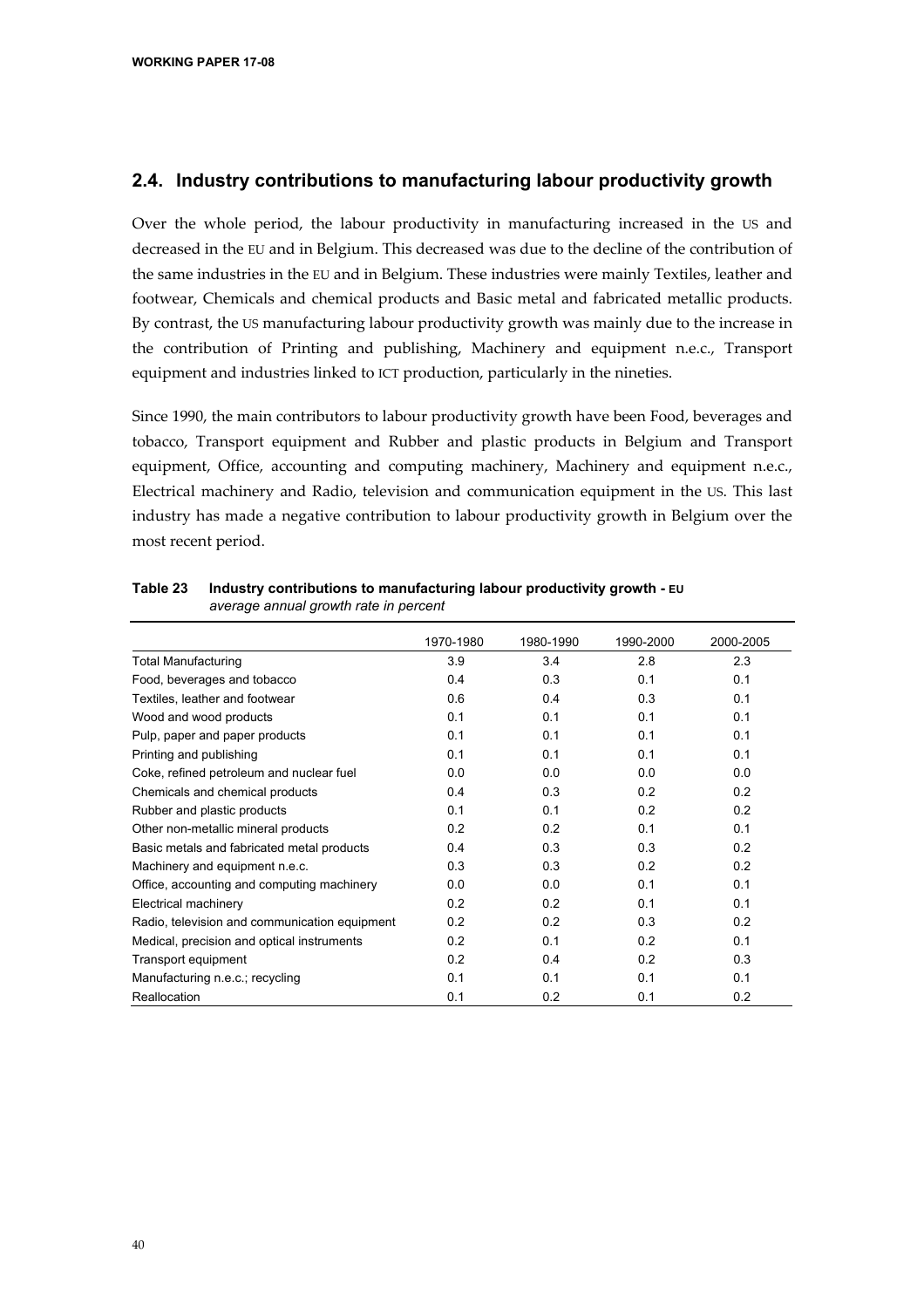## 2.4. Industry contributions to manufacturing labour productivity growth

Over the whole period, the labour productivity in manufacturing increased in the US and decreased in the EU and in Belgium. This decreased was due to the decline of the contribution of the same industries in the EU and in Belgium. These industries were mainly Textiles, leather and footwear, Chemicals and chemical products and Basic metal and fabricated metallic products. By contrast, the US manufacturing labour productivity growth was mainly due to the increase in the contribution of Printing and publishing, Machinery and equipment n.e.c., Transport equipment and industries linked to ICT production, particularly in the nineties.

Since 1990, the main contributors to labour productivity growth have been Food, beverages and tobacco, Transport equipment and Rubber and plastic products in Belgium and Transport equipment, Office, accounting and computing machinery, Machinery and equipment n.e.c., Electrical machinery and Radio, television and communication equipment in the US. This last industry has made a negative contribution to labour productivity growth in Belgium over the most recent period.

**Table 23 Industry contributions to manufacturing labour productivity growth - EU**
*average annual growth rate in percent*

| | 1970-1980 | 1980-1990 | 1990-2000 | 2000-2005 |
|---|---|---|---|---|
| Total Manufacturing | 3.9 | 3.4 | 2.8 | 2.3 |
| Food, beverages and tobacco | 0.4 | 0.3 | 0.1 | 0.1 |
| Textiles, leather and footwear | 0.6 | 0.4 | 0.3 | 0.1 |
| Wood and wood products | 0.1 | 0.1 | 0.1 | 0.1 |
| Pulp, paper and paper products | 0.1 | 0.1 | 0.1 | 0.1 |
| Printing and publishing | 0.1 | 0.1 | 0.1 | 0.1 |
| Coke, refined petroleum and nuclear fuel | 0.0 | 0.0 | 0.0 | 0.0 |
| Chemicals and chemical products | 0.4 | 0.3 | 0.2 | 0.2 |
| Rubber and plastic products | 0.1 | 0.1 | 0.2 | 0.2 |
| Other non-metallic mineral products | 0.2 | 0.2 | 0.1 | 0.1 |
| Basic metals and fabricated metal products | 0.4 | 0.3 | 0.3 | 0.2 |
| Machinery and equipment n.e.c. | 0.3 | 0.3 | 0.2 | 0.2 |
| Office, accounting and computing machinery | 0.0 | 0.0 | 0.1 | 0.1 |
| Electrical machinery | 0.2 | 0.2 | 0.1 | 0.1 |
| Radio, television and communication equipment | 0.2 | 0.2 | 0.3 | 0.2 |
| Medical, precision and optical instruments | 0.2 | 0.1 | 0.2 | 0.1 |
| Transport equipment | 0.2 | 0.4 | 0.2 | 0.3 |
| Manufacturing n.e.c.; recycling | 0.1 | 0.1 | 0.1 | 0.1 |
| Reallocation | 0.1 | 0.2 | 0.1 | 0.2 |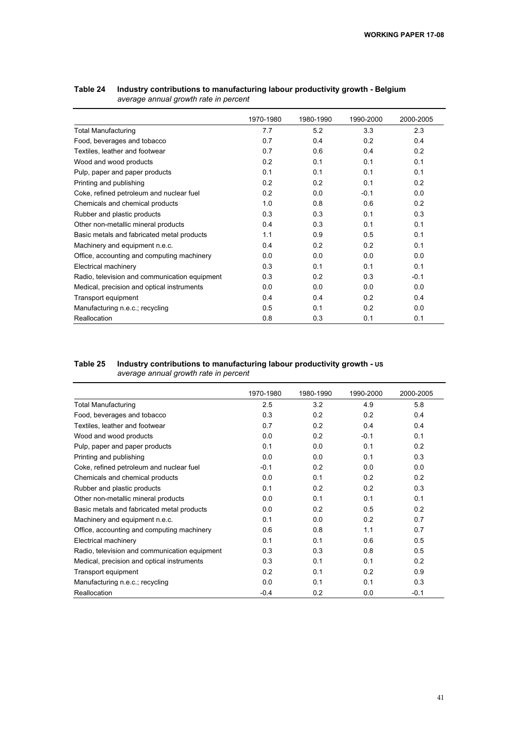**Table 24 Industry contributions to manufacturing labour productivity growth - Belgium**
*average annual growth rate in percent*

| | 1970-1980 | 1980-1990 | 1990-2000 | 2000-2005 |
|---|---|---|---|---|
| Total Manufacturing | 7.7 | 5.2 | 3.3 | 2.3 |
| Food, beverages and tobacco | 0.7 | 0.4 | 0.2 | 0.4 |
| Textiles, leather and footwear | 0.7 | 0.6 | 0.4 | 0.2 |
| Wood and wood products | 0.2 | 0.1 | 0.1 | 0.1 |
| Pulp, paper and paper products | 0.1 | 0.1 | 0.1 | 0.1 |
| Printing and publishing | 0.2 | 0.2 | 0.1 | 0.2 |
| Coke, refined petroleum and nuclear fuel | 0.2 | 0.0 | -0.1 | 0.0 |
| Chemicals and chemical products | 1.0 | 0.8 | 0.6 | 0.2 |
| Rubber and plastic products | 0.3 | 0.3 | 0.1 | 0.3 |
| Other non-metallic mineral products | 0.4 | 0.3 | 0.1 | 0.1 |
| Basic metals and fabricated metal products | 1.1 | 0.9 | 0.5 | 0.1 |
| Machinery and equipment n.e.c. | 0.4 | 0.2 | 0.2 | 0.1 |
| Office, accounting and computing machinery | 0.0 | 0.0 | 0.0 | 0.0 |
| Electrical machinery | 0.3 | 0.1 | 0.1 | 0.1 |
| Radio, television and communication equipment | 0.3 | 0.2 | 0.3 | -0.1 |
| Medical, precision and optical instruments | 0.0 | 0.0 | 0.0 | 0.0 |
| Transport equipment | 0.4 | 0.4 | 0.2 | 0.4 |
| Manufacturing n.e.c.; recycling | 0.5 | 0.1 | 0.2 | 0.0 |
| Reallocation | 0.8 | 0.3 | 0.1 | 0.1 |

**Table 25 Industry contributions to manufacturing labour productivity growth - US**
*average annual growth rate in percent*

| | 1970-1980 | 1980-1990 | 1990-2000 | 2000-2005 |
|---|---|---|---|---|
| Total Manufacturing | 2.5 | 3.2 | 4.9 | 5.8 |
| Food, beverages and tobacco | 0.3 | 0.2 | 0.2 | 0.4 |
| Textiles, leather and footwear | 0.7 | 0.2 | 0.4 | 0.4 |
| Wood and wood products | 0.0 | 0.2 | -0.1 | 0.1 |
| Pulp, paper and paper products | 0.1 | 0.0 | 0.1 | 0.2 |
| Printing and publishing | 0.0 | 0.0 | 0.1 | 0.3 |
| Coke, refined petroleum and nuclear fuel | -0.1 | 0.2 | 0.0 | 0.0 |
| Chemicals and chemical products | 0.0 | 0.1 | 0.2 | 0.2 |
| Rubber and plastic products | 0.1 | 0.2 | 0.2 | 0.3 |
| Other non-metallic mineral products | 0.0 | 0.1 | 0.1 | 0.1 |
| Basic metals and fabricated metal products | 0.0 | 0.2 | 0.5 | 0.2 |
| Machinery and equipment n.e.c. | 0.1 | 0.0 | 0.2 | 0.7 |
| Office, accounting and computing machinery | 0.6 | 0.8 | 1.1 | 0.7 |
| Electrical machinery | 0.1 | 0.1 | 0.6 | 0.5 |
| Radio, television and communication equipment | 0.3 | 0.3 | 0.8 | 0.5 |
| Medical, precision and optical instruments | 0.3 | 0.1 | 0.1 | 0.2 |
| Transport equipment | 0.2 | 0.1 | 0.2 | 0.9 |
| Manufacturing n.e.c.; recycling | 0.0 | 0.1 | 0.1 | 0.3 |
| Reallocation | -0.4 | 0.2 | 0.0 | -0.1 |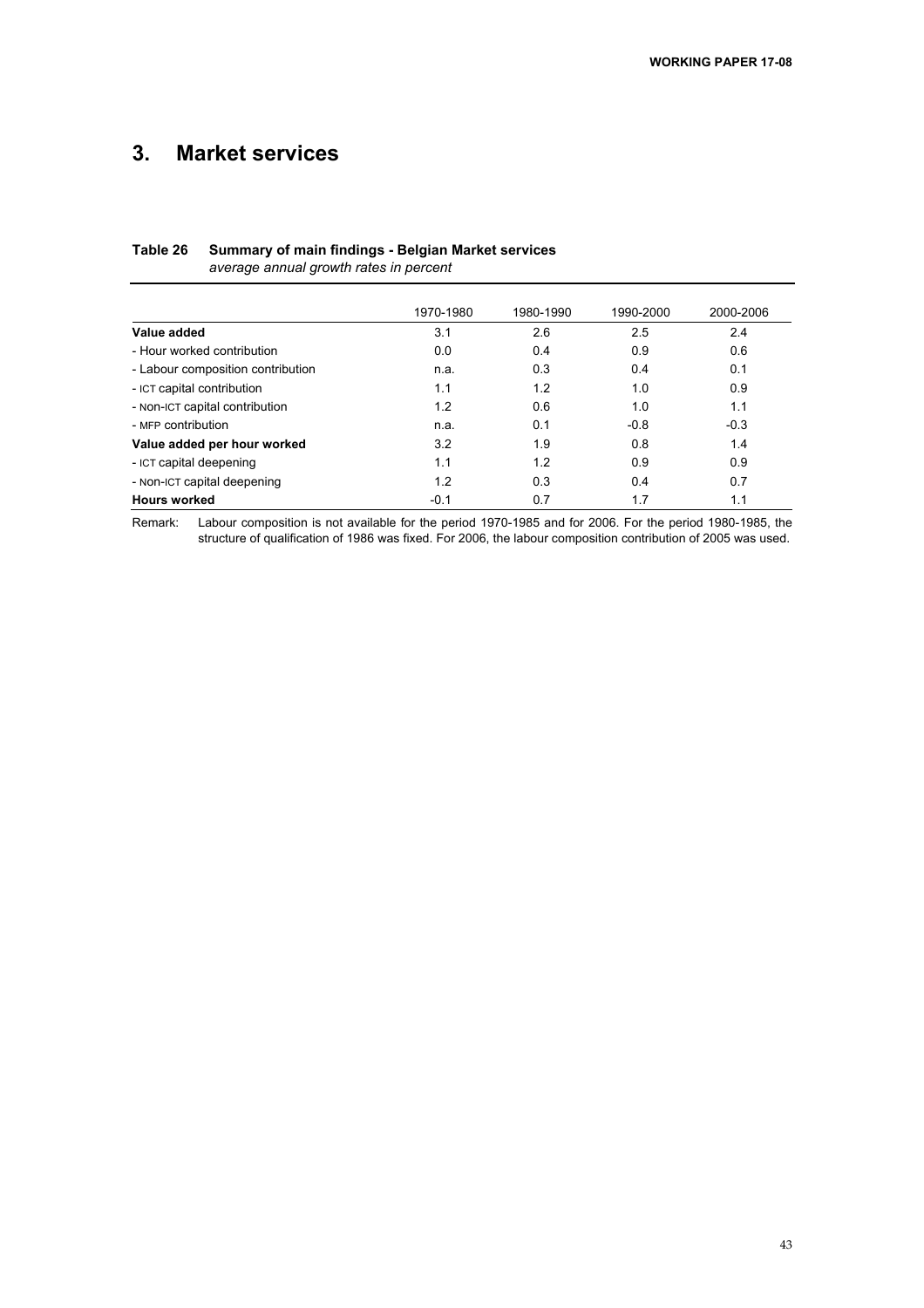# 3. Market services

**Table 26 Summary of main findings - Belgian Market services**
*average annual growth rates in percent*

| | 1970-1980 | 1980-1990 | 1990-2000 | 2000-2006 |
|---|---|---|---|---|
| **Value added** | 3.1 | 2.6 | 2.5 | 2.4 |
| - Hour worked contribution | 0.0 | 0.4 | 0.9 | 0.6 |
| - Labour composition contribution | n.a. | 0.3 | 0.4 | 0.1 |
| - ICT capital contribution | 1.1 | 1.2 | 1.0 | 0.9 |
| - Non-ICT capital contribution | 1.2 | 0.6 | 1.0 | 1.1 |
| - MFP contribution | n.a. | 0.1 | -0.8 | -0.3 |
| **Value added per hour worked** | 3.2 | 1.9 | 0.8 | 1.4 |
| - ICT capital deepening | 1.1 | 1.2 | 0.9 | 0.9 |
| - Non-ICT capital deepening | 1.2 | 0.3 | 0.4 | 0.7 |
| **Hours worked** | -0.1 | 0.7 | 1.7 | 1.1 |

Remark: Labour composition is not available for the period 1970-1985 and for 2006. For the period 1980-1985, the structure of qualification of 1986 was fixed. For 2006, the labour composition contribution of 2005 was used.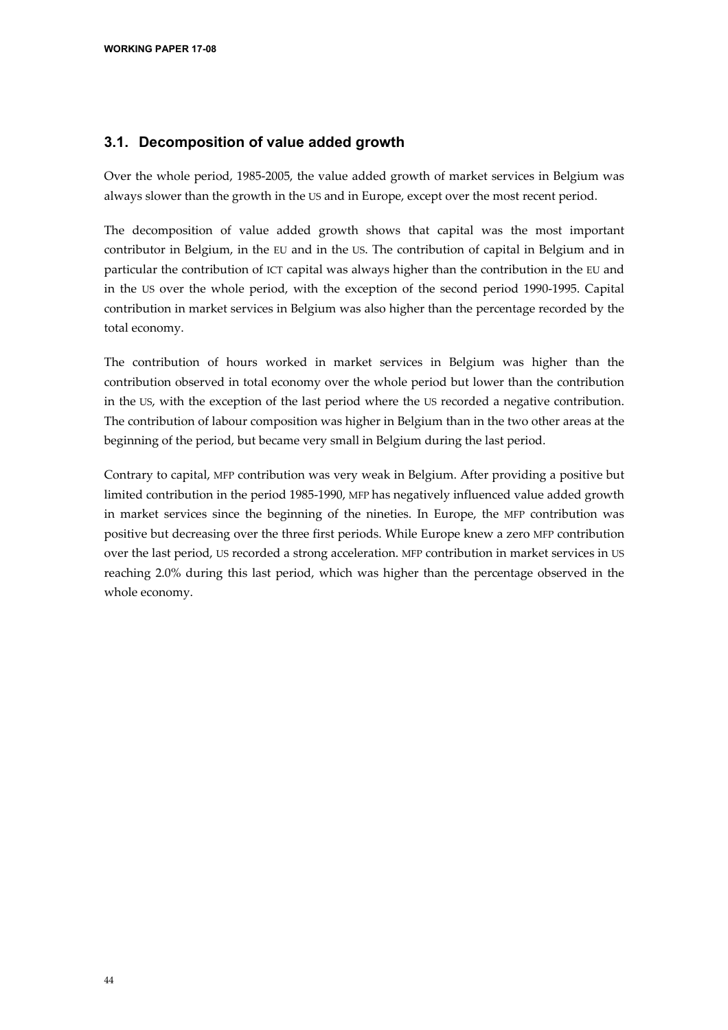## 3.1. Decomposition of value added growth

Over the whole period, 1985-2005, the value added growth of market services in Belgium was always slower than the growth in the US and in Europe, except over the most recent period.

The decomposition of value added growth shows that capital was the most important contributor in Belgium, in the EU and in the US. The contribution of capital in Belgium and in particular the contribution of ICT capital was always higher than the contribution in the EU and in the US over the whole period, with the exception of the second period 1990-1995. Capital contribution in market services in Belgium was also higher than the percentage recorded by the total economy.

The contribution of hours worked in market services in Belgium was higher than the contribution observed in total economy over the whole period but lower than the contribution in the US, with the exception of the last period where the US recorded a negative contribution. The contribution of labour composition was higher in Belgium than in the two other areas at the beginning of the period, but became very small in Belgium during the last period.

Contrary to capital, MFP contribution was very weak in Belgium. After providing a positive but limited contribution in the period 1985-1990, MFP has negatively influenced value added growth in market services since the beginning of the nineties. In Europe, the MFP contribution was positive but decreasing over the three first periods. While Europe knew a zero MFP contribution over the last period, US recorded a strong acceleration. MFP contribution in market services in US reaching 2.0% during this last period, which was higher than the percentage observed in the whole economy.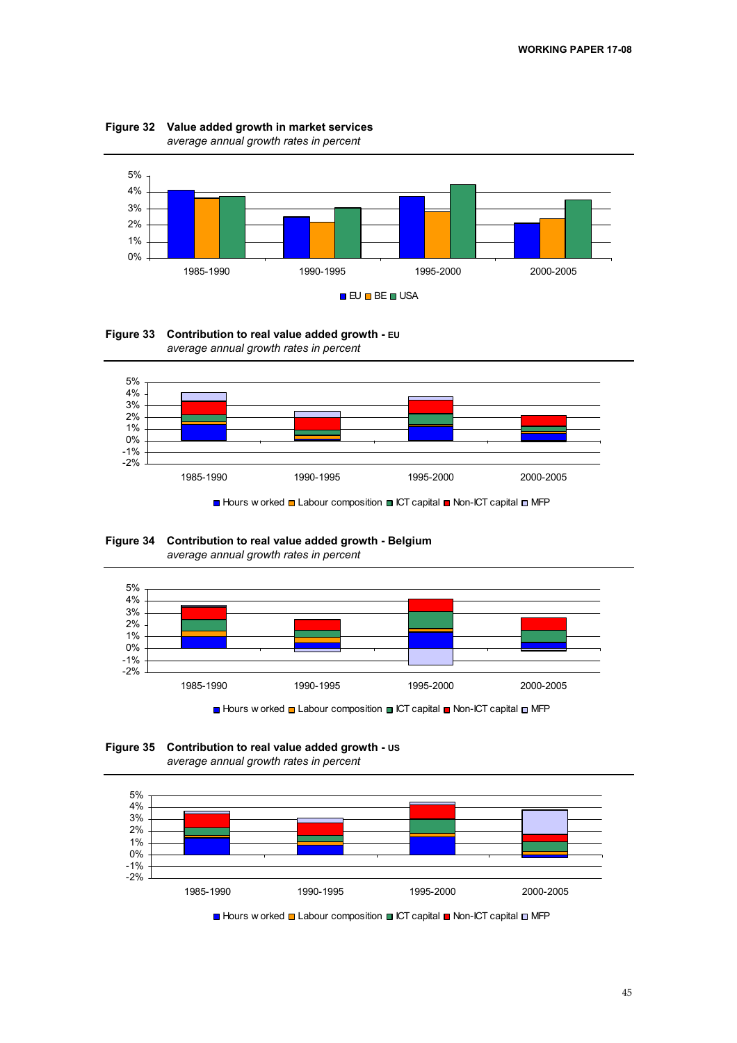**Figure 32 Value added growth in market services**
*average annual growth rates in percent*

5%
4%
3%
2%
1%
0%
1985-1990
1990-1995
1995-2000
2000-2005
EU BE USA

**Figure 33 Contribution to real value added growth - EU**
*average annual growth rates in percent*

5%
4%
3%
2%
1%
0%
-1%
-2%
1985-1990
1990-1995
1995-2000
2000-2005
Hours w orked Labour composition ICT capital Non-ICT capital MFP

**Figure 34 Contribution to real value added growth - Belgium**
*average annual growth rates in percent*

5%
4%
3%
2%
1%
0%
-1%
-2%
1985-1990
1990-1995
1995-2000
2000-2005
Hours w orked Labour composition ICT capital Non-ICT capital MFP

**Figure 35 Contribution to real value added growth - US**
*average annual growth rates in percent*

5%
4%
3%
2%
1%
0%
-1%
-2%
1985-1990
1990-1995
1995-2000
2000-2005
Hours w orked Labour composition ICT capital Non-ICT capital MFP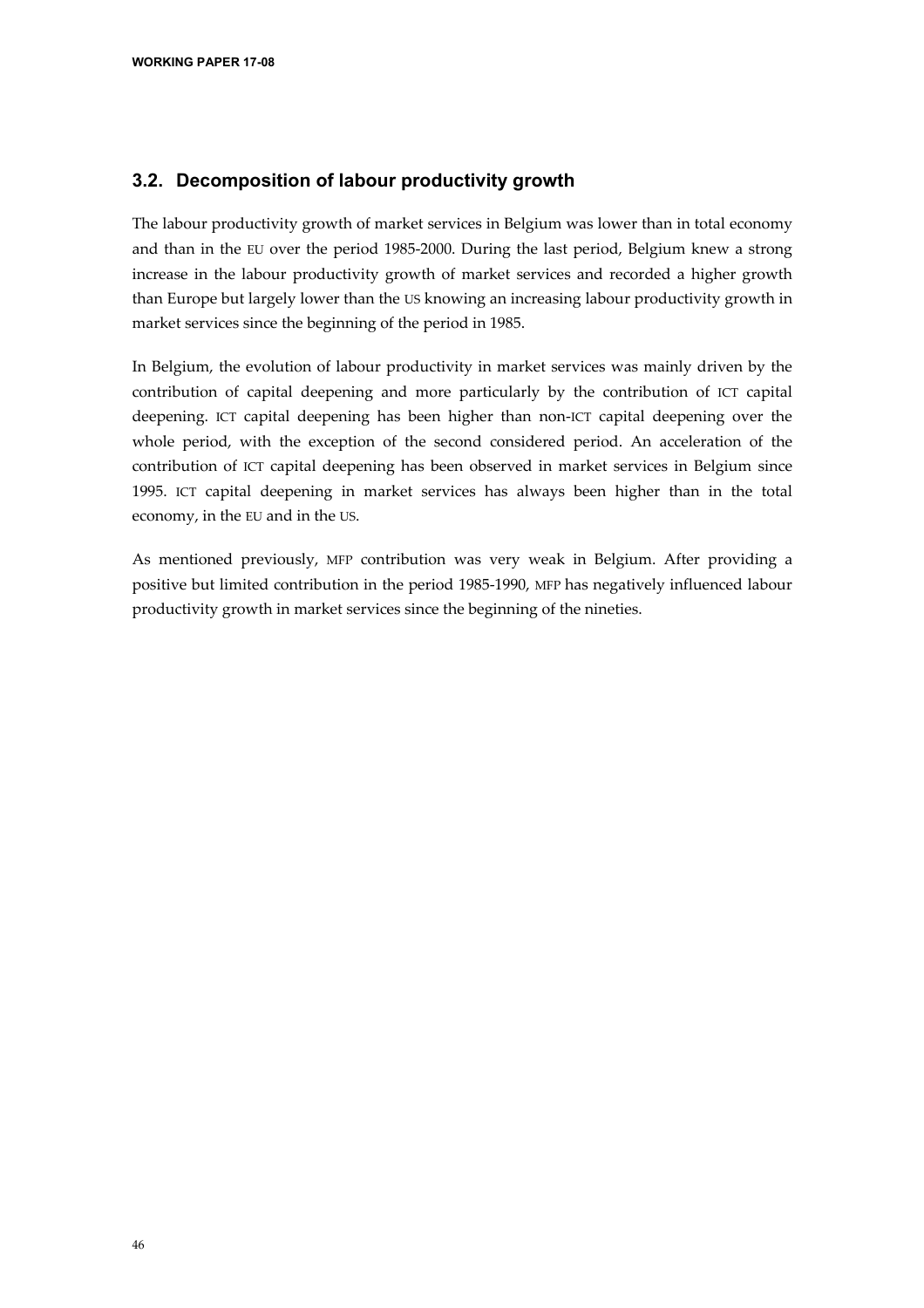## 3.2. Decomposition of labour productivity growth

The labour productivity growth of market services in Belgium was lower than in total economy and than in the EU over the period 1985-2000. During the last period, Belgium knew a strong increase in the labour productivity growth of market services and recorded a higher growth than Europe but largely lower than the US knowing an increasing labour productivity growth in market services since the beginning of the period in 1985.

In Belgium, the evolution of labour productivity in market services was mainly driven by the contribution of capital deepening and more particularly by the contribution of ICT capital deepening. ICT capital deepening has been higher than non-ICT capital deepening over the whole period, with the exception of the second considered period. An acceleration of the contribution of ICT capital deepening has been observed in market services in Belgium since 1995. ICT capital deepening in market services has always been higher than in the total economy, in the EU and in the US.

As mentioned previously, MFP contribution was very weak in Belgium. After providing a positive but limited contribution in the period 1985-1990, MFP has negatively influenced labour productivity growth in market services since the beginning of the nineties.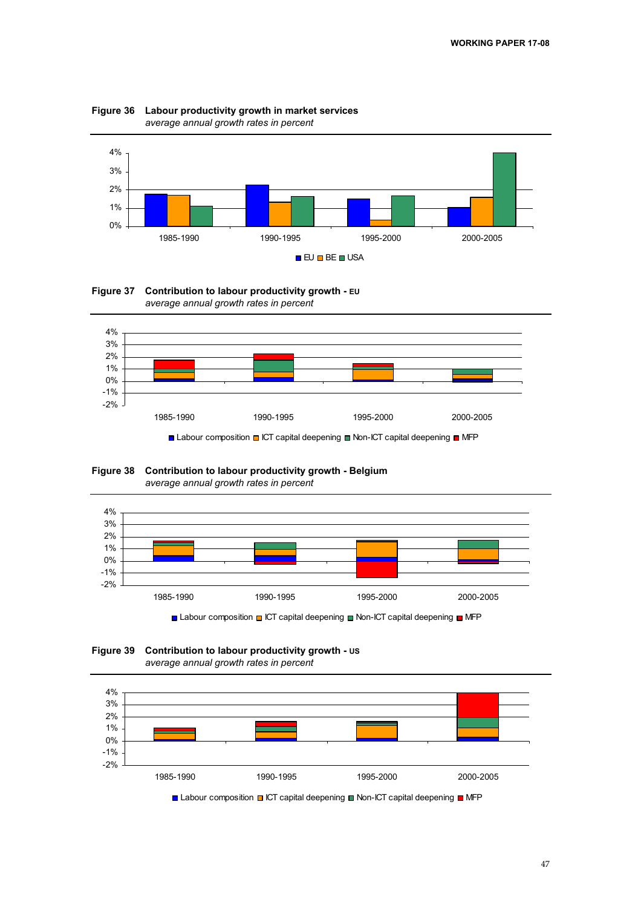**Figure 36 Labour productivity growth in market services**
*average annual growth rates in percent*

4%
3%
2%
1%
0%
1985-1990
1990-1995
1995-2000
2000-2005
EU BE USA

**Figure 37 Contribution to labour productivity growth - EU**
*average annual growth rates in percent*

4%
3%
2%
1%
0%
-1%
-2%
1985-1990
1990-1995
1995-2000
2000-2005
Labour composition ICT capital deepening Non-ICT capital deepening MFP

**Figure 38 Contribution to labour productivity growth - Belgium**
*average annual growth rates in percent*

4%
3%
2%
1%
0%
-1%
-2%
1985-1990
1990-1995
1995-2000
2000-2005
Labour composition ICT capital deepening Non-ICT capital deepening MFP

**Figure 39 Contribution to labour productivity growth - US**
*average annual growth rates in percent*

4%
3%
2%
1%
0%
-1%
-2%
1985-1990
1990-1995
1995-2000
2000-2005
Labour composition ICT capital deepening Non-ICT capital deepening MFP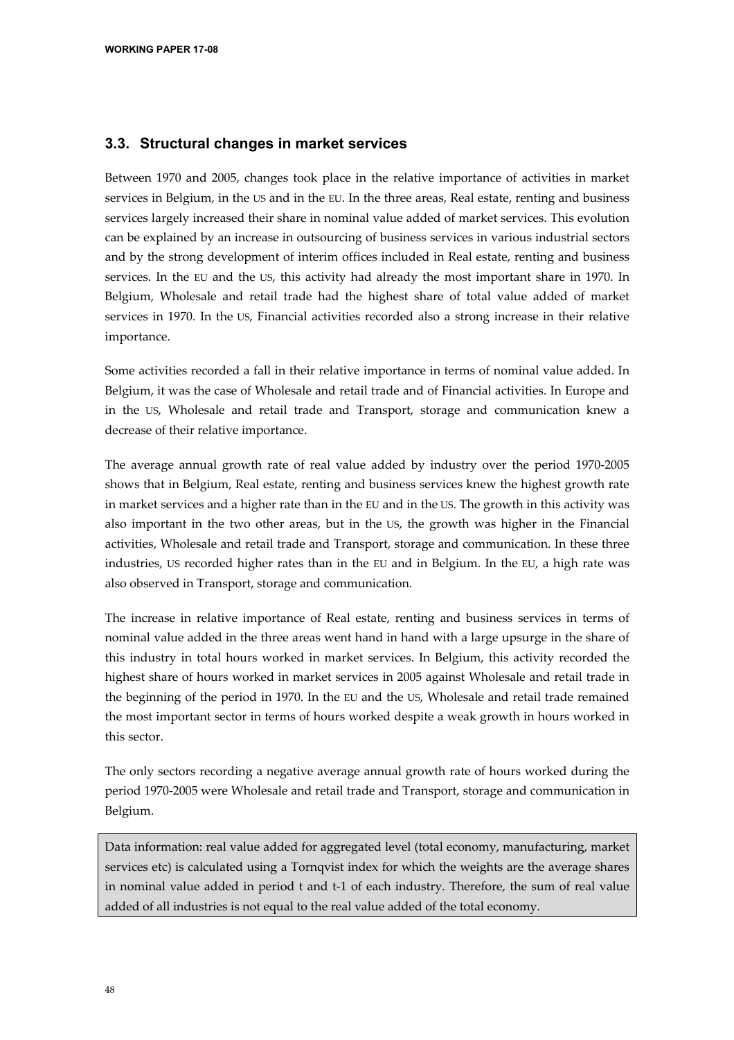### 3.3. Structural changes in market services

Between 1970 and 2005, changes took place in the relative importance of activities in market services in Belgium, in the US and in the EU. In the three areas, Real estate, renting and business services largely increased their share in nominal value added of market services. This evolution can be explained by an increase in outsourcing of business services in various industrial sectors and by the strong development of interim offices included in Real estate, renting and business services. In the EU and the US, this activity had already the most important share in 1970. In Belgium, Wholesale and retail trade had the highest share of total value added of market services in 1970. In the US, Financial activities recorded also a strong increase in their relative importance.

Some activities recorded a fall in their relative importance in terms of nominal value added. In Belgium, it was the case of Wholesale and retail trade and of Financial activities. In Europe and in the US, Wholesale and retail trade and Transport, storage and communication knew a decrease of their relative importance.

The average annual growth rate of real value added by industry over the period 1970-2005 shows that in Belgium, Real estate, renting and business services knew the highest growth rate in market services and a higher rate than in the EU and in the US. The growth in this activity was also important in the two other areas, but in the US, the growth was higher in the Financial activities, Wholesale and retail trade and Transport, storage and communication. In these three industries, US recorded higher rates than in the EU and in Belgium. In the EU, a high rate was also observed in Transport, storage and communication.

The increase in relative importance of Real estate, renting and business services in terms of nominal value added in the three areas went hand in hand with a large upsurge in the share of this industry in total hours worked in market services. In Belgium, this activity recorded the highest share of hours worked in market services in 2005 against Wholesale and retail trade in the beginning of the period in 1970. In the EU and the US, Wholesale and retail trade remained the most important sector in terms of hours worked despite a weak growth in hours worked in this sector.

The only sectors recording a negative average annual growth rate of hours worked during the period 1970-2005 were Wholesale and retail trade and Transport, storage and communication in Belgium.

Data information: real value added for aggregated level (total economy, manufacturing, market services etc) is calculated using a Tornqvist index for which the weights are the average shares in nominal value added in period t and t-1 of each industry. Therefore, the sum of real value added of all industries is not equal to the real value added of the total economy.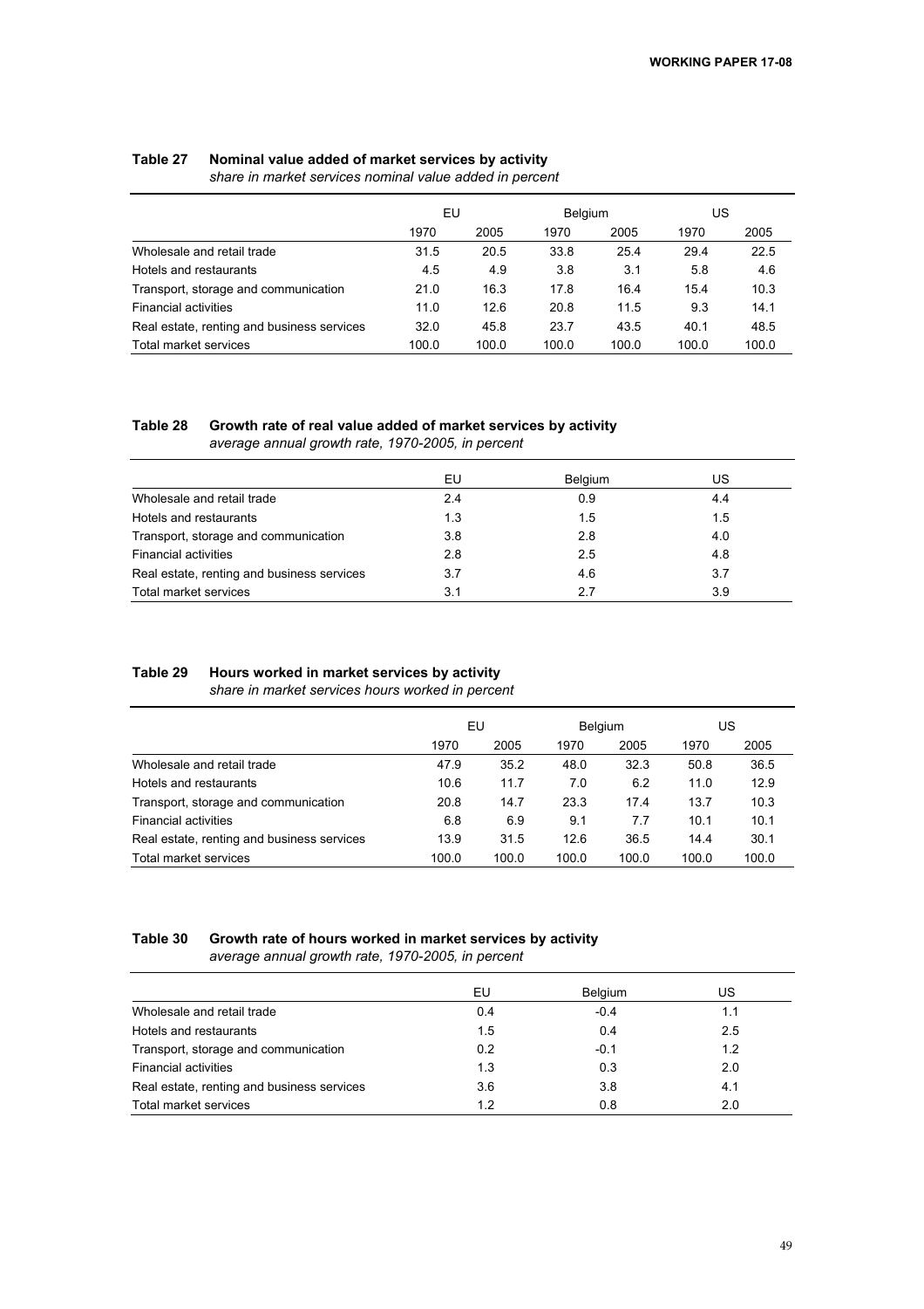**Table 27 Nominal value added of market services by activity**
*share in market services nominal value added in percent*

| | EU | | Belgium | | US | |
|---|---|---|---|---|---|---|
| | 1970 | 2005 | 1970 | 2005 | 1970 | 2005 |
| Wholesale and retail trade | 31.5 | 20.5 | 33.8 | 25.4 | 29.4 | 22.5 |
| Hotels and restaurants | 4.5 | 4.9 | 3.8 | 3.1 | 5.8 | 4.6 |
| Transport, storage and communication | 21.0 | 16.3 | 17.8 | 16.4 | 15.4 | 10.3 |
| Financial activities | 11.0 | 12.6 | 20.8 | 11.5 | 9.3 | 14.1 |
| Real estate, renting and business services | 32.0 | 45.8 | 23.7 | 43.5 | 40.1 | 48.5 |
| Total market services | 100.0 | 100.0 | 100.0 | 100.0 | 100.0 | 100.0 |

**Table 28 Growth rate of real value added of market services by activity**
*average annual growth rate, 1970-2005, in percent*

| | EU | Belgium | US |
|---|---|---|---|
| Wholesale and retail trade | 2.4 | 0.9 | 4.4 |
| Hotels and restaurants | 1.3 | 1.5 | 1.5 |
| Transport, storage and communication | 3.8 | 2.8 | 4.0 |
| Financial activities | 2.8 | 2.5 | 4.8 |
| Real estate, renting and business services | 3.7 | 4.6 | 3.7 |
| Total market services | 3.1 | 2.7 | 3.9 |

**Table 29 Hours worked in market services by activity**
*share in market services hours worked in percent*

| | EU | | Belgium | | US | |
|---|---|---|---|---|---|---|
| | 1970 | 2005 | 1970 | 2005 | 1970 | 2005 |
| Wholesale and retail trade | 47.9 | 35.2 | 48.0 | 32.3 | 50.8 | 36.5 |
| Hotels and restaurants | 10.6 | 11.7 | 7.0 | 6.2 | 11.0 | 12.9 |
| Transport, storage and communication | 20.8 | 14.7 | 23.3 | 17.4 | 13.7 | 10.3 |
| Financial activities | 6.8 | 6.9 | 9.1 | 7.7 | 10.1 | 10.1 |
| Real estate, renting and business services | 13.9 | 31.5 | 12.6 | 36.5 | 14.4 | 30.1 |
| Total market services | 100.0 | 100.0 | 100.0 | 100.0 | 100.0 | 100.0 |

**Table 30 Growth rate of hours worked in market services by activity**
*average annual growth rate, 1970-2005, in percent*

| | EU | Belgium | US |
|---|---|---|---|
| Wholesale and retail trade | 0.4 | -0.4 | 1.1 |
| Hotels and restaurants | 1.5 | 0.4 | 2.5 |
| Transport, storage and communication | 0.2 | -0.1 | 1.2 |
| Financial activities | 1.3 | 0.3 | 2.0 |
| Real estate, renting and business services | 3.6 | 3.8 | 4.1 |
| Total market services | 1.2 | 0.8 | 2.0 |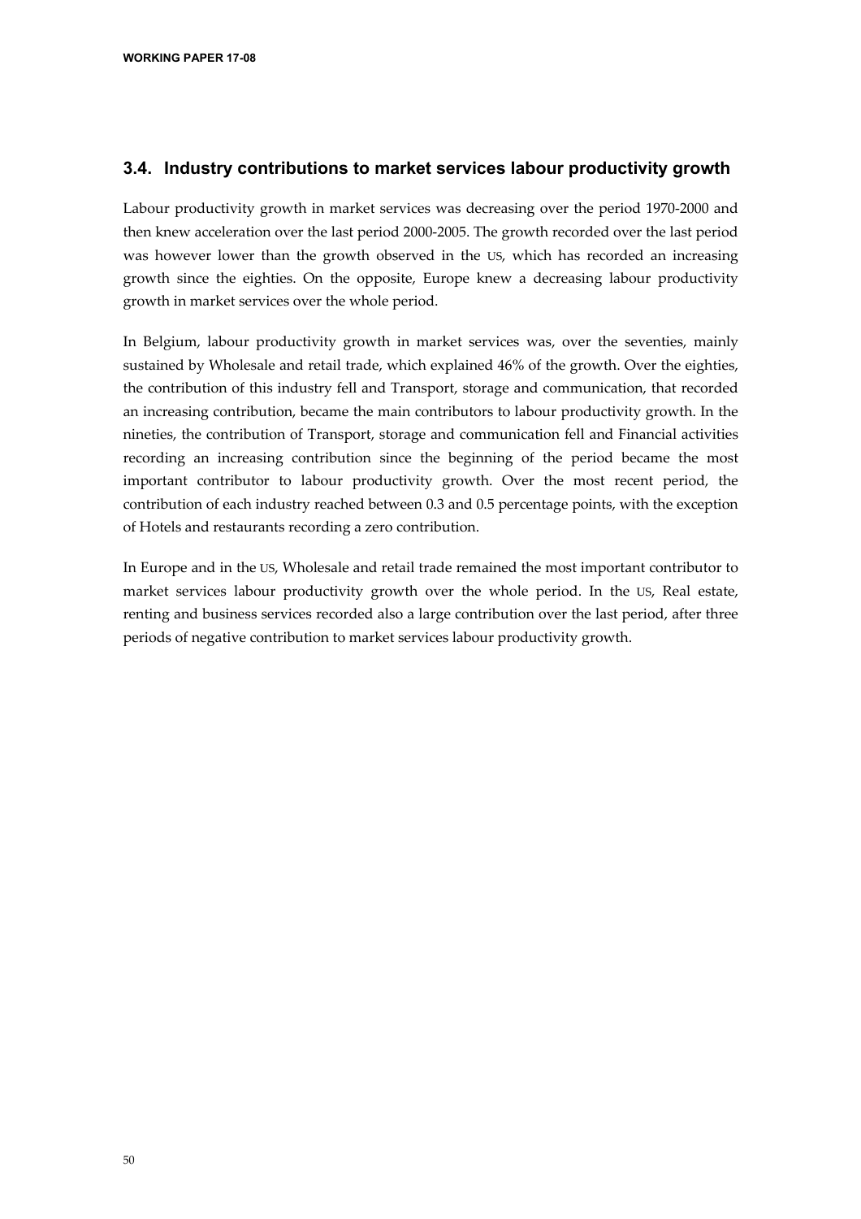## 3.4. Industry contributions to market services labour productivity growth

Labour productivity growth in market services was decreasing over the period 1970-2000 and then knew acceleration over the last period 2000-2005. The growth recorded over the last period was however lower than the growth observed in the US, which has recorded an increasing growth since the eighties. On the opposite, Europe knew a decreasing labour productivity growth in market services over the whole period.

In Belgium, labour productivity growth in market services was, over the seventies, mainly sustained by Wholesale and retail trade, which explained 46% of the growth. Over the eighties, the contribution of this industry fell and Transport, storage and communication, that recorded an increasing contribution, became the main contributors to labour productivity growth. In the nineties, the contribution of Transport, storage and communication fell and Financial activities recording an increasing contribution since the beginning of the period became the most important contributor to labour productivity growth. Over the most recent period, the contribution of each industry reached between 0.3 and 0.5 percentage points, with the exception of Hotels and restaurants recording a zero contribution.

In Europe and in the US, Wholesale and retail trade remained the most important contributor to market services labour productivity growth over the whole period. In the US, Real estate, renting and business services recorded also a large contribution over the last period, after three periods of negative contribution to market services labour productivity growth.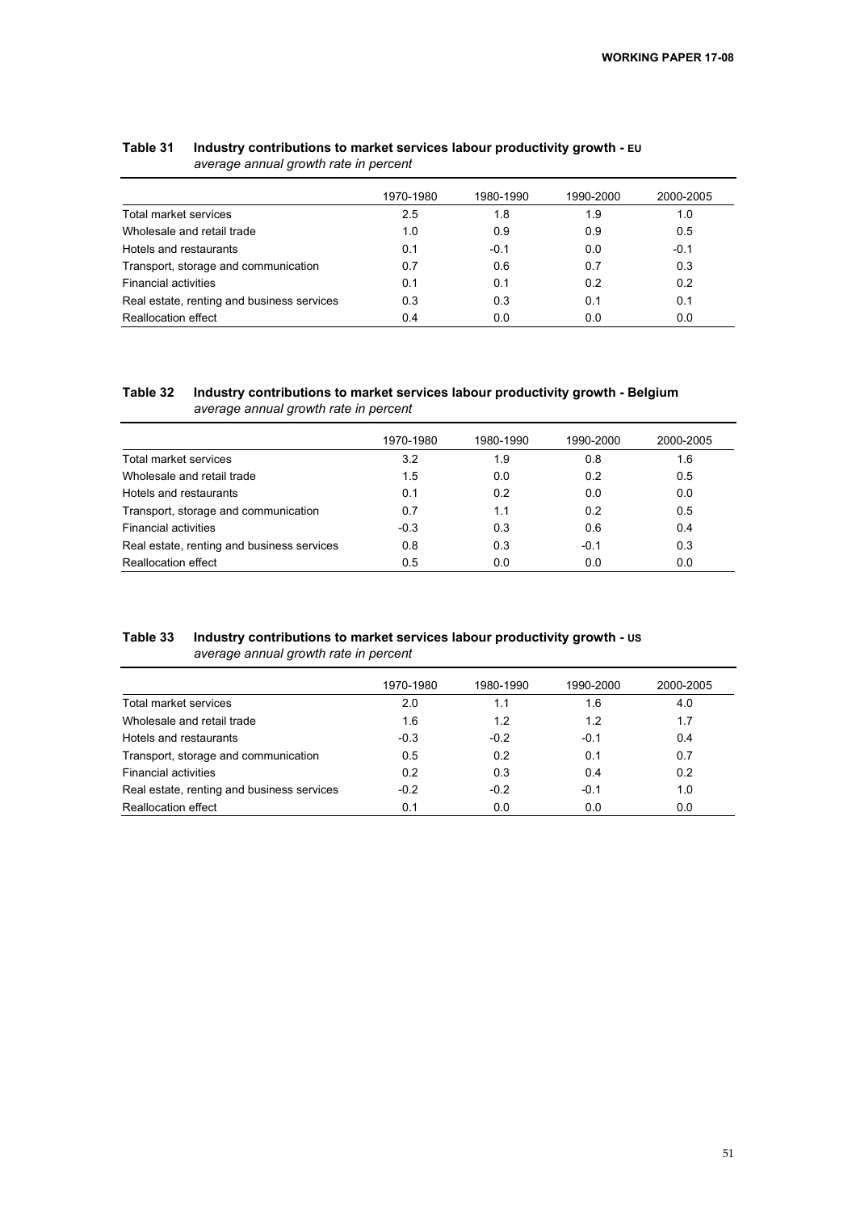**Table 31 Industry contributions to market services labour productivity growth - EU**
*average annual growth rate in percent*

| | 1970-1980 | 1980-1990 | 1990-2000 | 2000-2005 |
|---|---|---|---|---|
| Total market services | 2.5 | 1.8 | 1.9 | 1.0 |
| Wholesale and retail trade | 1.0 | 0.9 | 0.9 | 0.5 |
| Hotels and restaurants | 0.1 | -0.1 | 0.0 | -0.1 |
| Transport, storage and communication | 0.7 | 0.6 | 0.7 | 0.3 |
| Financial activities | 0.1 | 0.1 | 0.2 | 0.2 |
| Real estate, renting and business services | 0.3 | 0.3 | 0.1 | 0.1 |
| Reallocation effect | 0.4 | 0.0 | 0.0 | 0.0 |

**Table 32 Industry contributions to market services labour productivity growth - Belgium**
*average annual growth rate in percent*

| | 1970-1980 | 1980-1990 | 1990-2000 | 2000-2005 |
|---|---|---|---|---|
| Total market services | 3.2 | 1.9 | 0.8 | 1.6 |
| Wholesale and retail trade | 1.5 | 0.0 | 0.2 | 0.5 |
| Hotels and restaurants | 0.1 | 0.2 | 0.0 | 0.0 |
| Transport, storage and communication | 0.7 | 1.1 | 0.2 | 0.5 |
| Financial activities | -0.3 | 0.3 | 0.6 | 0.4 |
| Real estate, renting and business services | 0.8 | 0.3 | -0.1 | 0.3 |
| Reallocation effect | 0.5 | 0.0 | 0.0 | 0.0 |

**Table 33 Industry contributions to market services labour productivity growth - US**
*average annual growth rate in percent*

| | 1970-1980 | 1980-1990 | 1990-2000 | 2000-2005 |
|---|---|---|---|---|
| Total market services | 2.0 | 1.1 | 1.6 | 4.0 |
| Wholesale and retail trade | 1.6 | 1.2 | 1.2 | 1.7 |
| Hotels and restaurants | -0.3 | -0.2 | -0.1 | 0.4 |
| Transport, storage and communication | 0.5 | 0.2 | 0.1 | 0.7 |
| Financial activities | 0.2 | 0.3 | 0.4 | 0.2 |
| Real estate, renting and business services | -0.2 | -0.2 | -0.1 | 1.0 |
| Reallocation effect | 0.1 | 0.0 | 0.0 | 0.0 |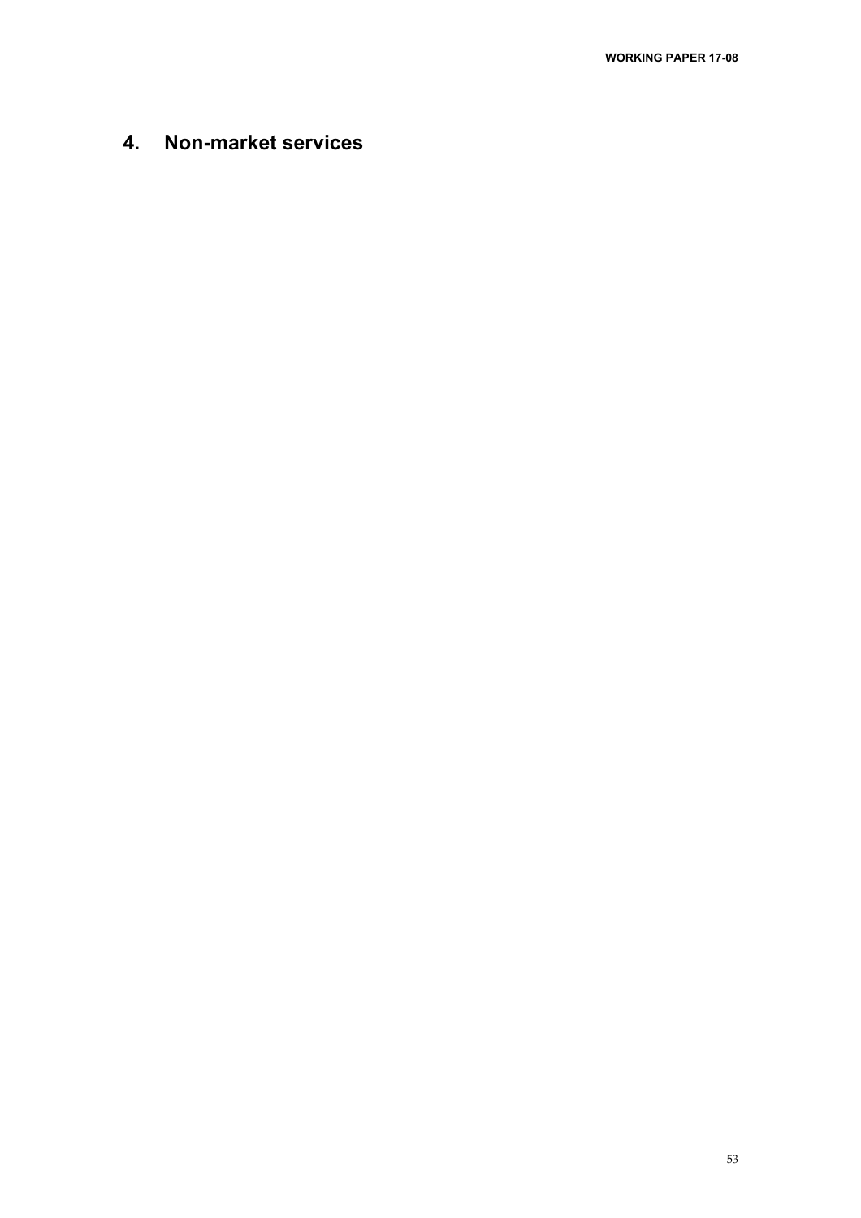# 4. Non-market services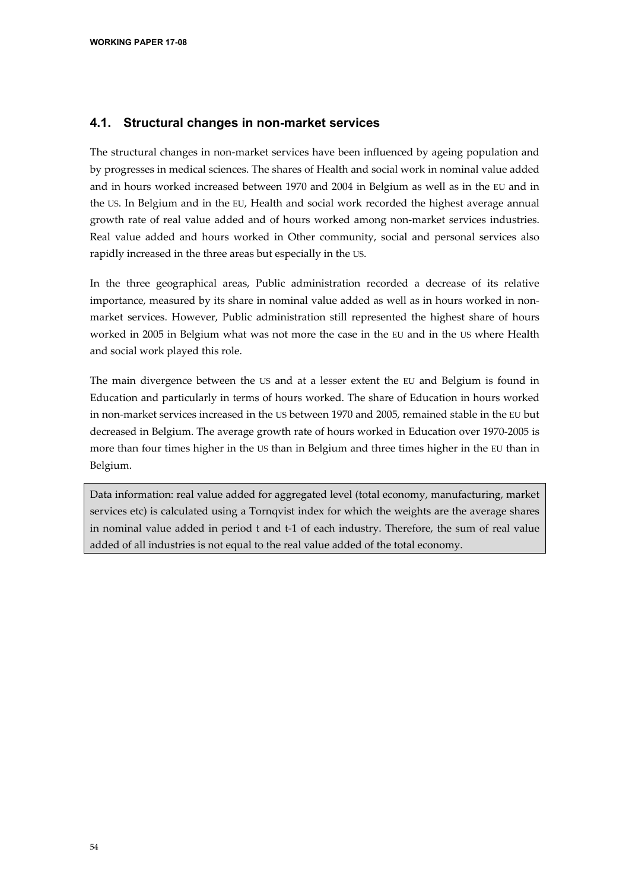## 4.1. Structural changes in non-market services

The structural changes in non-market services have been influenced by ageing population and by progresses in medical sciences. The shares of Health and social work in nominal value added and in hours worked increased between 1970 and 2004 in Belgium as well as in the EU and in the US. In Belgium and in the EU, Health and social work recorded the highest average annual growth rate of real value added and of hours worked among non-market services industries. Real value added and hours worked in Other community, social and personal services also rapidly increased in the three areas but especially in the US.

In the three geographical areas, Public administration recorded a decrease of its relative importance, measured by its share in nominal value added as well as in hours worked in non-market services. However, Public administration still represented the highest share of hours worked in 2005 in Belgium what was not more the case in the EU and in the US where Health and social work played this role.

The main divergence between the US and at a lesser extent the EU and Belgium is found in Education and particularly in terms of hours worked. The share of Education in hours worked in non-market services increased in the US between 1970 and 2005, remained stable in the EU but decreased in Belgium. The average growth rate of hours worked in Education over 1970-2005 is more than four times higher in the US than in Belgium and three times higher in the EU than in Belgium.

Data information: real value added for aggregated level (total economy, manufacturing, market services etc) is calculated using a Tornqvist index for which the weights are the average shares in nominal value added in period t and t-1 of each industry. Therefore, the sum of real value added of all industries is not equal to the real value added of the total economy.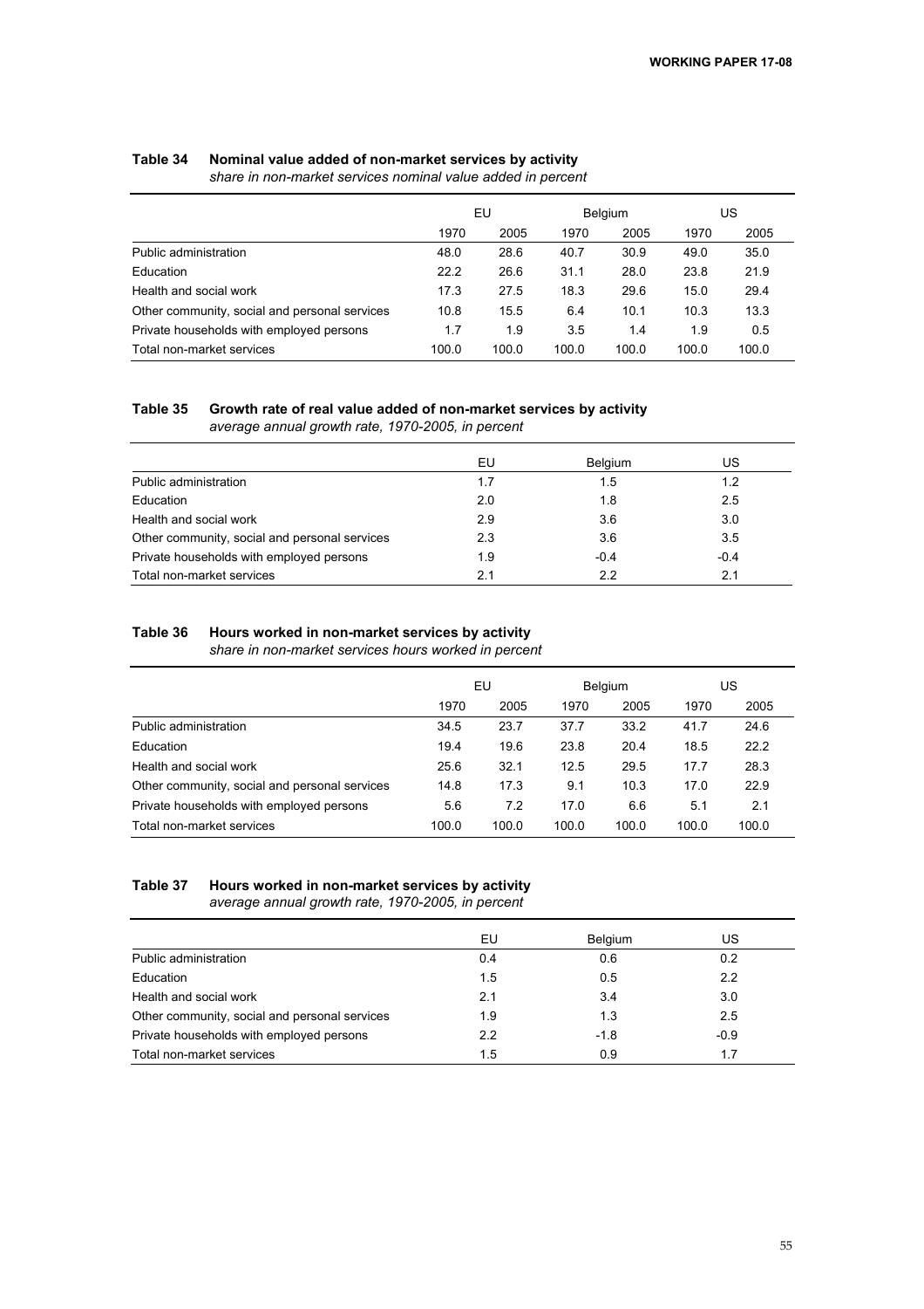**Table 34 Nominal value added of non-market services by activity**
*share in non-market services nominal value added in percent*

| | EU | | Belgium | | US | |
|---|---|---|---|---|---|---|
| | 1970 | 2005 | 1970 | 2005 | 1970 | 2005 |
| Public administration | 48.0 | 28.6 | 40.7 | 30.9 | 49.0 | 35.0 |
| Education | 22.2 | 26.6 | 31.1 | 28.0 | 23.8 | 21.9 |
| Health and social work | 17.3 | 27.5 | 18.3 | 29.6 | 15.0 | 29.4 |
| Other community, social and personal services | 10.8 | 15.5 | 6.4 | 10.1 | 10.3 | 13.3 |
| Private households with employed persons | 1.7 | 1.9 | 3.5 | 1.4 | 1.9 | 0.5 |
| Total non-market services | 100.0 | 100.0 | 100.0 | 100.0 | 100.0 | 100.0 |

**Table 35 Growth rate of real value added of non-market services by activity**
*average annual growth rate, 1970-2005, in percent*

| | EU | Belgium | US |
|---|---|---|---|
| Public administration | 1.7 | 1.5 | 1.2 |
| Education | 2.0 | 1.8 | 2.5 |
| Health and social work | 2.9 | 3.6 | 3.0 |
| Other community, social and personal services | 2.3 | 3.6 | 3.5 |
| Private households with employed persons | 1.9 | -0.4 | -0.4 |
| Total non-market services | 2.1 | 2.2 | 2.1 |

**Table 36 Hours worked in non-market services by activity**
*share in non-market services hours worked in percent*

| | EU | | Belgium | | US | |
|---|---|---|---|---|---|---|
| | 1970 | 2005 | 1970 | 2005 | 1970 | 2005 |
| Public administration | 34.5 | 23.7 | 37.7 | 33.2 | 41.7 | 24.6 |
| Education | 19.4 | 19.6 | 23.8 | 20.4 | 18.5 | 22.2 |
| Health and social work | 25.6 | 32.1 | 12.5 | 29.5 | 17.7 | 28.3 |
| Other community, social and personal services | 14.8 | 17.3 | 9.1 | 10.3 | 17.0 | 22.9 |
| Private households with employed persons | 5.6 | 7.2 | 17.0 | 6.6 | 5.1 | 2.1 |
| Total non-market services | 100.0 | 100.0 | 100.0 | 100.0 | 100.0 | 100.0 |

**Table 37 Hours worked in non-market services by activity**
*average annual growth rate, 1970-2005, in percent*

| | EU | Belgium | US |
|---|---|---|---|
| Public administration | 0.4 | 0.6 | 0.2 |
| Education | 1.5 | 0.5 | 2.2 |
| Health and social work | 2.1 | 3.4 | 3.0 |
| Other community, social and personal services | 1.9 | 1.3 | 2.5 |
| Private households with employed persons | 2.2 | -1.8 | -0.9 |
| Total non-market services | 1.5 | 0.9 | 1.7 |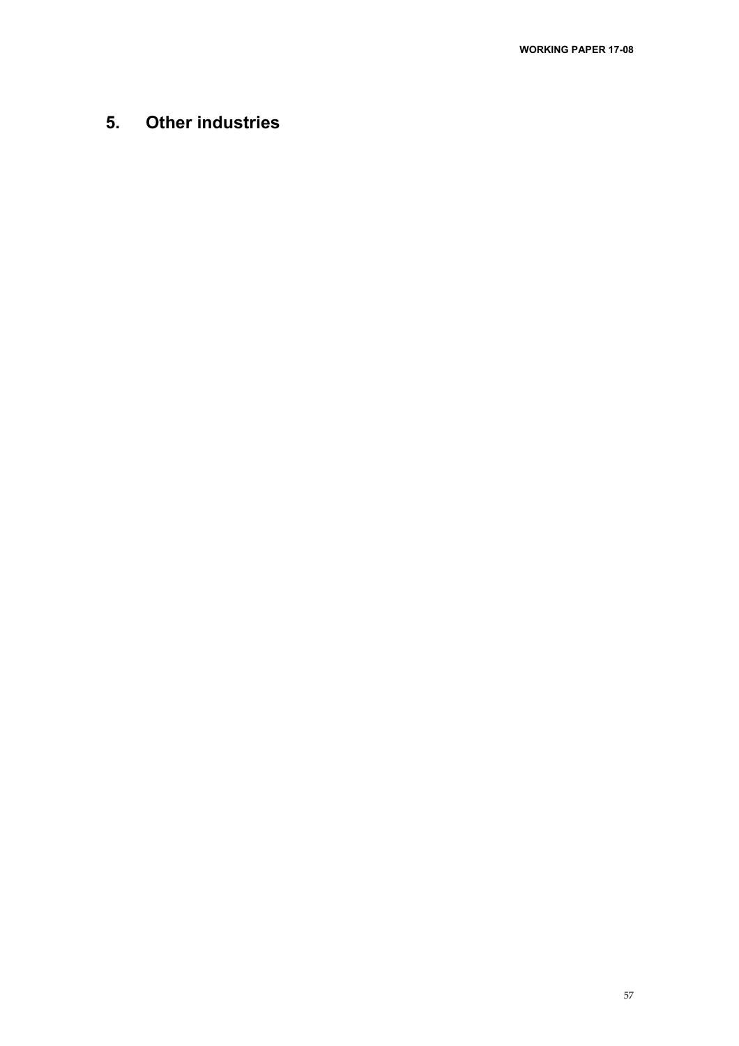# 5. Other industries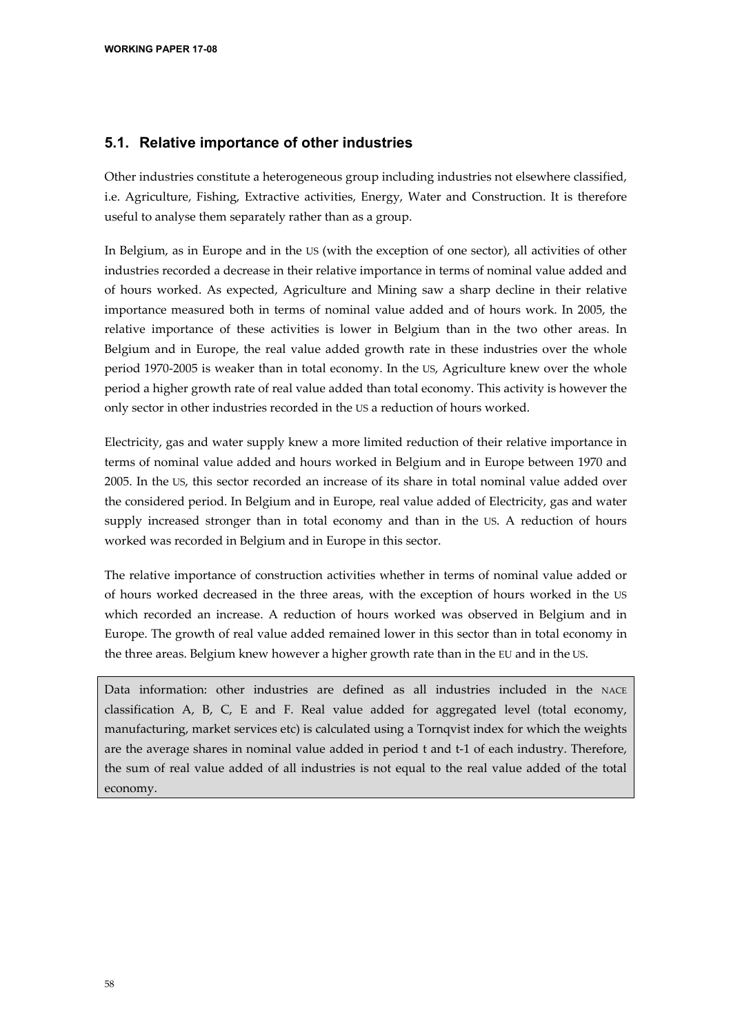## 5.1. Relative importance of other industries

Other industries constitute a heterogeneous group including industries not elsewhere classified, i.e. Agriculture, Fishing, Extractive activities, Energy, Water and Construction. It is therefore useful to analyse them separately rather than as a group.

In Belgium, as in Europe and in the US (with the exception of one sector), all activities of other industries recorded a decrease in their relative importance in terms of nominal value added and of hours worked. As expected, Agriculture and Mining saw a sharp decline in their relative importance measured both in terms of nominal value added and of hours work. In 2005, the relative importance of these activities is lower in Belgium than in the two other areas. In Belgium and in Europe, the real value added growth rate in these industries over the whole period 1970-2005 is weaker than in total economy. In the US, Agriculture knew over the whole period a higher growth rate of real value added than total economy. This activity is however the only sector in other industries recorded in the US a reduction of hours worked.

Electricity, gas and water supply knew a more limited reduction of their relative importance in terms of nominal value added and hours worked in Belgium and in Europe between 1970 and 2005. In the US, this sector recorded an increase of its share in total nominal value added over the considered period. In Belgium and in Europe, real value added of Electricity, gas and water supply increased stronger than in total economy and than in the US. A reduction of hours worked was recorded in Belgium and in Europe in this sector.

The relative importance of construction activities whether in terms of nominal value added or of hours worked decreased in the three areas, with the exception of hours worked in the US which recorded an increase. A reduction of hours worked was observed in Belgium and in Europe. The growth of real value added remained lower in this sector than in total economy in the three areas. Belgium knew however a higher growth rate than in the EU and in the US.

Data information: other industries are defined as all industries included in the NACE classification A, B, C, E and F. Real value added for aggregated level (total economy, manufacturing, market services etc) is calculated using a Tornqvist index for which the weights are the average shares in nominal value added in period t and t-1 of each industry. Therefore, the sum of real value added of all industries is not equal to the real value added of the total economy.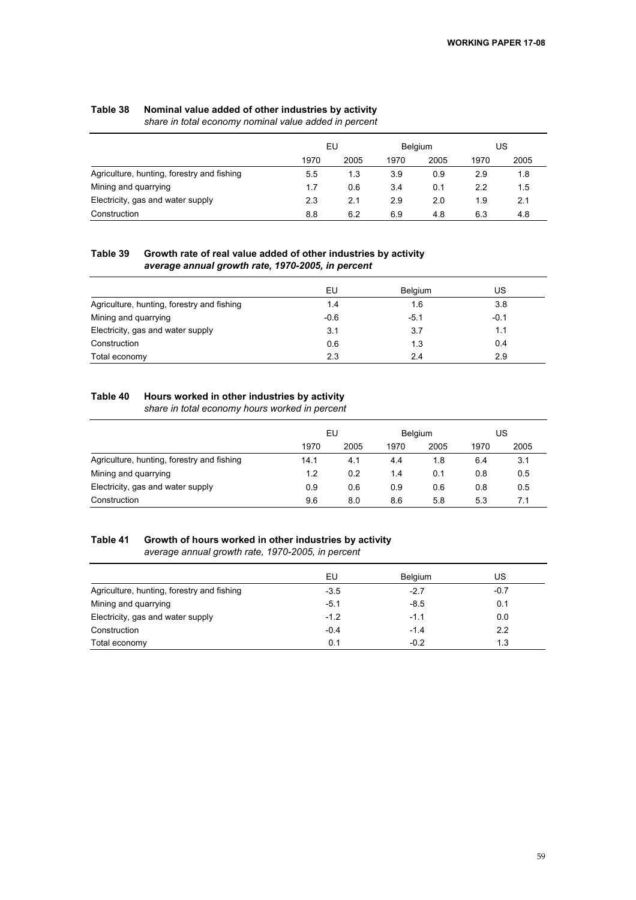**Table 38 Nominal value added of other industries by activity**
*share in total economy nominal value added in percent*

| | EU | | Belgium | | US | |
|---|---|---|---|---|---|---|
| | 1970 | 2005 | 1970 | 2005 | 1970 | 2005 |
| Agriculture, hunting, forestry and fishing | 5.5 | 1.3 | 3.9 | 0.9 | 2.9 | 1.8 |
| Mining and quarrying | 1.7 | 0.6 | 3.4 | 0.1 | 2.2 | 1.5 |
| Electricity, gas and water supply | 2.3 | 2.1 | 2.9 | 2.0 | 1.9 | 2.1 |
| Construction | 8.8 | 6.2 | 6.9 | 4.8 | 6.3 | 4.8 |

**Table 39 Growth rate of real value added of other industries by activity**
***average annual growth rate, 1970-2005, in percent***

| | EU | Belgium | US |
|---|---|---|---|
| Agriculture, hunting, forestry and fishing | 1.4 | 1.6 | 3.8 |
| Mining and quarrying | -0.6 | -5.1 | -0.1 |
| Electricity, gas and water supply | 3.1 | 3.7 | 1.1 |
| Construction | 0.6 | 1.3 | 0.4 |
| Total economy | 2.3 | 2.4 | 2.9 |

**Table 40 Hours worked in other industries by activity**
*share in total economy hours worked in percent*

| | EU | | Belgium | | US | |
|---|---|---|---|---|---|---|
| | 1970 | 2005 | 1970 | 2005 | 1970 | 2005 |
| Agriculture, hunting, forestry and fishing | 14.1 | 4.1 | 4.4 | 1.8 | 6.4 | 3.1 |
| Mining and quarrying | 1.2 | 0.2 | 1.4 | 0.1 | 0.8 | 0.5 |
| Electricity, gas and water supply | 0.9 | 0.6 | 0.9 | 0.6 | 0.8 | 0.5 |
| Construction | 9.6 | 8.0 | 8.6 | 5.8 | 5.3 | 7.1 |

**Table 41 Growth of hours worked in other industries by activity**
*average annual growth rate, 1970-2005, in percent*

| | EU | Belgium | US |
|---|---|---|---|
| Agriculture, hunting, forestry and fishing | -3.5 | -2.7 | -0.7 |
| Mining and quarrying | -5.1 | -8.5 | 0.1 |
| Electricity, gas and water supply | -1.2 | -1.1 | 0.0 |
| Construction | -0.4 | -1.4 | 2.2 |
| Total economy | 0.1 | -0.2 | 1.3 |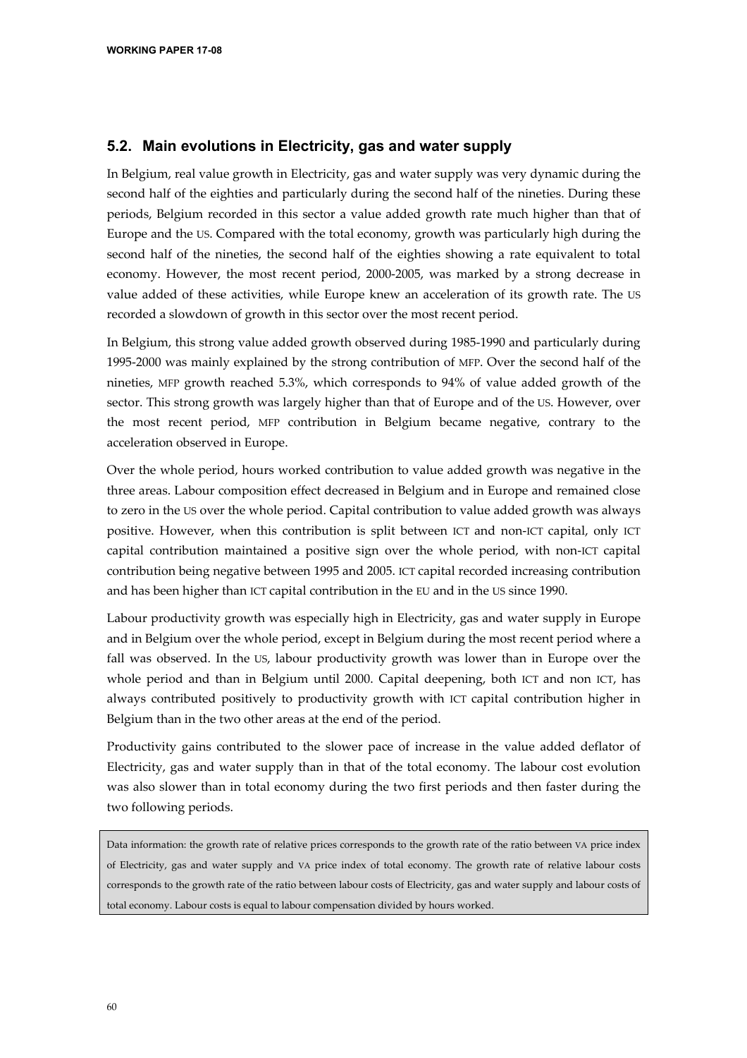## 5.2. Main evolutions in Electricity, gas and water supply

In Belgium, real value growth in Electricity, gas and water supply was very dynamic during the second half of the eighties and particularly during the second half of the nineties. During these periods, Belgium recorded in this sector a value added growth rate much higher than that of Europe and the US. Compared with the total economy, growth was particularly high during the second half of the nineties, the second half of the eighties showing a rate equivalent to total economy. However, the most recent period, 2000-2005, was marked by a strong decrease in value added of these activities, while Europe knew an acceleration of its growth rate. The US recorded a slowdown of growth in this sector over the most recent period.

In Belgium, this strong value added growth observed during 1985-1990 and particularly during 1995-2000 was mainly explained by the strong contribution of MFP. Over the second half of the nineties, MFP growth reached 5.3%, which corresponds to 94% of value added growth of the sector. This strong growth was largely higher than that of Europe and of the US. However, over the most recent period, MFP contribution in Belgium became negative, contrary to the acceleration observed in Europe.

Over the whole period, hours worked contribution to value added growth was negative in the three areas. Labour composition effect decreased in Belgium and in Europe and remained close to zero in the US over the whole period. Capital contribution to value added growth was always positive. However, when this contribution is split between ICT and non-ICT capital, only ICT capital contribution maintained a positive sign over the whole period, with non-ICT capital contribution being negative between 1995 and 2005. ICT capital recorded increasing contribution and has been higher than ICT capital contribution in the EU and in the US since 1990.

Labour productivity growth was especially high in Electricity, gas and water supply in Europe and in Belgium over the whole period, except in Belgium during the most recent period where a fall was observed. In the US, labour productivity growth was lower than in Europe over the whole period and than in Belgium until 2000. Capital deepening, both ICT and non ICT, has always contributed positively to productivity growth with ICT capital contribution higher in Belgium than in the two other areas at the end of the period.

Productivity gains contributed to the slower pace of increase in the value added deflator of Electricity, gas and water supply than in that of the total economy. The labour cost evolution was also slower than in total economy during the two first periods and then faster during the two following periods.

Data information: the growth rate of relative prices corresponds to the growth rate of the ratio between VA price index of Electricity, gas and water supply and VA price index of total economy. The growth rate of relative labour costs corresponds to the growth rate of the ratio between labour costs of Electricity, gas and water supply and labour costs of total economy. Labour costs is equal to labour compensation divided by hours worked.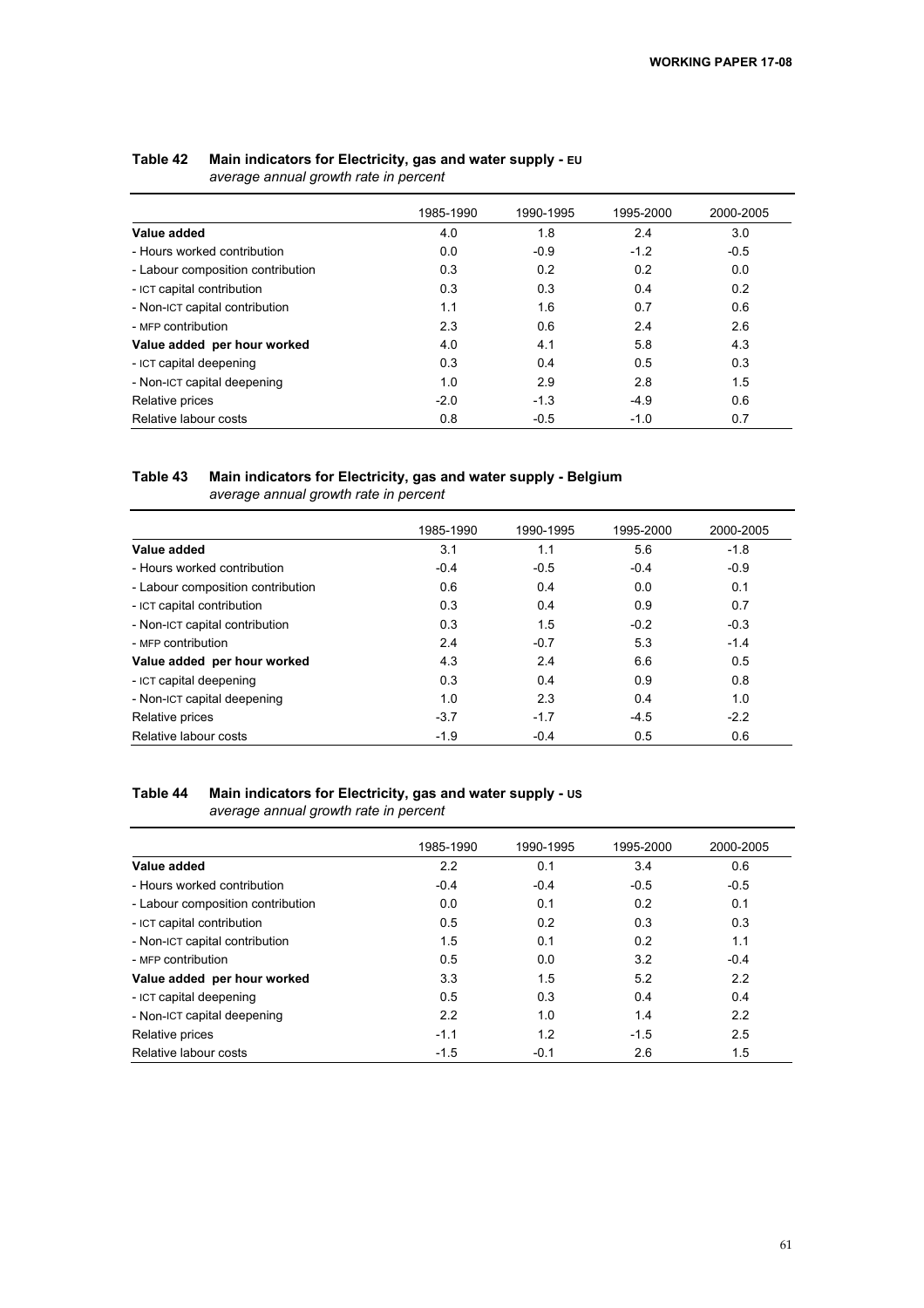**Table 42 Main indicators for Electricity, gas and water supply - EU**
*average annual growth rate in percent*

| | 1985-1990 | 1990-1995 | 1995-2000 | 2000-2005 |
|---|---|---|---|---|
| **Value added** | 4.0 | 1.8 | 2.4 | 3.0 |
| - Hours worked contribution | 0.0 | -0.9 | -1.2 | -0.5 |
| - Labour composition contribution | 0.3 | 0.2 | 0.2 | 0.0 |
| - ICT capital contribution | 0.3 | 0.3 | 0.4 | 0.2 |
| - Non-ICT capital contribution | 1.1 | 1.6 | 0.7 | 0.6 |
| - MFP contribution | 2.3 | 0.6 | 2.4 | 2.6 |
| **Value added per hour worked** | 4.0 | 4.1 | 5.8 | 4.3 |
| - ICT capital deepening | 0.3 | 0.4 | 0.5 | 0.3 |
| - Non-ICT capital deepening | 1.0 | 2.9 | 2.8 | 1.5 |
| Relative prices | -2.0 | -1.3 | -4.9 | 0.6 |
| Relative labour costs | 0.8 | -0.5 | -1.0 | 0.7 |

**Table 43 Main indicators for Electricity, gas and water supply - Belgium**
*average annual growth rate in percent*

| | 1985-1990 | 1990-1995 | 1995-2000 | 2000-2005 |
|---|---|---|---|---|
| **Value added** | 3.1 | 1.1 | 5.6 | -1.8 |
| - Hours worked contribution | -0.4 | -0.5 | -0.4 | -0.9 |
| - Labour composition contribution | 0.6 | 0.4 | 0.0 | 0.1 |
| - ICT capital contribution | 0.3 | 0.4 | 0.9 | 0.7 |
| - Non-ICT capital contribution | 0.3 | 1.5 | -0.2 | -0.3 |
| - MFP contribution | 2.4 | -0.7 | 5.3 | -1.4 |
| **Value added per hour worked** | 4.3 | 2.4 | 6.6 | 0.5 |
| - ICT capital deepening | 0.3 | 0.4 | 0.9 | 0.8 |
| - Non-ICT capital deepening | 1.0 | 2.3 | 0.4 | 1.0 |
| Relative prices | -3.7 | -1.7 | -4.5 | -2.2 |
| Relative labour costs | -1.9 | -0.4 | 0.5 | 0.6 |

**Table 44 Main indicators for Electricity, gas and water supply - US**
*average annual growth rate in percent*

| | 1985-1990 | 1990-1995 | 1995-2000 | 2000-2005 |
|---|---|---|---|---|
| **Value added** | 2.2 | 0.1 | 3.4 | 0.6 |
| - Hours worked contribution | -0.4 | -0.4 | -0.5 | -0.5 |
| - Labour composition contribution | 0.0 | 0.1 | 0.2 | 0.1 |
| - ICT capital contribution | 0.5 | 0.2 | 0.3 | 0.3 |
| - Non-ICT capital contribution | 1.5 | 0.1 | 0.2 | 1.1 |
| - MFP contribution | 0.5 | 0.0 | 3.2 | -0.4 |
| **Value added per hour worked** | 3.3 | 1.5 | 5.2 | 2.2 |
| - ICT capital deepening | 0.5 | 0.3 | 0.4 | 0.4 |
| - Non-ICT capital deepening | 2.2 | 1.0 | 1.4 | 2.2 |
| Relative prices | -1.1 | 1.2 | -1.5 | 2.5 |
| Relative labour costs | -1.5 | -0.1 | 2.6 | 1.5 |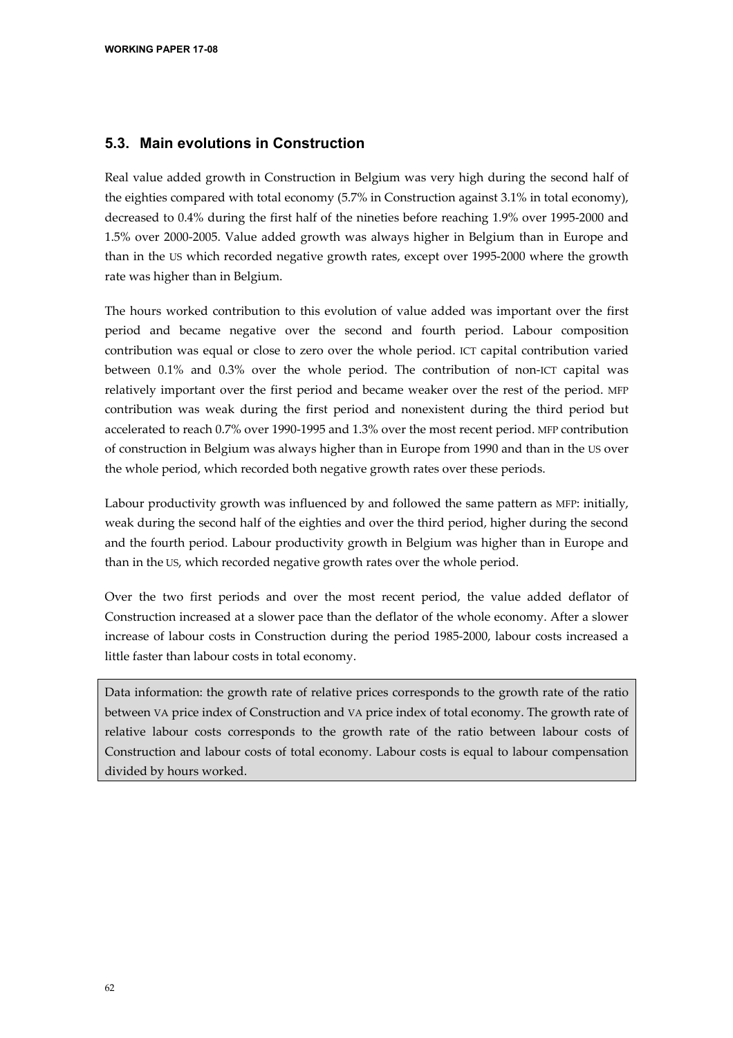## 5.3. Main evolutions in Construction

Real value added growth in Construction in Belgium was very high during the second half of the eighties compared with total economy (5.7% in Construction against 3.1% in total economy), decreased to 0.4% during the first half of the nineties before reaching 1.9% over 1995-2000 and 1.5% over 2000-2005. Value added growth was always higher in Belgium than in Europe and than in the US which recorded negative growth rates, except over 1995-2000 where the growth rate was higher than in Belgium.

The hours worked contribution to this evolution of value added was important over the first period and became negative over the second and fourth period. Labour composition contribution was equal or close to zero over the whole period. ICT capital contribution varied between 0.1% and 0.3% over the whole period. The contribution of non-ICT capital was relatively important over the first period and became weaker over the rest of the period. MFP contribution was weak during the first period and nonexistent during the third period but accelerated to reach 0.7% over 1990-1995 and 1.3% over the most recent period. MFP contribution of construction in Belgium was always higher than in Europe from 1990 and than in the US over the whole period, which recorded both negative growth rates over these periods.

Labour productivity growth was influenced by and followed the same pattern as MFP: initially, weak during the second half of the eighties and over the third period, higher during the second and the fourth period. Labour productivity growth in Belgium was higher than in Europe and than in the US, which recorded negative growth rates over the whole period.

Over the two first periods and over the most recent period, the value added deflator of Construction increased at a slower pace than the deflator of the whole economy. After a slower increase of labour costs in Construction during the period 1985-2000, labour costs increased a little faster than labour costs in total economy.

Data information: the growth rate of relative prices corresponds to the growth rate of the ratio between VA price index of Construction and VA price index of total economy. The growth rate of relative labour costs corresponds to the growth rate of the ratio between labour costs of Construction and labour costs of total economy. Labour costs is equal to labour compensation divided by hours worked.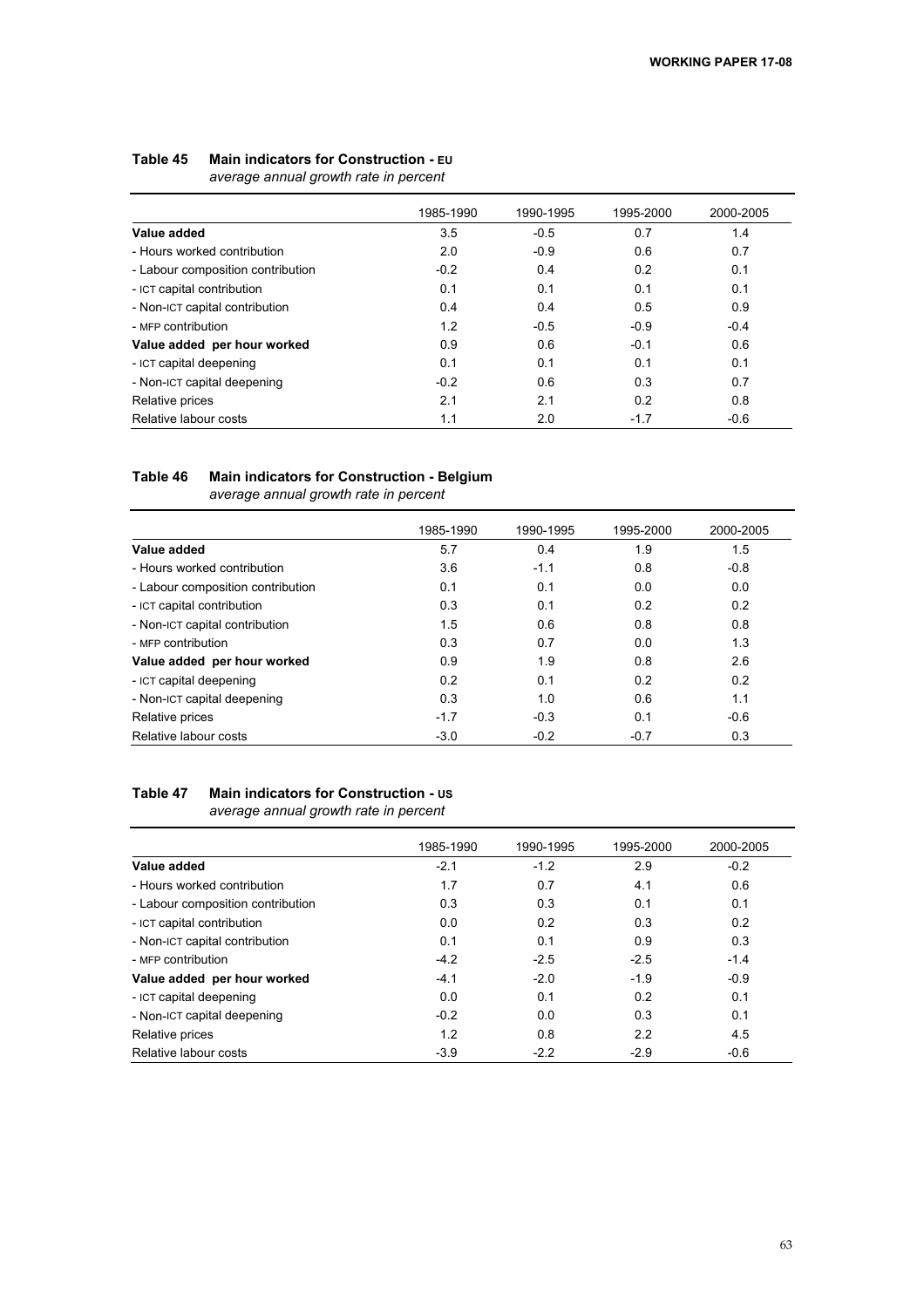**Table 45 Main indicators for Construction - EU**
*average annual growth rate in percent*

| | 1985-1990 | 1990-1995 | 1995-2000 | 2000-2005 |
|---|---|---|---|---|
| **Value added** | 3.5 | -0.5 | 0.7 | 1.4 |
| - Hours worked contribution | 2.0 | -0.9 | 0.6 | 0.7 |
| - Labour composition contribution | -0.2 | 0.4 | 0.2 | 0.1 |
| - ICT capital contribution | 0.1 | 0.1 | 0.1 | 0.1 |
| - Non-ICT capital contribution | 0.4 | 0.4 | 0.5 | 0.9 |
| - MFP contribution | 1.2 | -0.5 | -0.9 | -0.4 |
| **Value added per hour worked** | 0.9 | 0.6 | -0.1 | 0.6 |
| - ICT capital deepening | 0.1 | 0.1 | 0.1 | 0.1 |
| - Non-ICT capital deepening | -0.2 | 0.6 | 0.3 | 0.7 |
| Relative prices | 2.1 | 2.1 | 0.2 | 0.8 |
| Relative labour costs | 1.1 | 2.0 | -1.7 | -0.6 |

**Table 46 Main indicators for Construction - Belgium**
*average annual growth rate in percent*

| | 1985-1990 | 1990-1995 | 1995-2000 | 2000-2005 |
|---|---|---|---|---|
| **Value added** | 5.7 | 0.4 | 1.9 | 1.5 |
| - Hours worked contribution | 3.6 | -1.1 | 0.8 | -0.8 |
| - Labour composition contribution | 0.1 | 0.1 | 0.0 | 0.0 |
| - ICT capital contribution | 0.3 | 0.1 | 0.2 | 0.2 |
| - Non-ICT capital contribution | 1.5 | 0.6 | 0.8 | 0.8 |
| - MFP contribution | 0.3 | 0.7 | 0.0 | 1.3 |
| **Value added per hour worked** | 0.9 | 1.9 | 0.8 | 2.6 |
| - ICT capital deepening | 0.2 | 0.1 | 0.2 | 0.2 |
| - Non-ICT capital deepening | 0.3 | 1.0 | 0.6 | 1.1 |
| Relative prices | -1.7 | -0.3 | 0.1 | -0.6 |
| Relative labour costs | -3.0 | -0.2 | -0.7 | 0.3 |

**Table 47 Main indicators for Construction - US**
*average annual growth rate in percent*

| | 1985-1990 | 1990-1995 | 1995-2000 | 2000-2005 |
|---|---|---|---|---|
| **Value added** | -2.1 | -1.2 | 2.9 | -0.2 |
| - Hours worked contribution | 1.7 | 0.7 | 4.1 | 0.6 |
| - Labour composition contribution | 0.3 | 0.3 | 0.1 | 0.1 |
| - ICT capital contribution | 0.0 | 0.2 | 0.3 | 0.2 |
| - Non-ICT capital contribution | 0.1 | 0.1 | 0.9 | 0.3 |
| - MFP contribution | -4.2 | -2.5 | -2.5 | -1.4 |
| **Value added per hour worked** | -4.1 | -2.0 | -1.9 | -0.9 |
| - ICT capital deepening | 0.0 | 0.1 | 0.2 | 0.1 |
| - Non-ICT capital deepening | -0.2 | 0.0 | 0.3 | 0.1 |
| Relative prices | 1.2 | 0.8 | 2.2 | 4.5 |
| Relative labour costs | -3.9 | -2.2 | -2.9 | -0.6 |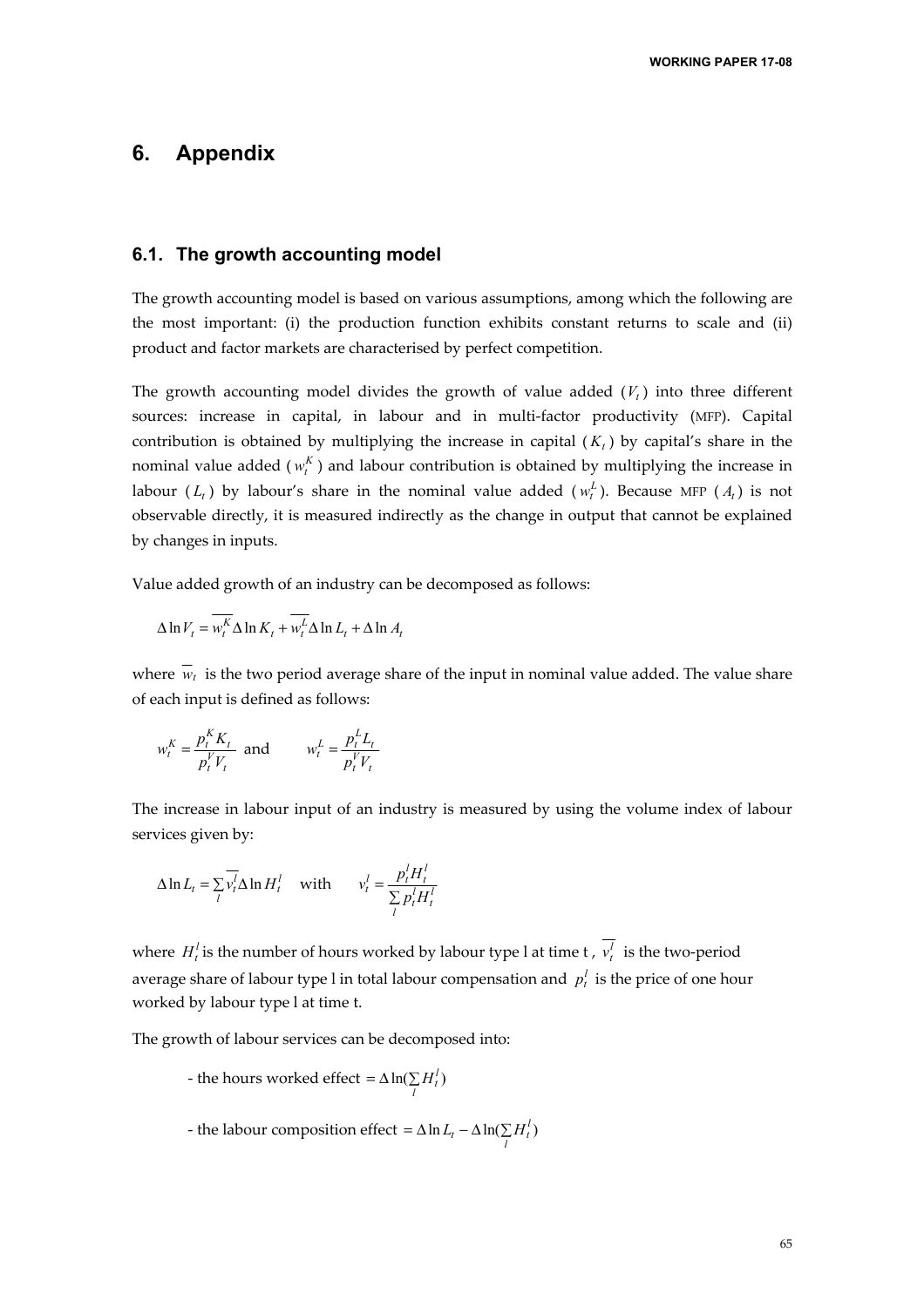# 6. Appendix

## 6.1. The growth accounting model

The growth accounting model is based on various assumptions, among which the following are the most important: (i) the production function exhibits constant returns to scale and (ii) product and factor markets are characterised by perfect competition.

The growth accounting model divides the growth of value added ($V_t$) into three different sources: increase in capital, in labour and in multi-factor productivity (MFP). Capital contribution is obtained by multiplying the increase in capital ($K_t$) by capital's share in the nominal value added ($w_t^K$) and labour contribution is obtained by multiplying the increase in labour ($L_t$) by labour's share in the nominal value added ($w_t^L$). Because MFP ($A_t$) is not observable directly, it is measured indirectly as the change in output that cannot be explained by changes in inputs.

Value added growth of an industry can be decomposed as follows:

$$\Delta \ln V_t = \overline{w_t^K} \Delta \ln K_t + \overline{w_t^L} \Delta \ln L_t + \Delta \ln A_t$$

where $\overline{w_t}$ is the two period average share of the input in nominal value added. The value share of each input is defined as follows:

$$w_t^K = \frac{p_t^K K_t}{p_t^V V_t} \quad \text{and} \qquad w_t^L = \frac{p_t^L L_t}{p_t^V V_t}$$

The increase in labour input of an industry is measured by using the volume index of labour services given by:

$$\Delta \ln L_t = \sum_l \overline{v_t^l} \Delta \ln H_t^l \quad \text{with} \qquad v_t^l = \frac{p_t^l H_t^l}{\sum_l p_t^l H_t^l}$$

where $H_t^l$ is the number of hours worked by labour type l at time t, $\overline{v_t^l}$ is the two-period average share of labour type l in total labour compensation and $p_t^l$ is the price of one hour worked by labour type l at time t.

The growth of labour services can be decomposed into:

- the hours worked effect $= \Delta \ln(\sum_l H_t^l)$

- the labour composition effect $= \Delta \ln L_t - \Delta \ln(\sum_l H_t^l)$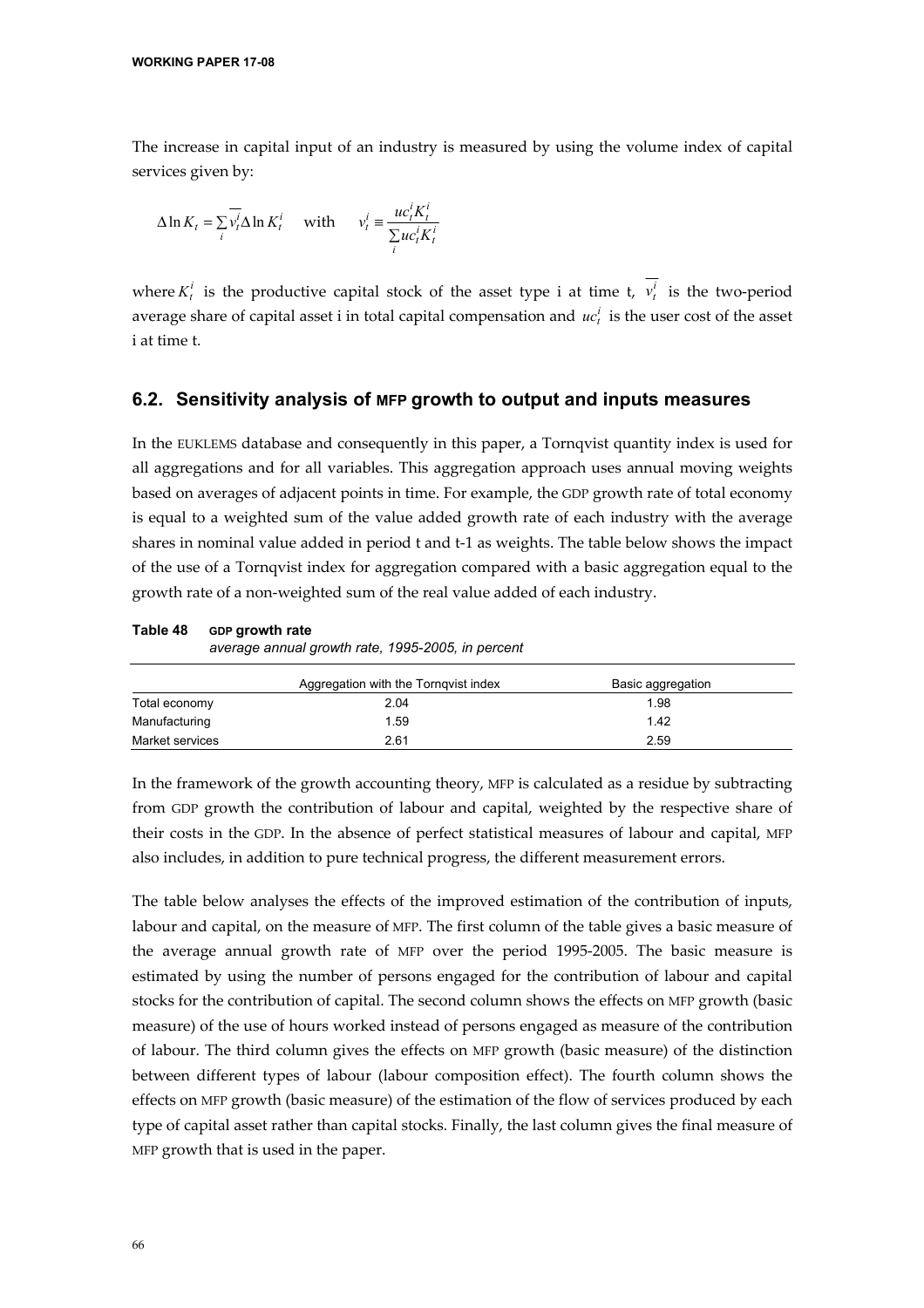The increase in capital input of an industry is measured by using the volume index of capital services given by:

$$\Delta \ln K_t = \sum_i \overline{v_t^i} \Delta \ln K_t^i \quad \text{with} \quad v_t^i \equiv \frac{uc_t^i K_t^i}{\sum_i uc_t^i K_t^i}$$

where $K_t^i$ is the productive capital stock of the asset type i at time t, $\overline{v_t^i}$ is the two-period average share of capital asset i in total capital compensation and $uc_t^i$ is the user cost of the asset i at time t.

## 6.2. Sensitivity analysis of MFP growth to output and inputs measures

In the EUKLEMS database and consequently in this paper, a Tornqvist quantity index is used for all aggregations and for all variables. This aggregation approach uses annual moving weights based on averages of adjacent points in time. For example, the GDP growth rate of total economy is equal to a weighted sum of the value added growth rate of each industry with the average shares in nominal value added in period t and t-1 as weights. The table below shows the impact of the use of a Tornqvist index for aggregation compared with a basic aggregation equal to the growth rate of a non-weighted sum of the real value added of each industry.

**Table 48 GDP growth rate**
*average annual growth rate, 1995-2005, in percent*

| | Aggregation with the Tornqvist index | Basic aggregation |
|---|---|---|
| Total economy | 2.04 | 1.98 |
| Manufacturing | 1.59 | 1.42 |
| Market services | 2.61 | 2.59 |

In the framework of the growth accounting theory, MFP is calculated as a residue by subtracting from GDP growth the contribution of labour and capital, weighted by the respective share of their costs in the GDP. In the absence of perfect statistical measures of labour and capital, MFP also includes, in addition to pure technical progress, the different measurement errors.

The table below analyses the effects of the improved estimation of the contribution of inputs, labour and capital, on the measure of MFP. The first column of the table gives a basic measure of the average annual growth rate of MFP over the period 1995-2005. The basic measure is estimated by using the number of persons engaged for the contribution of labour and capital stocks for the contribution of capital. The second column shows the effects on MFP growth (basic measure) of the use of hours worked instead of persons engaged as measure of the contribution of labour. The third column gives the effects on MFP growth (basic measure) of the distinction between different types of labour (labour composition effect). The fourth column shows the effects on MFP growth (basic measure) of the estimation of the flow of services produced by each type of capital asset rather than capital stocks. Finally, the last column gives the final measure of MFP growth that is used in the paper.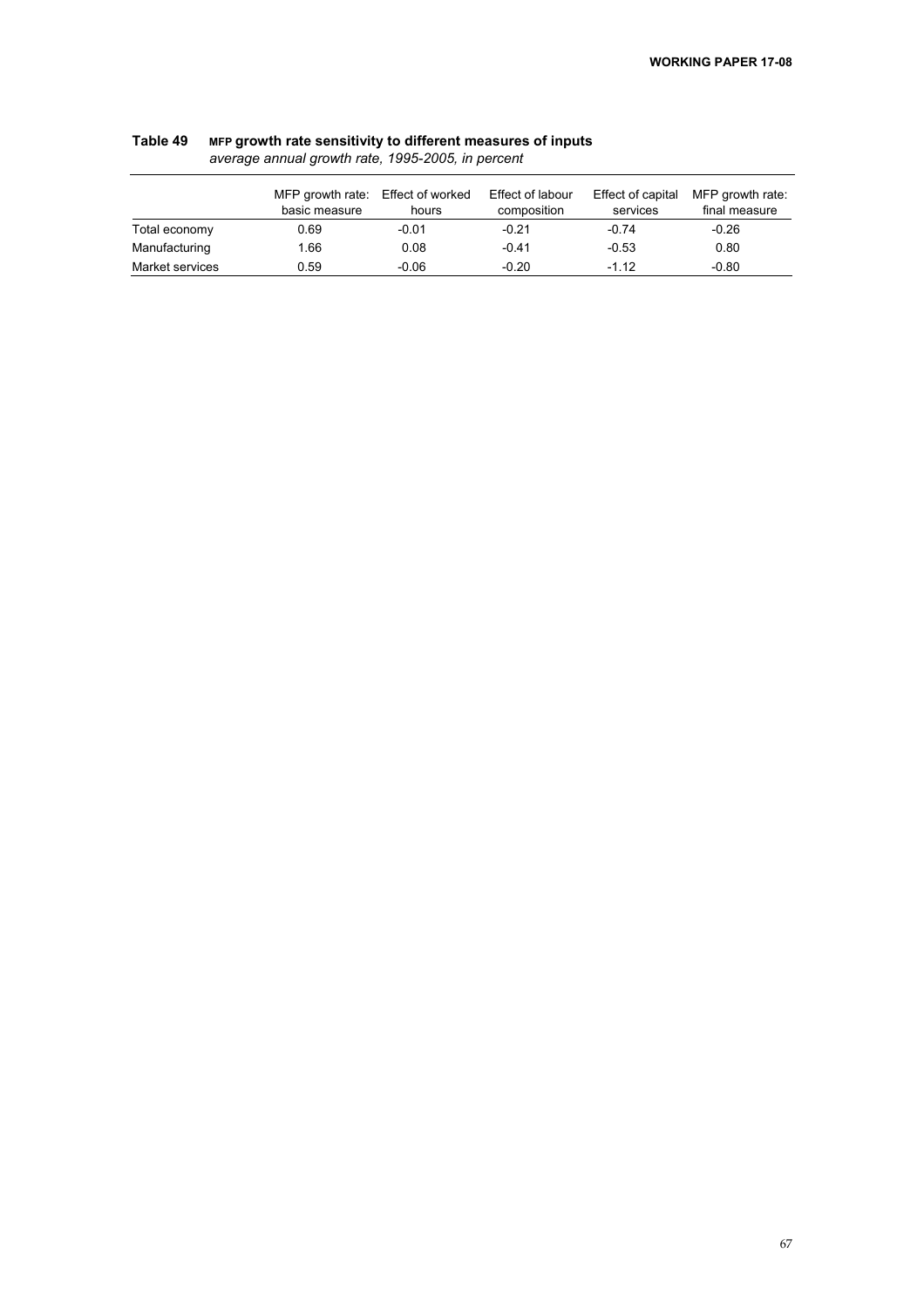**Table 49 MFP growth rate sensitivity to different measures of inputs**
*average annual growth rate, 1995-2005, in percent*

| | MFP growth rate: basic measure | Effect of worked hours | Effect of labour composition | Effect of capital services | MFP growth rate: final measure |
|---|---|---|---|---|---|
| Total economy | 0.69 | -0.01 | -0.21 | -0.74 | -0.26 |
| Manufacturing | 1.66 | 0.08 | -0.41 | -0.53 | 0.80 |
| Market services | 0.59 | -0.06 | -0.20 | -1.12 | -0.80 |